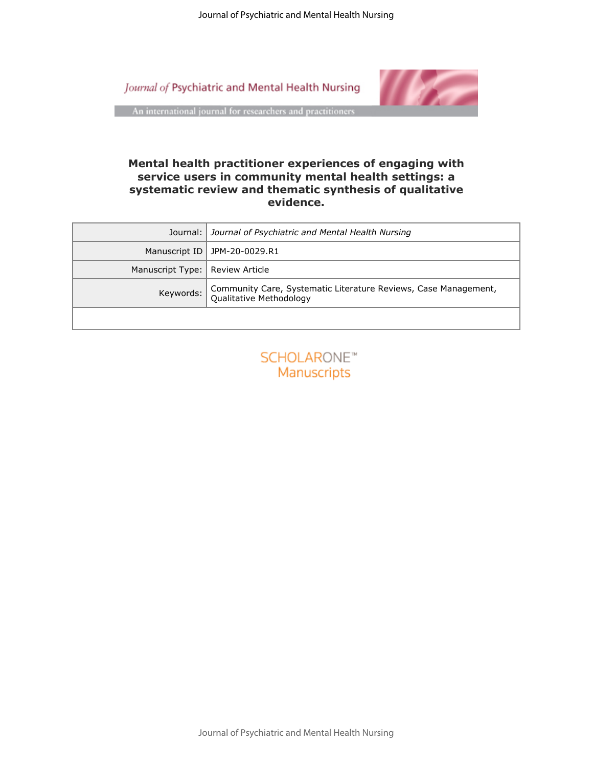# Mental health practitioner experiences of engaging with service users in community mental health settings: a systematic review and thematic synthesis of qualitative evidence.

| | |
|---|---|
| Journal: | *Journal of Psychiatric and Mental Health Nursing* |
| Manuscript ID | JPM-20-0029.R1 |
| Manuscript Type: | Review Article |
| Keywords: | Community Care, Systematic Literature Reviews, Case Management, Qualitative Methodology |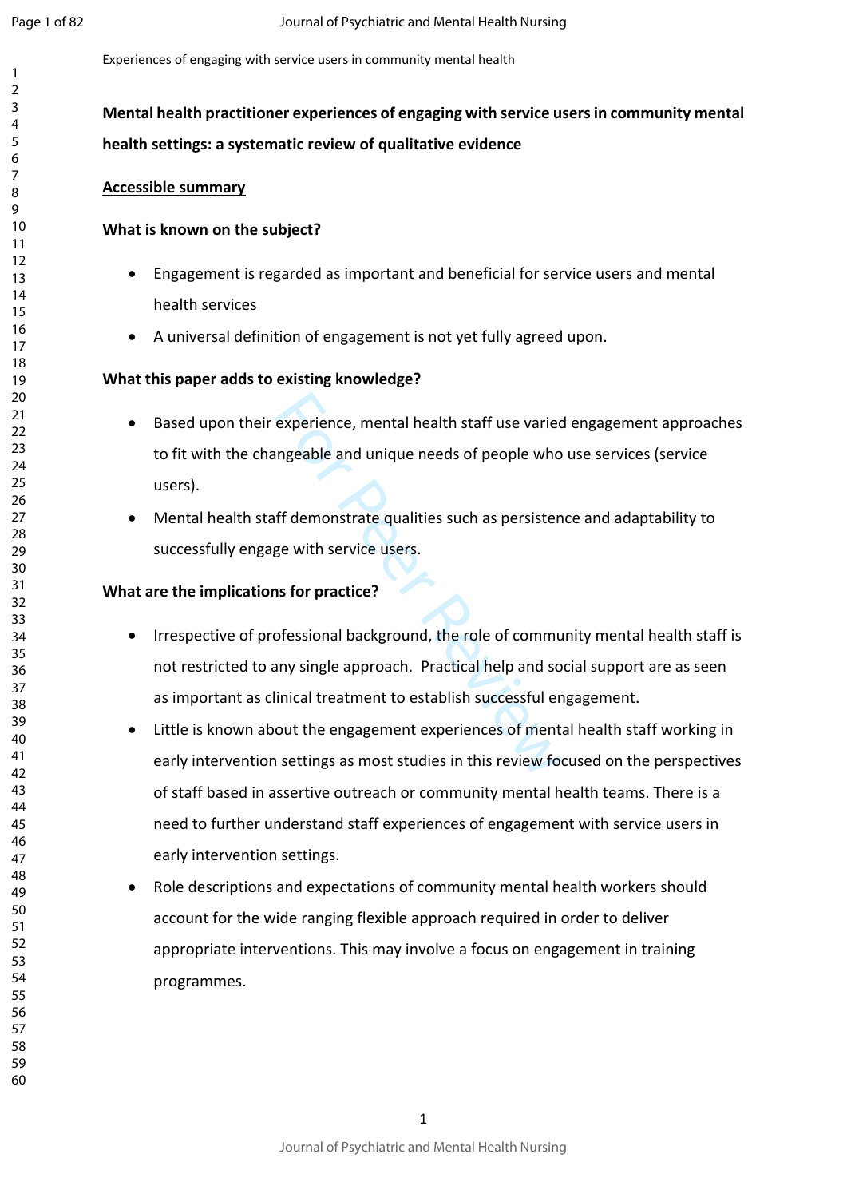Experiences of engaging with service users in community mental health

**Mental health practitioner experiences of engaging with service users in community mental health settings: a systematic review of qualitative evidence**

## Accessible summary

### What is known on the subject?

- Engagement is regarded as important and beneficial for service users and mental health services
- A universal definition of engagement is not yet fully agreed upon.

### What this paper adds to existing knowledge?

- Based upon their experience, mental health staff use varied engagement approaches to fit with the changeable and unique needs of people who use services (service users).
- Mental health staff demonstrate qualities such as persistence and adaptability to successfully engage with service users.

### What are the implications for practice?

- Irrespective of professional background, the role of community mental health staff is not restricted to any single approach. Practical help and social support are as seen as important as clinical treatment to establish successful engagement.
- Little is known about the engagement experiences of mental health staff working in early intervention settings as most studies in this review focused on the perspectives of staff based in assertive outreach or community mental health teams. There is a need to further understand staff experiences of engagement with service users in early intervention settings.
- Role descriptions and expectations of community mental health workers should account for the wide ranging flexible approach required in order to deliver appropriate interventions. This may involve a focus on engagement in training programmes.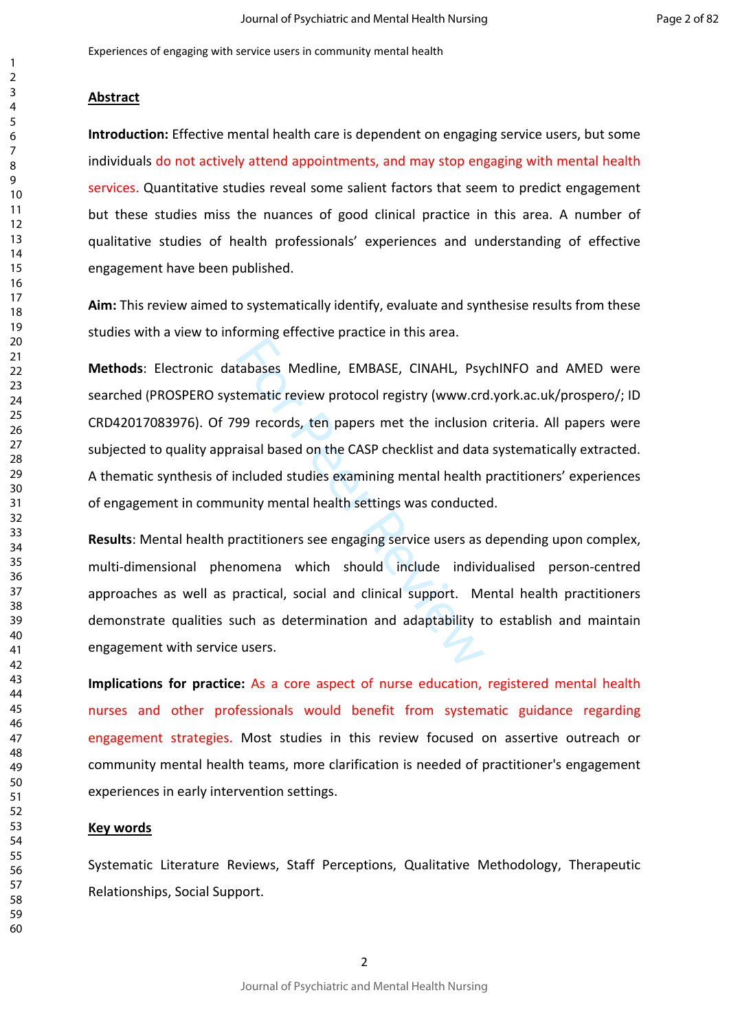Experiences of engaging with service users in community mental health

## Abstract

**Introduction:** Effective mental health care is dependent on engaging service users, but some individuals do not actively attend appointments, and may stop engaging with mental health services. Quantitative studies reveal some salient factors that seem to predict engagement but these studies miss the nuances of good clinical practice in this area. A number of qualitative studies of health professionals' experiences and understanding of effective engagement have been published.

**Aim:** This review aimed to systematically identify, evaluate and synthesise results from these studies with a view to informing effective practice in this area.

**Methods**: Electronic databases Medline, EMBASE, CINAHL, PsychINFO and AMED were searched (PROSPERO systematic review protocol registry (www.crd.york.ac.uk/prospero/; ID CRD42017083976). Of 799 records, ten papers met the inclusion criteria. All papers were subjected to quality appraisal based on the CASP checklist and data systematically extracted. A thematic synthesis of included studies examining mental health practitioners' experiences of engagement in community mental health settings was conducted.

**Results**: Mental health practitioners see engaging service users as depending upon complex, multi-dimensional phenomena which should include individualised person-centred approaches as well as practical, social and clinical support. Mental health practitioners demonstrate qualities such as determination and adaptability to establish and maintain engagement with service users.

**Implications for practice:** As a core aspect of nurse education, registered mental health nurses and other professionals would benefit from systematic guidance regarding engagement strategies. Most studies in this review focused on assertive outreach or community mental health teams, more clarification is needed of practitioner's engagement experiences in early intervention settings.

## Key words

Systematic Literature Reviews, Staff Perceptions, Qualitative Methodology, Therapeutic Relationships, Social Support.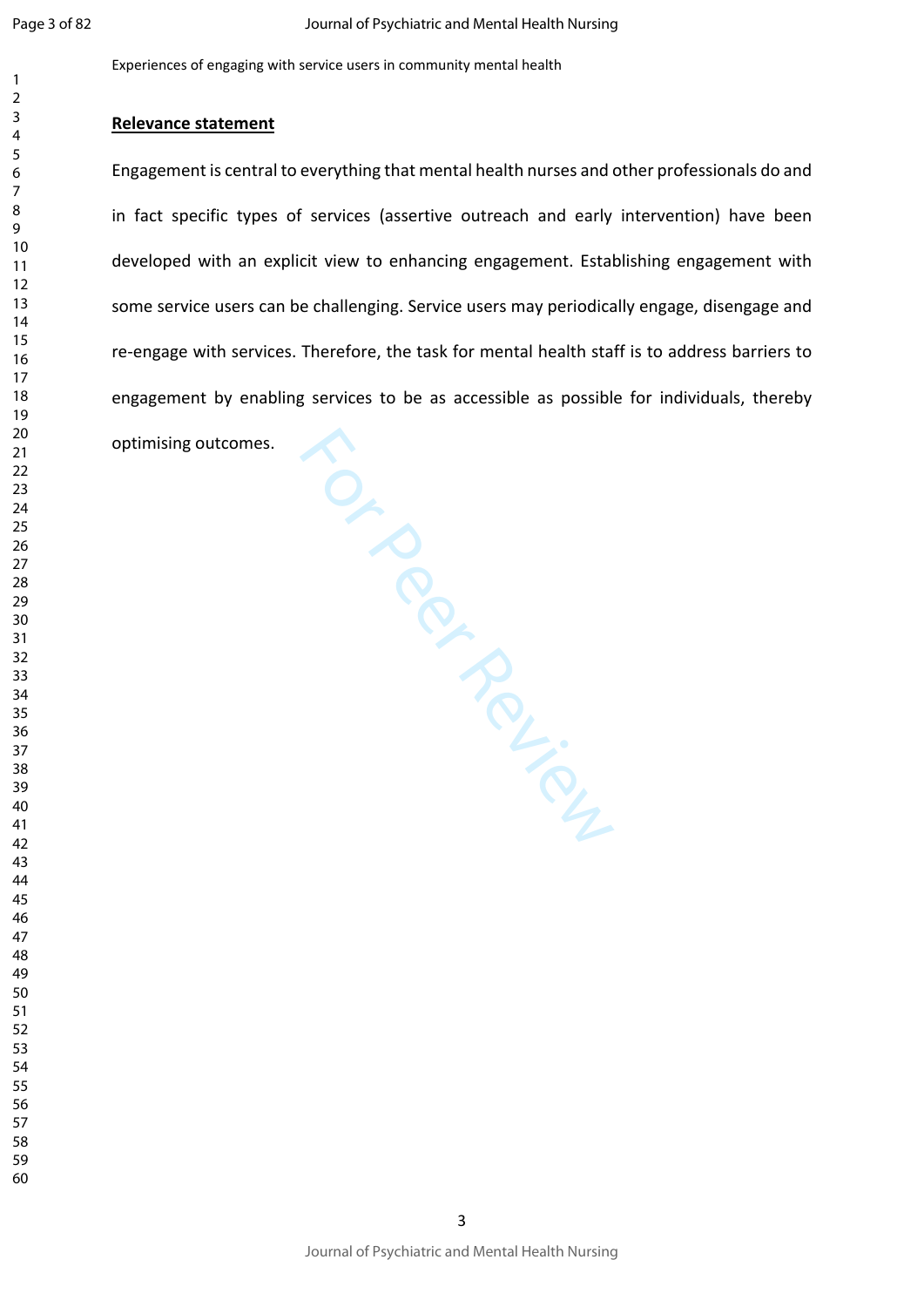## Relevance statement

Engagement is central to everything that mental health nurses and other professionals do and in fact specific types of services (assertive outreach and early intervention) have been developed with an explicit view to enhancing engagement. Establishing engagement with some service users can be challenging. Service users may periodically engage, disengage and re-engage with services. Therefore, the task for mental health staff is to address barriers to engagement by enabling services to be as accessible as possible for individuals, thereby optimising outcomes.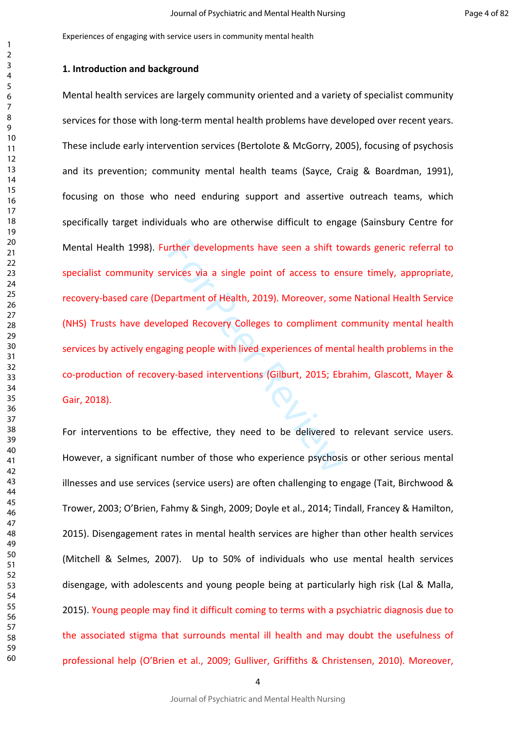Experiences of engaging with service users in community mental health

## 1. Introduction and background

Mental health services are largely community oriented and a variety of specialist community services for those with long-term mental health problems have developed over recent years. These include early intervention services (Bertolote & McGorry, 2005), focusing of psychosis and its prevention; community mental health teams (Sayce, Craig & Boardman, 1991), focusing on those who need enduring support and assertive outreach teams, which specifically target individuals who are otherwise difficult to engage (Sainsbury Centre for Mental Health 1998). Further developments have seen a shift towards generic referral to specialist community services via a single point of access to ensure timely, appropriate, recovery-based care (Department of Health, 2019). Moreover, some National Health Service (NHS) Trusts have developed Recovery Colleges to compliment community mental health services by actively engaging people with lived experiences of mental health problems in the co-production of recovery-based interventions (Gilburt, 2015; Ebrahim, Glascott, Mayer & Gair, 2018).

For interventions to be effective, they need to be delivered to relevant service users. However, a significant number of those who experience psychosis or other serious mental illnesses and use services (service users) are often challenging to engage (Tait, Birchwood & Trower, 2003; O'Brien, Fahmy & Singh, 2009; Doyle et al., 2014; Tindall, Francey & Hamilton, 2015). Disengagement rates in mental health services are higher than other health services (Mitchell & Selmes, 2007). Up to 50% of individuals who use mental health services disengage, with adolescents and young people being at particularly high risk (Lal & Malla, 2015). Young people may find it difficult coming to terms with a psychiatric diagnosis due to the associated stigma that surrounds mental ill health and may doubt the usefulness of professional help (O'Brien et al., 2009; Gulliver, Griffiths & Christensen, 2010). Moreover,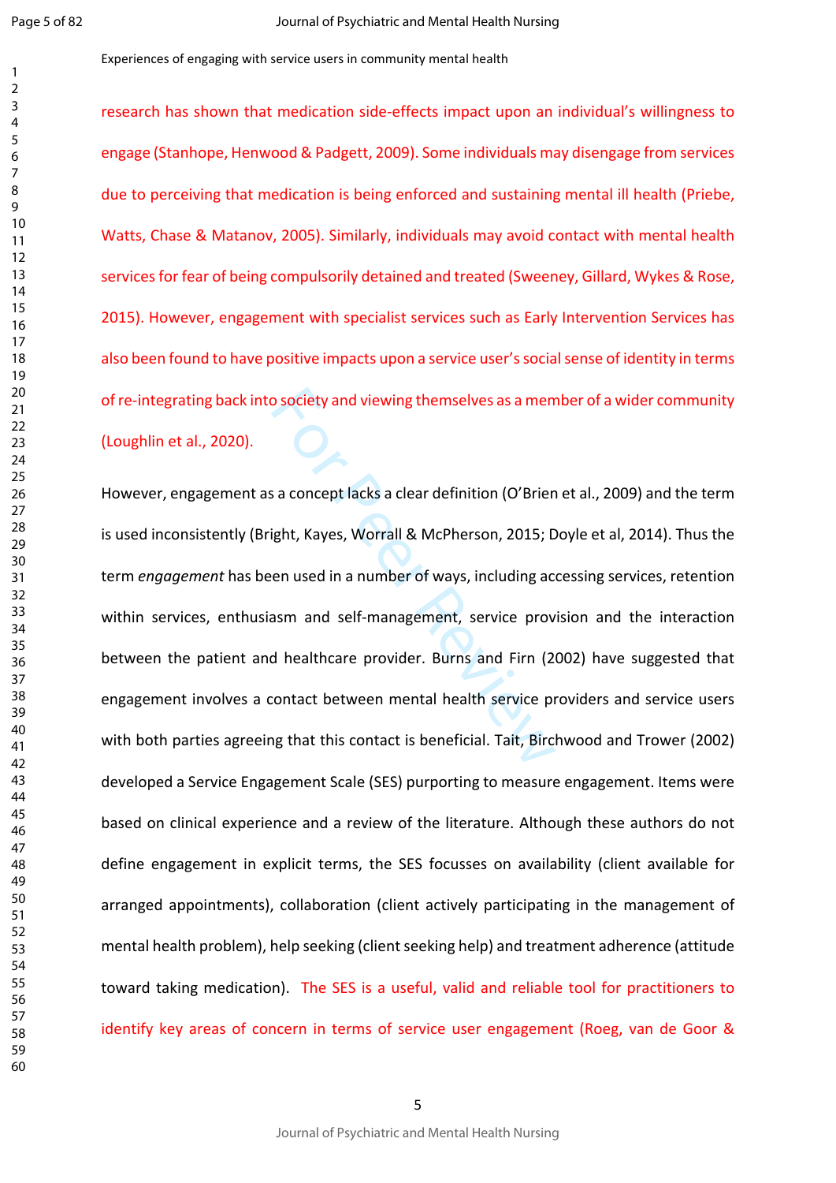research has shown that medication side-effects impact upon an individual's willingness to engage (Stanhope, Henwood & Padgett, 2009). Some individuals may disengage from services due to perceiving that medication is being enforced and sustaining mental ill health (Priebe, Watts, Chase & Matanov, 2005). Similarly, individuals may avoid contact with mental health services for fear of being compulsorily detained and treated (Sweeney, Gillard, Wykes & Rose, 2015). However, engagement with specialist services such as Early Intervention Services has also been found to have positive impacts upon a service user's social sense of identity in terms of re-integrating back into society and viewing themselves as a member of a wider community (Loughlin et al., 2020).

However, engagement as a concept lacks a clear definition (O'Brien et al., 2009) and the term is used inconsistently (Bright, Kayes, Worrall & McPherson, 2015; Doyle et al, 2014). Thus the term *engagement* has been used in a number of ways, including accessing services, retention within services, enthusiasm and self-management, service provision and the interaction between the patient and healthcare provider. Burns and Firn (2002) have suggested that engagement involves a contact between mental health service providers and service users with both parties agreeing that this contact is beneficial. Tait, Birchwood and Trower (2002) developed a Service Engagement Scale (SES) purporting to measure engagement. Items were based on clinical experience and a review of the literature. Although these authors do not define engagement in explicit terms, the SES focusses on availability (client available for arranged appointments), collaboration (client actively participating in the management of mental health problem), help seeking (client seeking help) and treatment adherence (attitude toward taking medication). The SES is a useful, valid and reliable tool for practitioners to identify key areas of concern in terms of service user engagement (Roeg, van de Goor &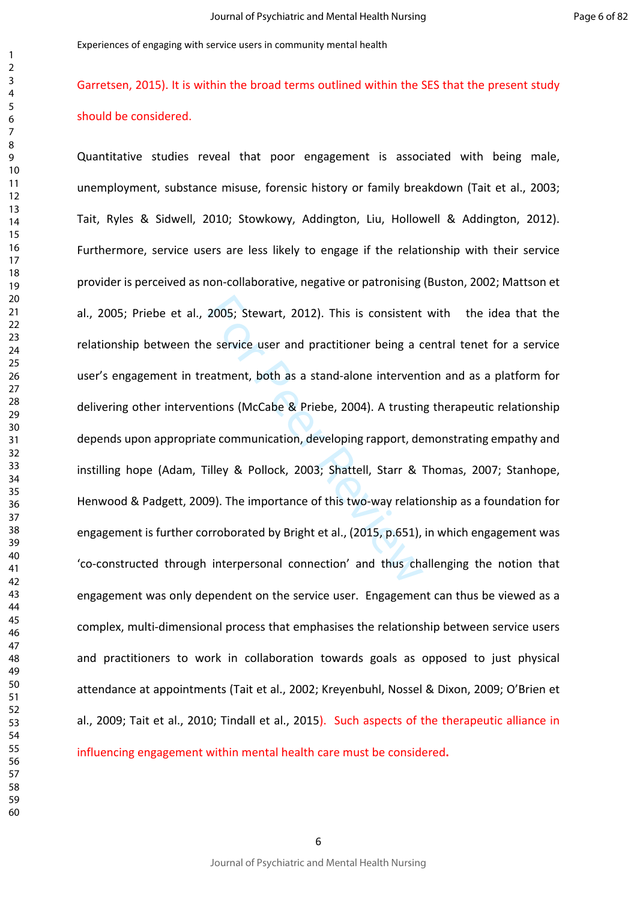Garretsen, 2015). It is within the broad terms outlined within the SES that the present study should be considered.

Quantitative studies reveal that poor engagement is associated with being male, unemployment, substance misuse, forensic history or family breakdown (Tait et al., 2003; Tait, Ryles & Sidwell, 2010; Stowkowy, Addington, Liu, Hollowell & Addington, 2012). Furthermore, service users are less likely to engage if the relationship with their service provider is perceived as non-collaborative, negative or patronising (Buston, 2002; Mattson et al., 2005; Priebe et al., 2005; Stewart, 2012). This is consistent with the idea that the relationship between the service user and practitioner being a central tenet for a service user's engagement in treatment, both as a stand-alone intervention and as a platform for delivering other interventions (McCabe & Priebe, 2004). A trusting therapeutic relationship depends upon appropriate communication, developing rapport, demonstrating empathy and instilling hope (Adam, Tilley & Pollock, 2003; Shattell, Starr & Thomas, 2007; Stanhope, Henwood & Padgett, 2009). The importance of this two-way relationship as a foundation for engagement is further corroborated by Bright et al., (2015, p.651), in which engagement was 'co-constructed through interpersonal connection' and thus challenging the notion that engagement was only dependent on the service user. Engagement can thus be viewed as a complex, multi-dimensional process that emphasises the relationship between service users and practitioners to work in collaboration towards goals as opposed to just physical attendance at appointments (Tait et al., 2002; Kreyenbuhl, Nossel & Dixon, 2009; O'Brien et al., 2009; Tait et al., 2010; Tindall et al., 2015). Such aspects of the therapeutic alliance in influencing engagement within mental health care must be considered.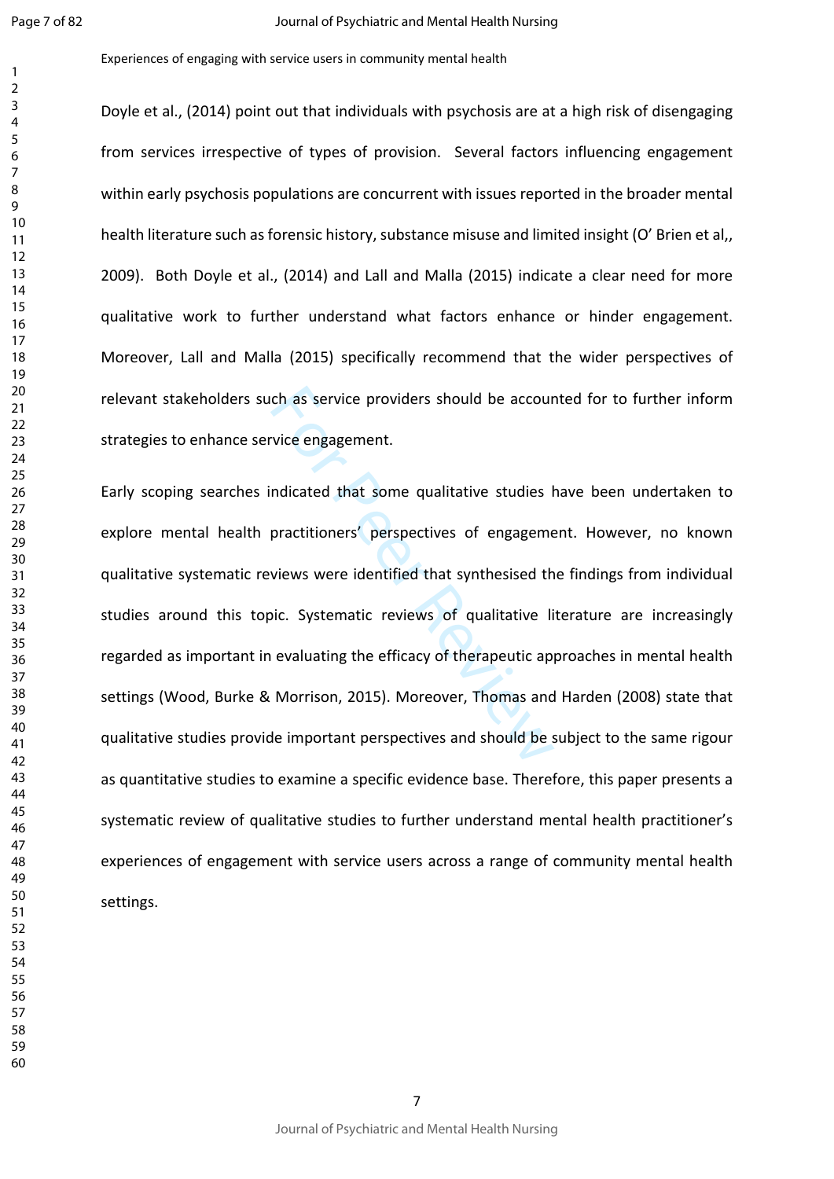Doyle et al., (2014) point out that individuals with psychosis are at a high risk of disengaging from services irrespective of types of provision. Several factors influencing engagement within early psychosis populations are concurrent with issues reported in the broader mental health literature such as forensic history, substance misuse and limited insight (O' Brien et al,, 2009). Both Doyle et al., (2014) and Lall and Malla (2015) indicate a clear need for more qualitative work to further understand what factors enhance or hinder engagement. Moreover, Lall and Malla (2015) specifically recommend that the wider perspectives of relevant stakeholders such as service providers should be accounted for to further inform strategies to enhance service engagement.

Early scoping searches indicated that some qualitative studies have been undertaken to explore mental health practitioners' perspectives of engagement. However, no known qualitative systematic reviews were identified that synthesised the findings from individual studies around this topic. Systematic reviews of qualitative literature are increasingly regarded as important in evaluating the efficacy of therapeutic approaches in mental health settings (Wood, Burke & Morrison, 2015). Moreover, Thomas and Harden (2008) state that qualitative studies provide important perspectives and should be subject to the same rigour as quantitative studies to examine a specific evidence base. Therefore, this paper presents a systematic review of qualitative studies to further understand mental health practitioner's experiences of engagement with service users across a range of community mental health settings.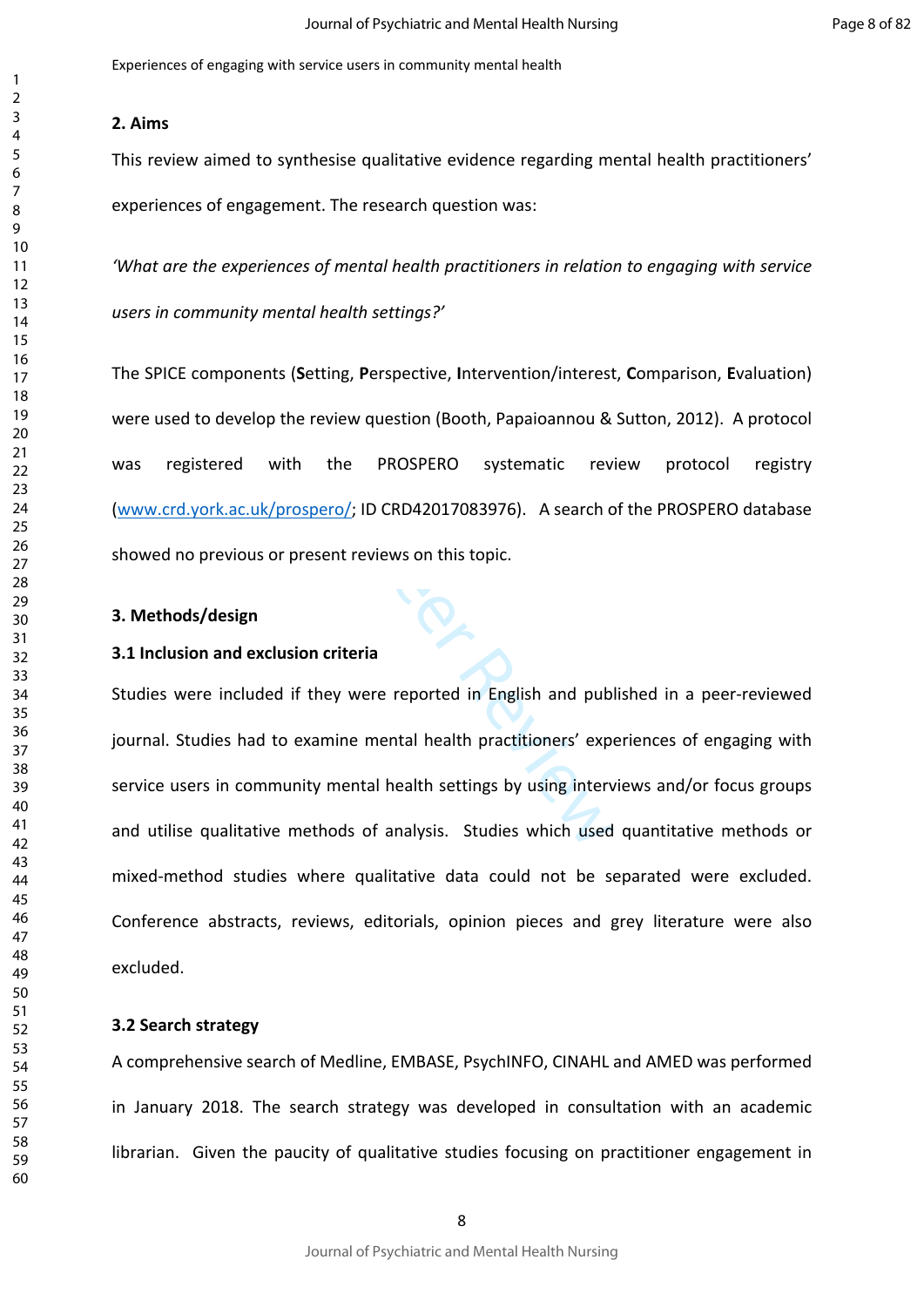Experiences of engaging with service users in community mental health

## 2. Aims

This review aimed to synthesise qualitative evidence regarding mental health practitioners' experiences of engagement. The research question was:

*'What are the experiences of mental health practitioners in relation to engaging with service users in community mental health settings?'*

The SPICE components (**S**etting, **P**erspective, **I**ntervention/interest, **C**omparison, **E**valuation) were used to develop the review question (Booth, Papaioannou & Sutton, 2012). A protocol was registered with the PROSPERO systematic review protocol registry (www.crd.york.ac.uk/prospero/; ID CRD42017083976). A search of the PROSPERO database showed no previous or present reviews on this topic.

## 3. Methods/design

### 3.1 Inclusion and exclusion criteria

Studies were included if they were reported in English and published in a peer-reviewed journal. Studies had to examine mental health practitioners' experiences of engaging with service users in community mental health settings by using interviews and/or focus groups and utilise qualitative methods of analysis. Studies which used quantitative methods or mixed-method studies where qualitative data could not be separated were excluded. Conference abstracts, reviews, editorials, opinion pieces and grey literature were also excluded.

### 3.2 Search strategy

A comprehensive search of Medline, EMBASE, PsychINFO, CINAHL and AMED was performed in January 2018. The search strategy was developed in consultation with an academic librarian. Given the paucity of qualitative studies focusing on practitioner engagement in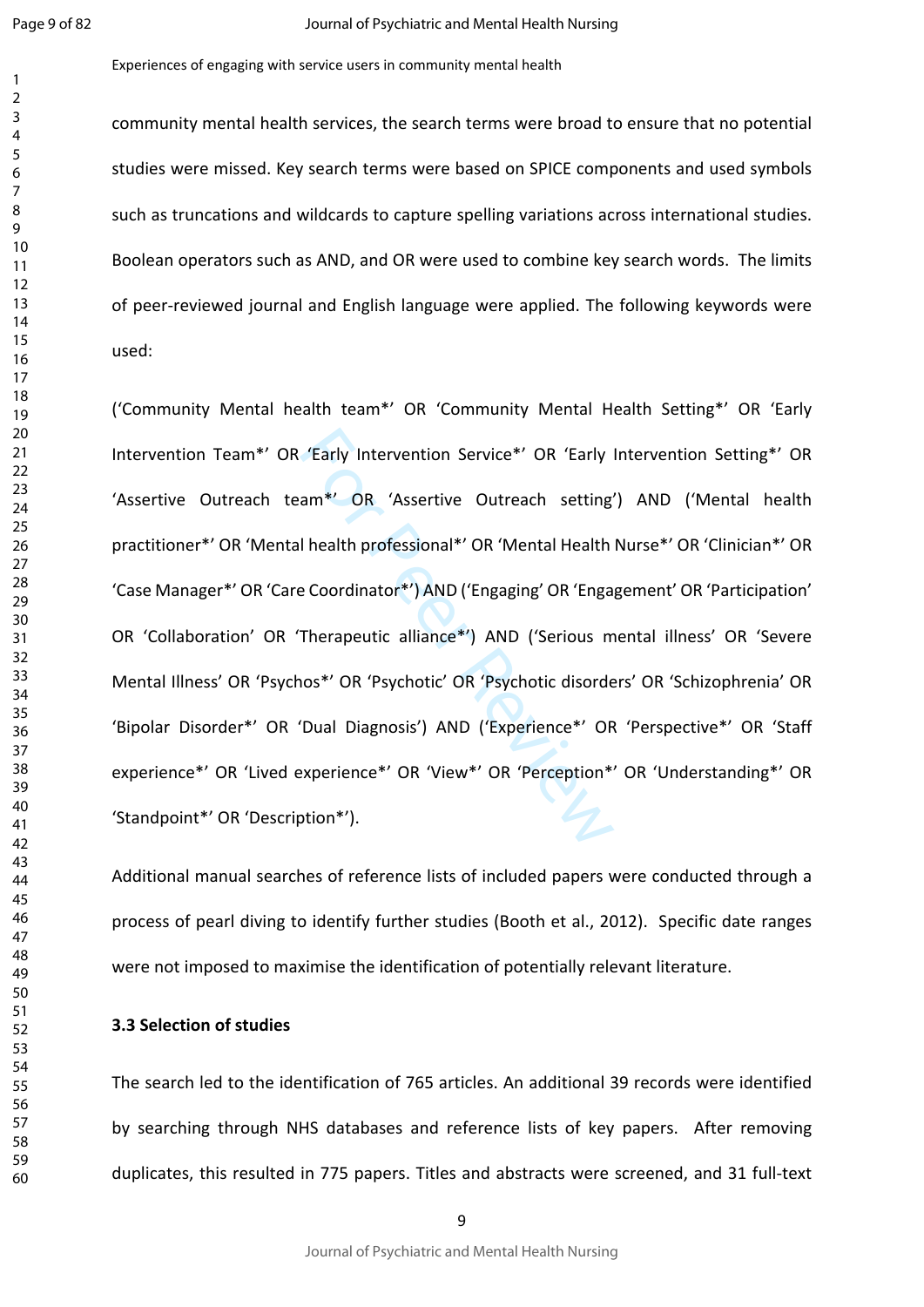community mental health services, the search terms were broad to ensure that no potential studies were missed. Key search terms were based on SPICE components and used symbols such as truncations and wildcards to capture spelling variations across international studies. Boolean operators such as AND, and OR were used to combine key search words. The limits of peer-reviewed journal and English language were applied. The following keywords were used:

('Community Mental health team*' OR 'Community Mental Health Setting*' OR 'Early Intervention Team*' OR 'Early Intervention Service*' OR 'Early Intervention Setting*' OR 'Assertive Outreach team*' OR 'Assertive Outreach setting') AND ('Mental health practitioner*' OR 'Mental health professional*' OR 'Mental Health Nurse*' OR 'Clinician*' OR 'Case Manager*' OR 'Care Coordinator*') AND ('Engaging' OR 'Engagement' OR 'Participation' OR 'Collaboration' OR 'Therapeutic alliance*') AND ('Serious mental illness' OR 'Severe Mental Illness' OR 'Psychos*' OR 'Psychotic' OR 'Psychotic disorders' OR 'Schizophrenia' OR 'Bipolar Disorder*' OR 'Dual Diagnosis') AND ('Experience*' OR 'Perspective*' OR 'Staff experience*' OR 'Lived experience*' OR 'View*' OR 'Perception*' OR 'Understanding*' OR 'Standpoint*' OR 'Description*').

Additional manual searches of reference lists of included papers were conducted through a process of pearl diving to identify further studies (Booth et al., 2012). Specific date ranges were not imposed to maximise the identification of potentially relevant literature.

### 3.3 Selection of studies

The search led to the identification of 765 articles. An additional 39 records were identified by searching through NHS databases and reference lists of key papers. After removing duplicates, this resulted in 775 papers. Titles and abstracts were screened, and 31 full-text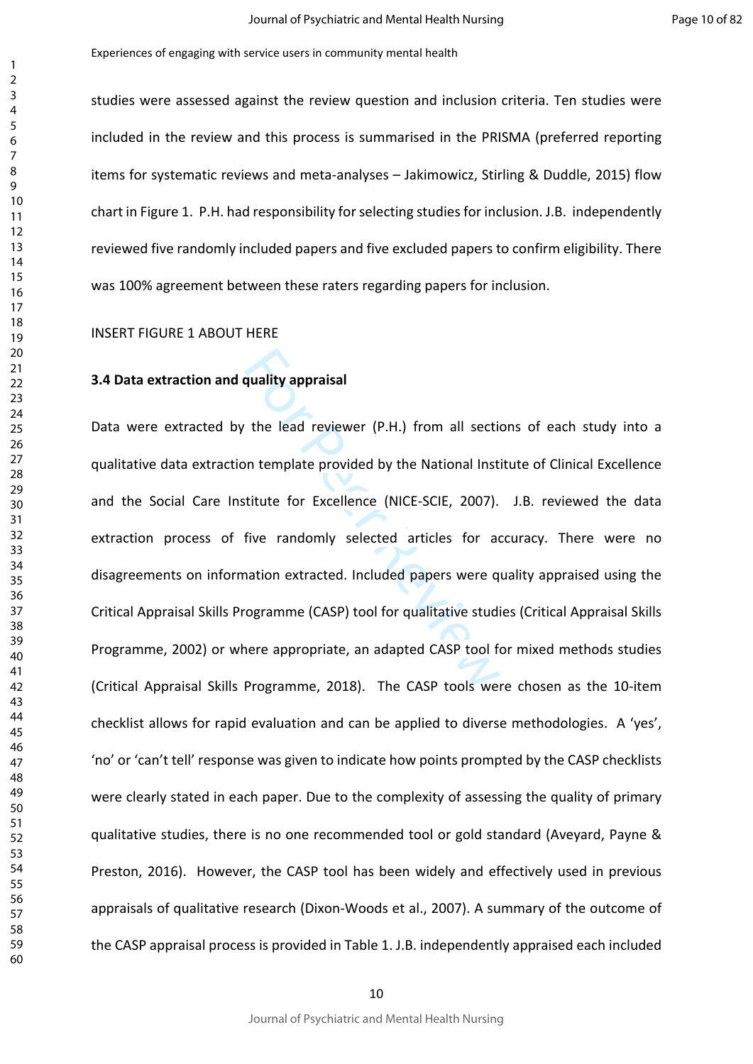studies were assessed against the review question and inclusion criteria. Ten studies were included in the review and this process is summarised in the PRISMA (preferred reporting items for systematic reviews and meta-analyses – Jakimowicz, Stirling & Duddle, 2015) flow chart in Figure 1. P.H. had responsibility for selecting studies for inclusion. J.B. independently reviewed five randomly included papers and five excluded papers to confirm eligibility. There was 100% agreement between these raters regarding papers for inclusion.

INSERT FIGURE 1 ABOUT HERE

### 3.4 Data extraction and quality appraisal

Data were extracted by the lead reviewer (P.H.) from all sections of each study into a qualitative data extraction template provided by the National Institute of Clinical Excellence and the Social Care Institute for Excellence (NICE-SCIE, 2007). J.B. reviewed the data extraction process of five randomly selected articles for accuracy. There were no disagreements on information extracted. Included papers were quality appraised using the Critical Appraisal Skills Programme (CASP) tool for qualitative studies (Critical Appraisal Skills Programme, 2002) or where appropriate, an adapted CASP tool for mixed methods studies (Critical Appraisal Skills Programme, 2018). The CASP tools were chosen as the 10-item checklist allows for rapid evaluation and can be applied to diverse methodologies. A 'yes', 'no' or 'can't tell' response was given to indicate how points prompted by the CASP checklists were clearly stated in each paper. Due to the complexity of assessing the quality of primary qualitative studies, there is no one recommended tool or gold standard (Aveyard, Payne & Preston, 2016). However, the CASP tool has been widely and effectively used in previous appraisals of qualitative research (Dixon-Woods et al., 2007). A summary of the outcome of the CASP appraisal process is provided in Table 1. J.B. independently appraised each included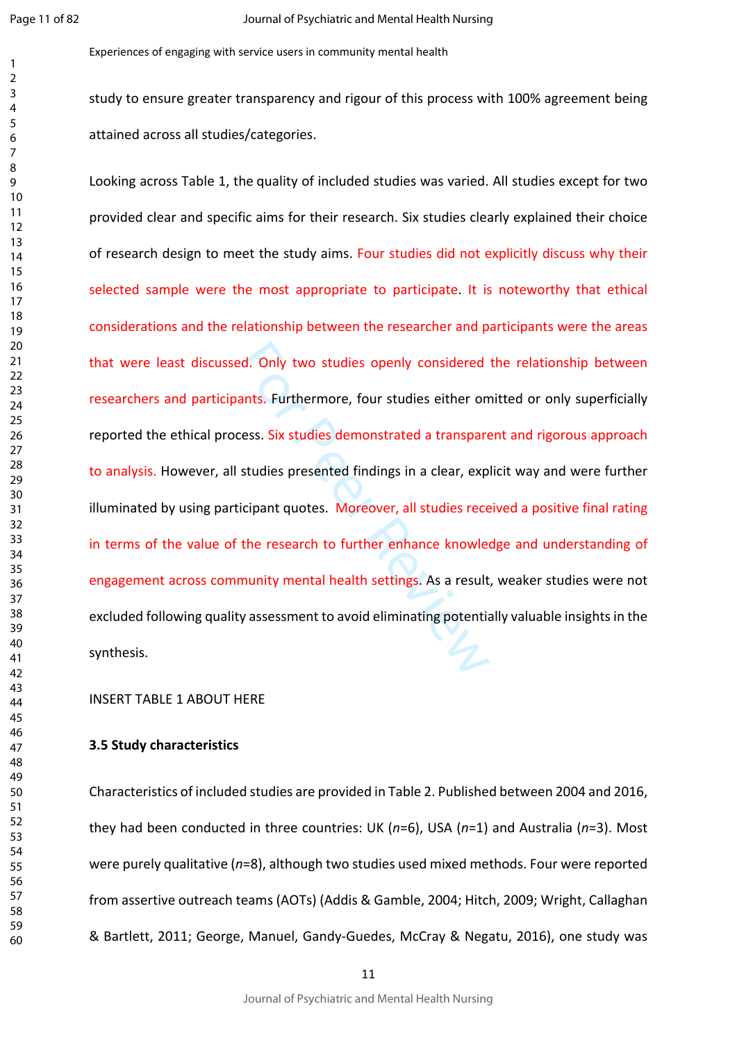study to ensure greater transparency and rigour of this process with 100% agreement being attained across all studies/categories.

Looking across Table 1, the quality of included studies was varied. All studies except for two provided clear and specific aims for their research. Six studies clearly explained their choice of research design to meet the study aims. Four studies did not explicitly discuss why their selected sample were the most appropriate to participate. It is noteworthy that ethical considerations and the relationship between the researcher and participants were the areas that were least discussed. Only two studies openly considered the relationship between researchers and participants. Furthermore, four studies either omitted or only superficially reported the ethical process. Six studies demonstrated a transparent and rigorous approach to analysis. However, all studies presented findings in a clear, explicit way and were further illuminated by using participant quotes. Moreover, all studies received a positive final rating in terms of the value of the research to further enhance knowledge and understanding of engagement across community mental health settings. As a result, weaker studies were not excluded following quality assessment to avoid eliminating potentially valuable insights in the synthesis.

INSERT TABLE 1 ABOUT HERE

### 3.5 Study characteristics

Characteristics of included studies are provided in Table 2. Published between 2004 and 2016, they had been conducted in three countries: UK (*n*=6), USA (*n*=1) and Australia (*n*=3). Most were purely qualitative (*n*=8), although two studies used mixed methods. Four were reported from assertive outreach teams (AOTs) (Addis & Gamble, 2004; Hitch, 2009; Wright, Callaghan & Bartlett, 2011; George, Manuel, Gandy-Guedes, McCray & Negatu, 2016), one study was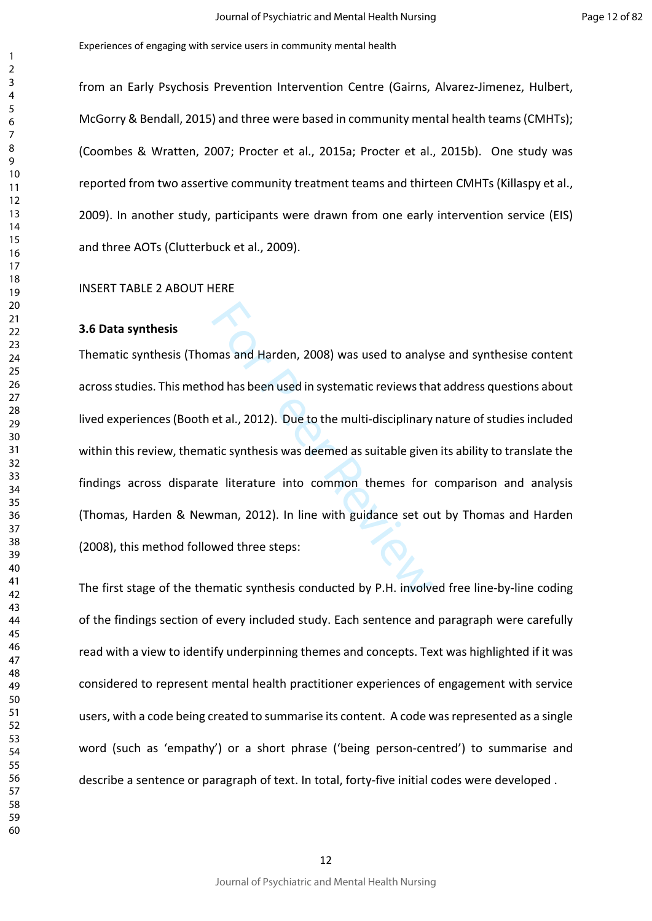from an Early Psychosis Prevention Intervention Centre (Gairns, Alvarez-Jimenez, Hulbert, McGorry & Bendall, 2015) and three were based in community mental health teams (CMHTs); (Coombes & Wratten, 2007; Procter et al., 2015a; Procter et al., 2015b). One study was reported from two assertive community treatment teams and thirteen CMHTs (Killaspy et al., 2009). In another study, participants were drawn from one early intervention service (EIS) and three AOTs (Clutterbuck et al., 2009).

INSERT TABLE 2 ABOUT HERE

**3.6 Data synthesis**

Thematic synthesis (Thomas and Harden, 2008) was used to analyse and synthesise content across studies. This method has been used in systematic reviews that address questions about lived experiences (Booth et al., 2012). Due to the multi-disciplinary nature of studies included within this review, thematic synthesis was deemed as suitable given its ability to translate the findings across disparate literature into common themes for comparison and analysis (Thomas, Harden & Newman, 2012). In line with guidance set out by Thomas and Harden (2008), this method followed three steps:

The first stage of the thematic synthesis conducted by P.H. involved free line-by-line coding of the findings section of every included study. Each sentence and paragraph were carefully read with a view to identify underpinning themes and concepts. Text was highlighted if it was considered to represent mental health practitioner experiences of engagement with service users, with a code being created to summarise its content. A code was represented as a single word (such as 'empathy') or a short phrase ('being person-centred') to summarise and describe a sentence or paragraph of text. In total, forty-five initial codes were developed .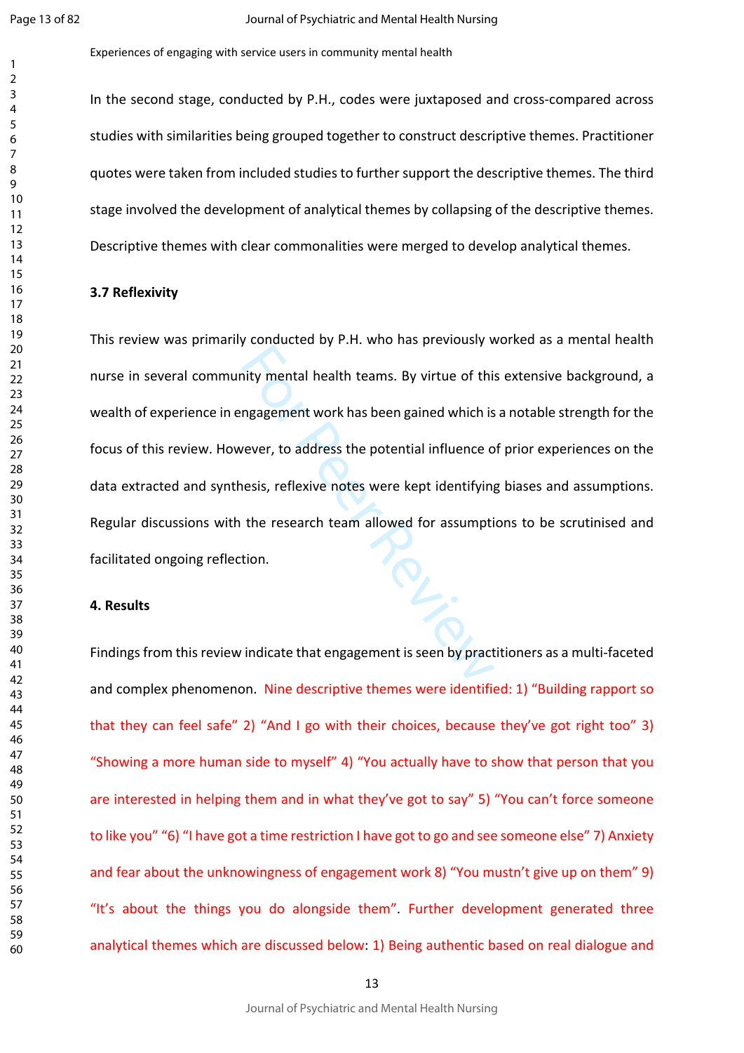In the second stage, conducted by P.H., codes were juxtaposed and cross-compared across studies with similarities being grouped together to construct descriptive themes. Practitioner quotes were taken from included studies to further support the descriptive themes. The third stage involved the development of analytical themes by collapsing of the descriptive themes. Descriptive themes with clear commonalities were merged to develop analytical themes.

### 3.7 Reflexivity

This review was primarily conducted by P.H. who has previously worked as a mental health nurse in several community mental health teams. By virtue of this extensive background, a wealth of experience in engagement work has been gained which is a notable strength for the focus of this review. However, to address the potential influence of prior experiences on the data extracted and synthesis, reflexive notes were kept identifying biases and assumptions. Regular discussions with the research team allowed for assumptions to be scrutinised and facilitated ongoing reflection.

## 4. Results

Findings from this review indicate that engagement is seen by practitioners as a multi-faceted and complex phenomenon. Nine descriptive themes were identified: 1) "Building rapport so that they can feel safe" 2) "And I go with their choices, because they've got right too" 3) "Showing a more human side to myself" 4) "You actually have to show that person that you are interested in helping them and in what they've got to say" 5) "You can't force someone to like you" "6) "I have got a time restriction I have got to go and see someone else" 7) Anxiety and fear about the unknowingness of engagement work 8) "You mustn't give up on them" 9) "It's about the things you do alongside them". Further development generated three analytical themes which are discussed below: 1) Being authentic based on real dialogue and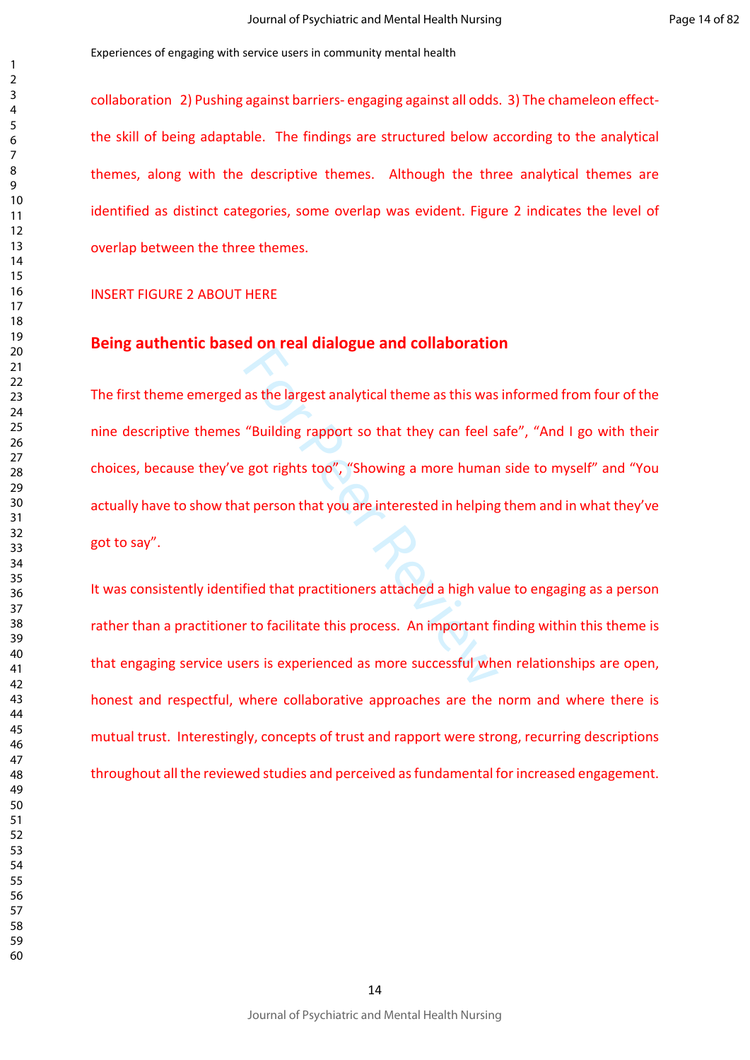collaboration 2) Pushing against barriers- engaging against all odds. 3) The chameleon effect- the skill of being adaptable. The findings are structured below according to the analytical themes, along with the descriptive themes. Although the three analytical themes are identified as distinct categories, some overlap was evident. Figure 2 indicates the level of overlap between the three themes.

INSERT FIGURE 2 ABOUT HERE

## Being authentic based on real dialogue and collaboration

The first theme emerged as the largest analytical theme as this was informed from four of the nine descriptive themes "Building rapport so that they can feel safe", "And I go with their choices, because they've got rights too", "Showing a more human side to myself" and "You actually have to show that person that you are interested in helping them and in what they've got to say".

It was consistently identified that practitioners attached a high value to engaging as a person rather than a practitioner to facilitate this process. An important finding within this theme is that engaging service users is experienced as more successful when relationships are open, honest and respectful, where collaborative approaches are the norm and where there is mutual trust. Interestingly, concepts of trust and rapport were strong, recurring descriptions throughout all the reviewed studies and perceived as fundamental for increased engagement.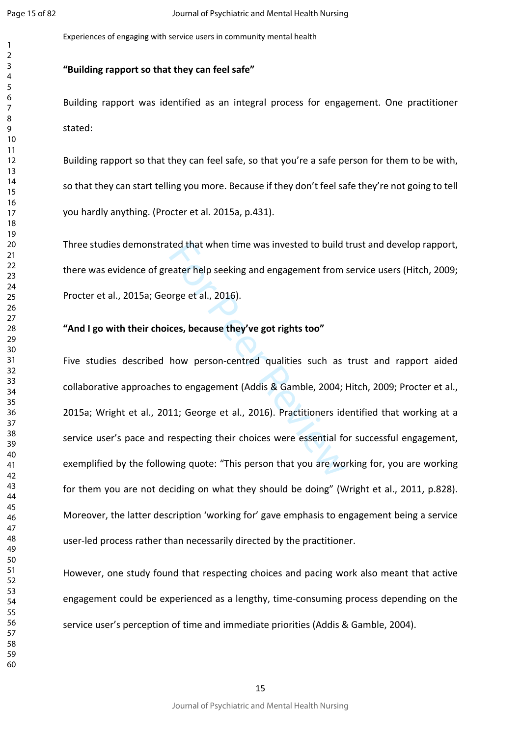**“Building rapport so that they can feel safe”**

Building rapport was identified as an integral process for engagement. One practitioner stated:

Building rapport so that they can feel safe, so that you’re a safe person for them to be with, so that they can start telling you more. Because if they don’t feel safe they’re not going to tell you hardly anything. (Procter et al. 2015a, p.431).

Three studies demonstrated that when time was invested to build trust and develop rapport, there was evidence of greater help seeking and engagement from service users (Hitch, 2009; Procter et al., 2015a; George et al., 2016).

**“And I go with their choices, because they’ve got rights too”**

Five studies described how person-centred qualities such as trust and rapport aided collaborative approaches to engagement (Addis & Gamble, 2004; Hitch, 2009; Procter et al., 2015a; Wright et al., 2011; George et al., 2016). Practitioners identified that working at a service user’s pace and respecting their choices were essential for successful engagement, exemplified by the following quote: “This person that you are working for, you are working for them you are not deciding on what they should be doing” (Wright et al., 2011, p.828). Moreover, the latter description ‘working for’ gave emphasis to engagement being a service user-led process rather than necessarily directed by the practitioner.

However, one study found that respecting choices and pacing work also meant that active engagement could be experienced as a lengthy, time-consuming process depending on the service user’s perception of time and immediate priorities (Addis & Gamble, 2004).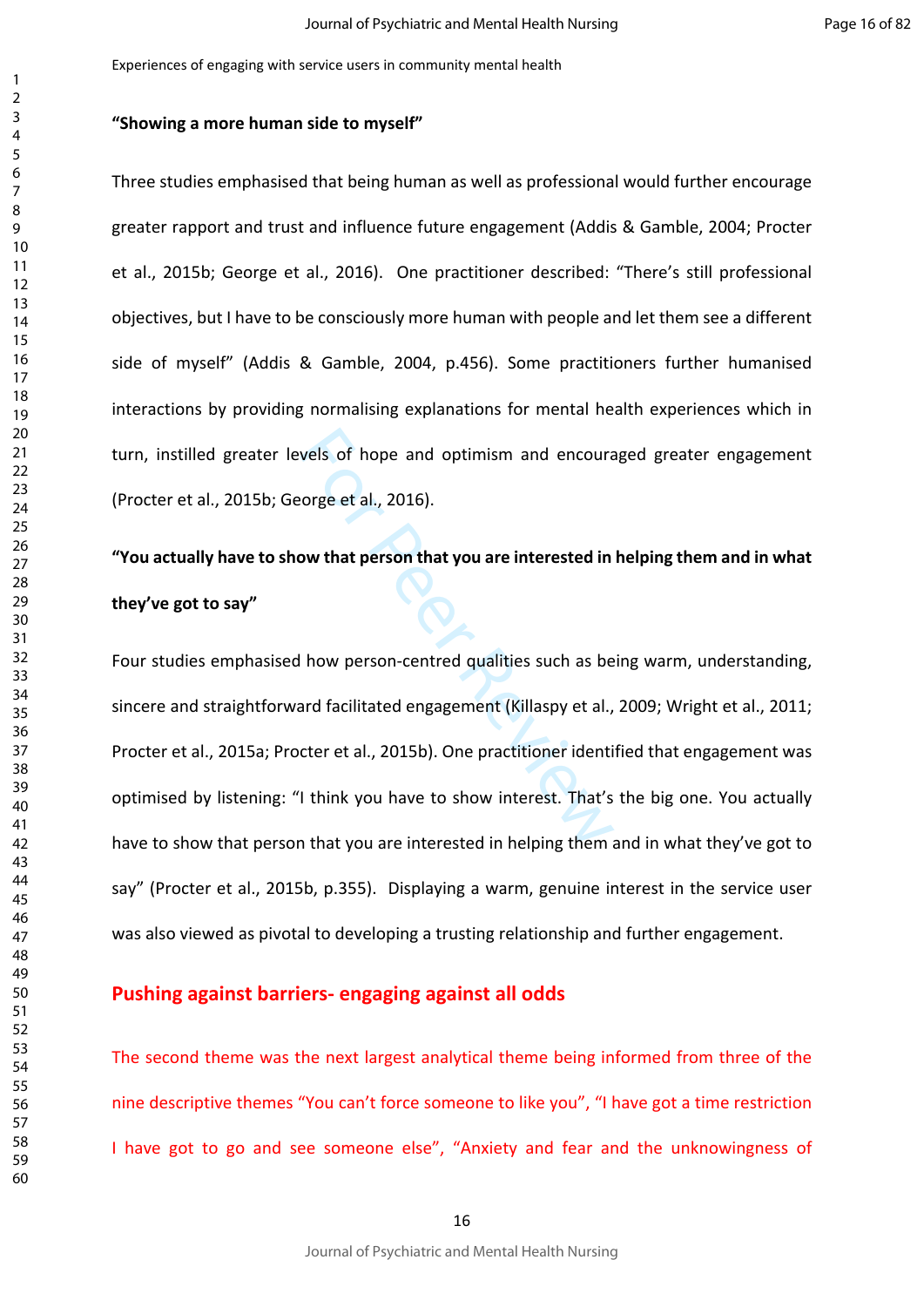Experiences of engaging with service users in community mental health

**"Showing a more human side to myself"**

Three studies emphasised that being human as well as professional would further encourage greater rapport and trust and influence future engagement (Addis & Gamble, 2004; Procter et al., 2015b; George et al., 2016). One practitioner described: "There's still professional objectives, but I have to be consciously more human with people and let them see a different side of myself" (Addis & Gamble, 2004, p.456). Some practitioners further humanised interactions by providing normalising explanations for mental health experiences which in turn, instilled greater levels of hope and optimism and encouraged greater engagement (Procter et al., 2015b; George et al., 2016).

**"You actually have to show that person that you are interested in helping them and in what they've got to say"**

Four studies emphasised how person-centred qualities such as being warm, understanding, sincere and straightforward facilitated engagement (Killaspy et al., 2009; Wright et al., 2011; Procter et al., 2015a; Procter et al., 2015b). One practitioner identified that engagement was optimised by listening: "I think you have to show interest. That's the big one. You actually have to show that person that you are interested in helping them and in what they've got to say" (Procter et al., 2015b, p.355). Displaying a warm, genuine interest in the service user was also viewed as pivotal to developing a trusting relationship and further engagement.

## Pushing against barriers- engaging against all odds

The second theme was the next largest analytical theme being informed from three of the nine descriptive themes "You can't force someone to like you", "I have got a time restriction I have got to go and see someone else", "Anxiety and fear and the unknowingness of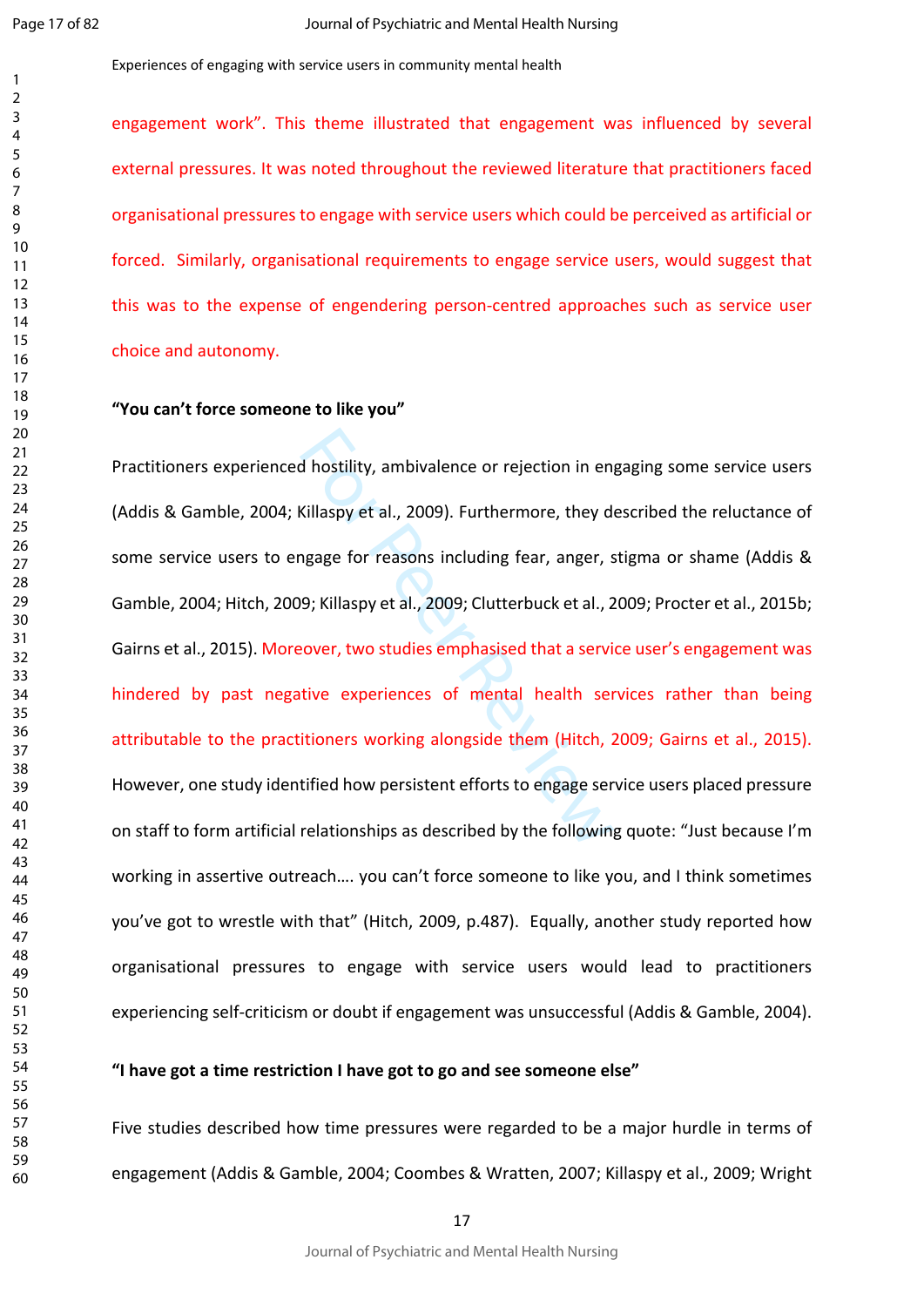engagement work". This theme illustrated that engagement was influenced by several external pressures. It was noted throughout the reviewed literature that practitioners faced organisational pressures to engage with service users which could be perceived as artificial or forced. Similarly, organisational requirements to engage service users, would suggest that this was to the expense of engendering person-centred approaches such as service user choice and autonomy.

**"You can't force someone to like you"**

Practitioners experienced hostility, ambivalence or rejection in engaging some service users (Addis & Gamble, 2004; Killaspy et al., 2009). Furthermore, they described the reluctance of some service users to engage for reasons including fear, anger, stigma or shame (Addis & Gamble, 2004; Hitch, 2009; Killaspy et al., 2009; Clutterbuck et al., 2009; Procter et al., 2015b; Gairns et al., 2015). Moreover, two studies emphasised that a service user's engagement was hindered by past negative experiences of mental health services rather than being attributable to the practitioners working alongside them (Hitch, 2009; Gairns et al., 2015). However, one study identified how persistent efforts to engage service users placed pressure on staff to form artificial relationships as described by the following quote: "Just because I'm working in assertive outreach…. you can't force someone to like you, and I think sometimes you've got to wrestle with that" (Hitch, 2009, p.487). Equally, another study reported how organisational pressures to engage with service users would lead to practitioners experiencing self-criticism or doubt if engagement was unsuccessful (Addis & Gamble, 2004).

**"I have got a time restriction I have got to go and see someone else"**

Five studies described how time pressures were regarded to be a major hurdle in terms of engagement (Addis & Gamble, 2004; Coombes & Wratten, 2007; Killaspy et al., 2009; Wright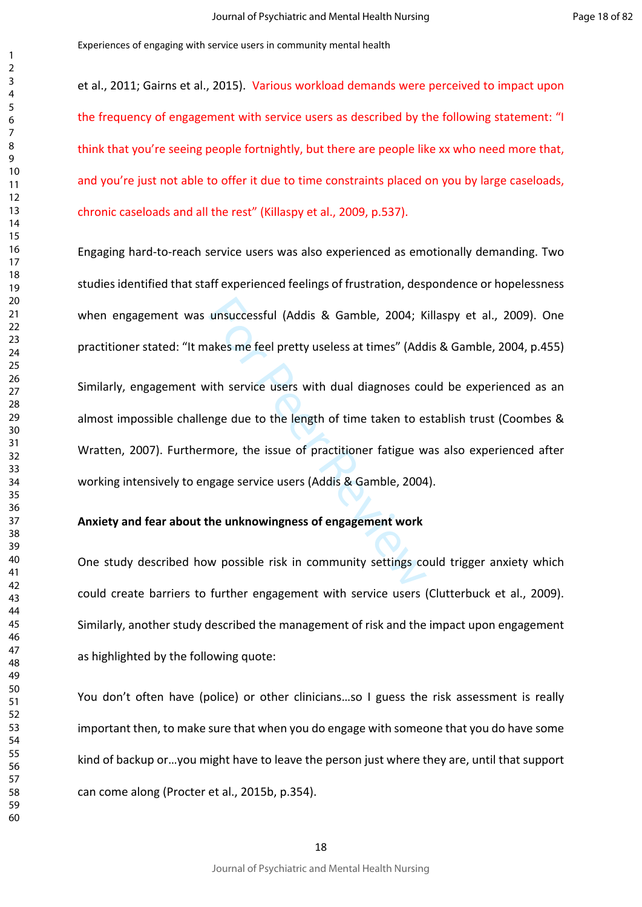et al., 2011; Gairns et al., 2015). Various workload demands were perceived to impact upon the frequency of engagement with service users as described by the following statement: "I think that you're seeing people fortnightly, but there are people like xx who need more that, and you're just not able to offer it due to time constraints placed on you by large caseloads, chronic caseloads and all the rest" (Killaspy et al., 2009, p.537).

Engaging hard-to-reach service users was also experienced as emotionally demanding. Two studies identified that staff experienced feelings of frustration, despondence or hopelessness when engagement was unsuccessful (Addis & Gamble, 2004; Killaspy et al., 2009). One practitioner stated: "It makes me feel pretty useless at times" (Addis & Gamble, 2004, p.455)

Similarly, engagement with service users with dual diagnoses could be experienced as an almost impossible challenge due to the length of time taken to establish trust (Coombes & Wratten, 2007). Furthermore, the issue of practitioner fatigue was also experienced after working intensively to engage service users (Addis & Gamble, 2004).

**Anxiety and fear about the unknowingness of engagement work**

One study described how possible risk in community settings could trigger anxiety which could create barriers to further engagement with service users (Clutterbuck et al., 2009). Similarly, another study described the management of risk and the impact upon engagement as highlighted by the following quote:

You don't often have (police) or other clinicians…so I guess the risk assessment is really important then, to make sure that when you do engage with someone that you do have some kind of backup or…you might have to leave the person just where they are, until that support can come along (Procter et al., 2015b, p.354).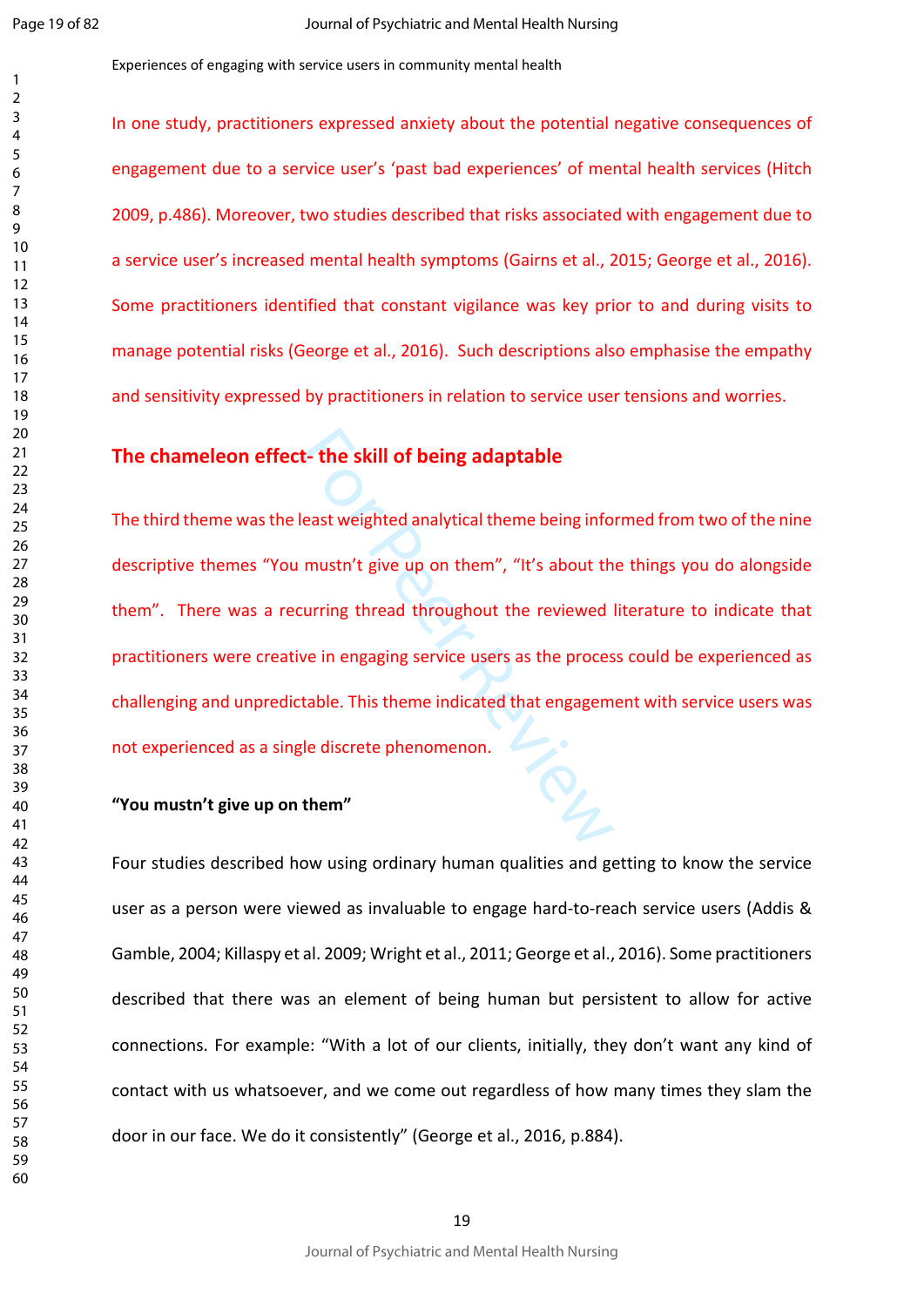In one study, practitioners expressed anxiety about the potential negative consequences of engagement due to a service user's 'past bad experiences' of mental health services (Hitch 2009, p.486). Moreover, two studies described that risks associated with engagement due to a service user's increased mental health symptoms (Gairns et al., 2015; George et al., 2016). Some practitioners identified that constant vigilance was key prior to and during visits to manage potential risks (George et al., 2016). Such descriptions also emphasise the empathy and sensitivity expressed by practitioners in relation to service user tensions and worries.

## The chameleon effect- the skill of being adaptable

The third theme was the least weighted analytical theme being informed from two of the nine descriptive themes "You mustn't give up on them", "It's about the things you do alongside them". There was a recurring thread throughout the reviewed literature to indicate that practitioners were creative in engaging service users as the process could be experienced as challenging and unpredictable. This theme indicated that engagement with service users was not experienced as a single discrete phenomenon.

### "You mustn't give up on them"

Four studies described how using ordinary human qualities and getting to know the service user as a person were viewed as invaluable to engage hard-to-reach service users (Addis & Gamble, 2004; Killaspy et al. 2009; Wright et al., 2011; George et al., 2016). Some practitioners described that there was an element of being human but persistent to allow for active connections. For example: "With a lot of our clients, initially, they don't want any kind of contact with us whatsoever, and we come out regardless of how many times they slam the door in our face. We do it consistently" (George et al., 2016, p.884).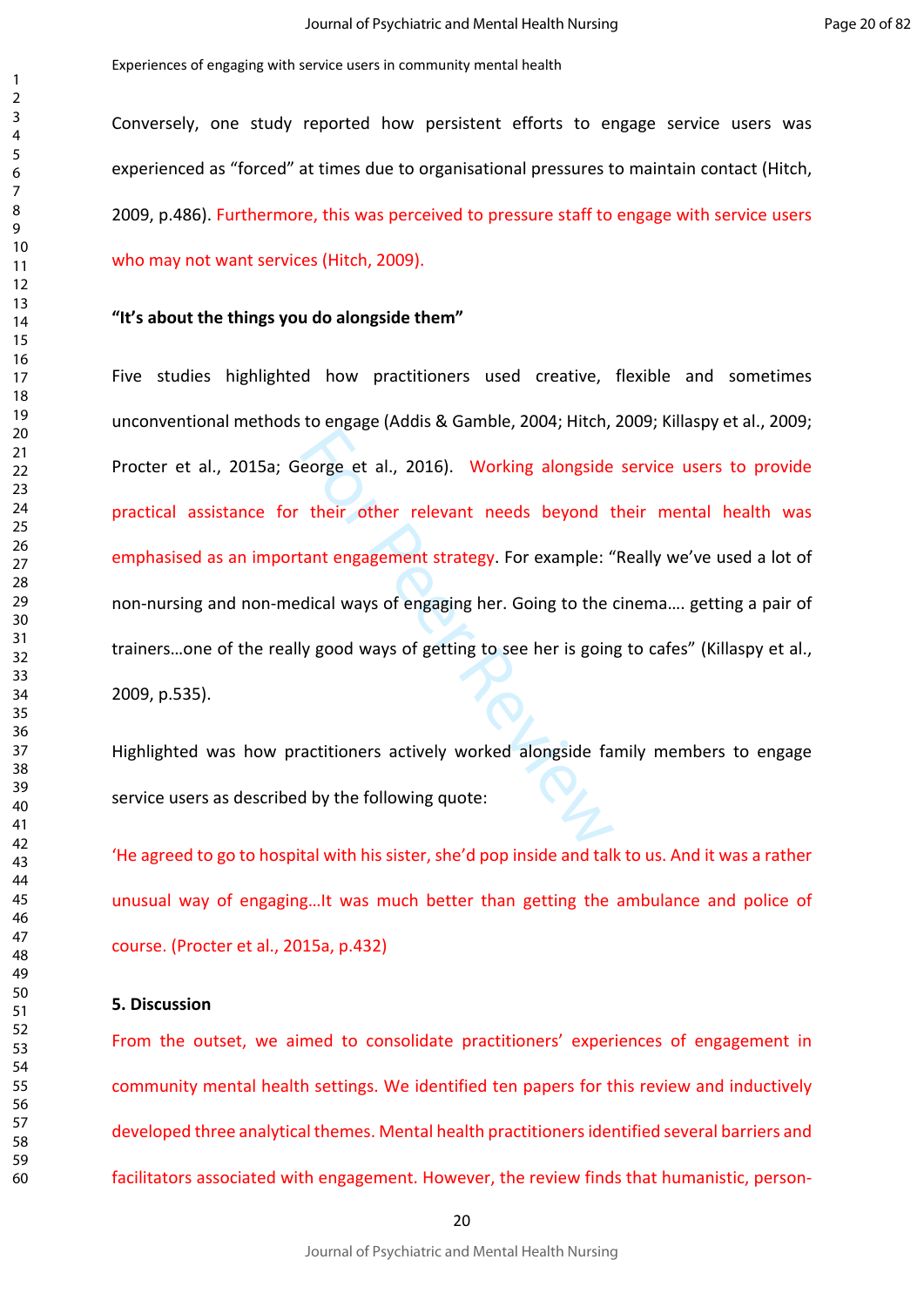Conversely, one study reported how persistent efforts to engage service users was experienced as "forced" at times due to organisational pressures to maintain contact (Hitch, 2009, p.486). Furthermore, this was perceived to pressure staff to engage with service users who may not want services (Hitch, 2009).

**"It's about the things you do alongside them"**

Five studies highlighted how practitioners used creative, flexible and sometimes unconventional methods to engage (Addis & Gamble, 2004; Hitch, 2009; Killaspy et al., 2009; Procter et al., 2015a; George et al., 2016). Working alongside service users to provide practical assistance for their other relevant needs beyond their mental health was emphasised as an important engagement strategy. For example: "Really we've used a lot of non-nursing and non-medical ways of engaging her. Going to the cinema…. getting a pair of trainers…one of the really good ways of getting to see her is going to cafes" (Killaspy et al., 2009, p.535).

Highlighted was how practitioners actively worked alongside family members to engage service users as described by the following quote:

'He agreed to go to hospital with his sister, she'd pop inside and talk to us. And it was a rather unusual way of engaging…It was much better than getting the ambulance and police of course. (Procter et al., 2015a, p.432)

## 5. Discussion

From the outset, we aimed to consolidate practitioners' experiences of engagement in community mental health settings. We identified ten papers for this review and inductively developed three analytical themes. Mental health practitioners identified several barriers and facilitators associated with engagement. However, the review finds that humanistic, person-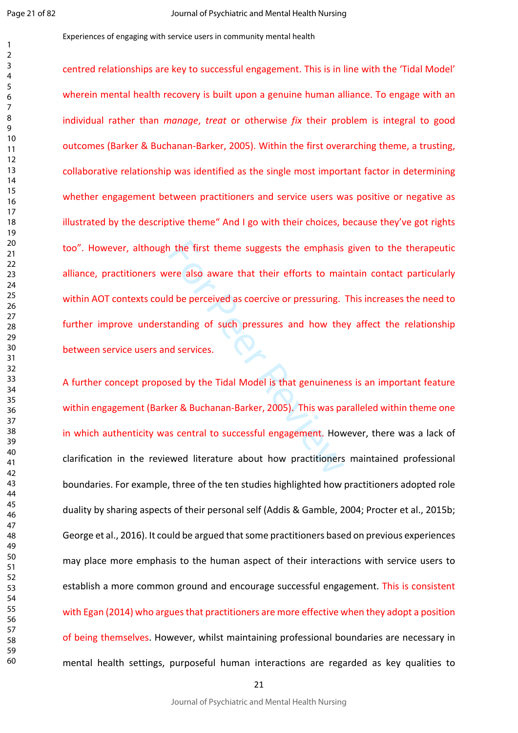centred relationships are key to successful engagement. This is in line with the 'Tidal Model' wherein mental health recovery is built upon a genuine human alliance. To engage with an individual rather than *manage*, *treat* or otherwise *fix* their problem is integral to good outcomes (Barker & Buchanan-Barker, 2005). Within the first overarching theme, a trusting, collaborative relationship was identified as the single most important factor in determining whether engagement between practitioners and service users was positive or negative as illustrated by the descriptive theme" And I go with their choices, because they've got rights too". However, although the first theme suggests the emphasis given to the therapeutic alliance, practitioners were also aware that their efforts to maintain contact particularly within AOT contexts could be perceived as coercive or pressuring. This increases the need to further improve understanding of such pressures and how they affect the relationship between service users and services.

A further concept proposed by the Tidal Model is that genuineness is an important feature within engagement (Barker & Buchanan-Barker, 2005). This was paralleled within theme one in which authenticity was central to successful engagement. However, there was a lack of clarification in the reviewed literature about how practitioners maintained professional boundaries. For example, three of the ten studies highlighted how practitioners adopted role duality by sharing aspects of their personal self (Addis & Gamble, 2004; Procter et al., 2015b; George et al., 2016). It could be argued that some practitioners based on previous experiences may place more emphasis to the human aspect of their interactions with service users to establish a more common ground and encourage successful engagement. This is consistent with Egan (2014) who argues that practitioners are more effective when they adopt a position of being themselves. However, whilst maintaining professional boundaries are necessary in mental health settings, purposeful human interactions are regarded as key qualities to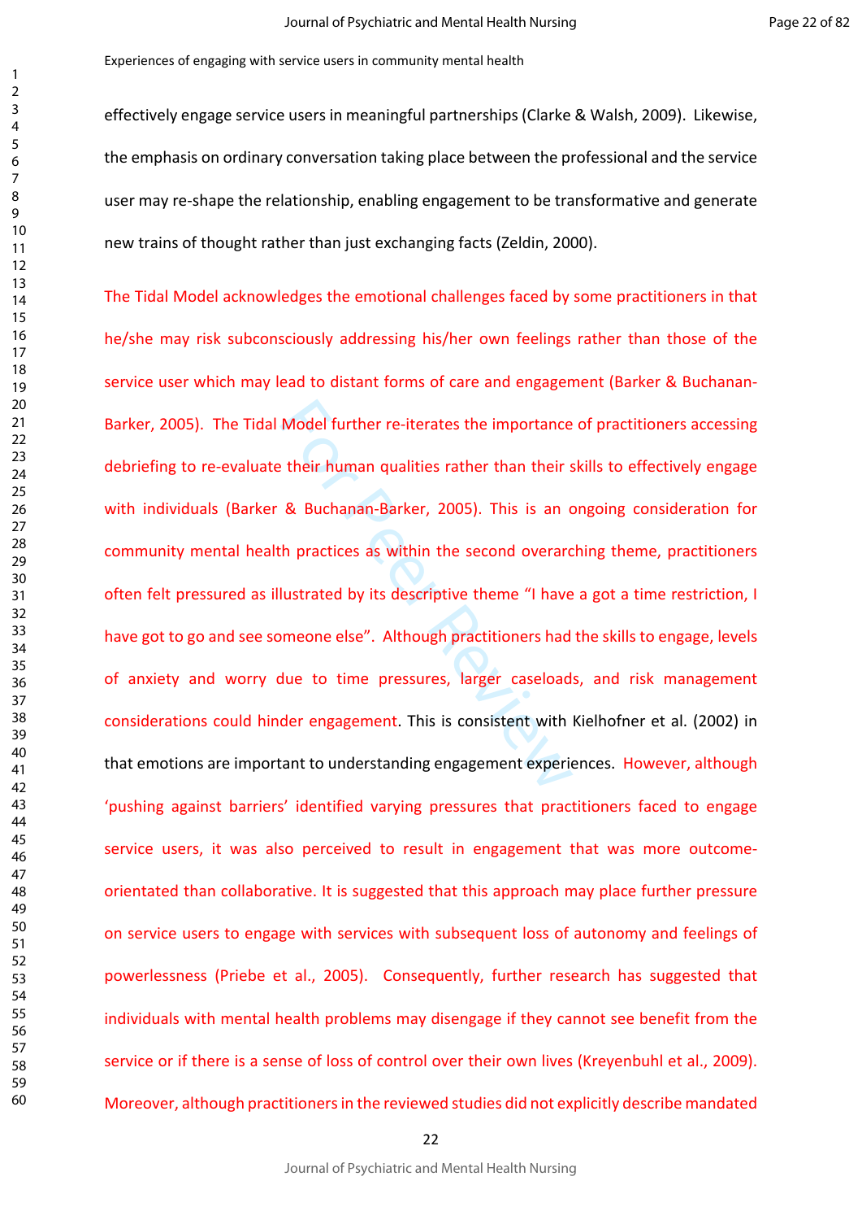effectively engage service users in meaningful partnerships (Clarke & Walsh, 2009). Likewise, the emphasis on ordinary conversation taking place between the professional and the service user may re-shape the relationship, enabling engagement to be transformative and generate new trains of thought rather than just exchanging facts (Zeldin, 2000).

The Tidal Model acknowledges the emotional challenges faced by some practitioners in that he/she may risk subconsciously addressing his/her own feelings rather than those of the service user which may lead to distant forms of care and engagement (Barker & Buchanan-Barker, 2005). The Tidal Model further re-iterates the importance of practitioners accessing debriefing to re-evaluate their human qualities rather than their skills to effectively engage with individuals (Barker & Buchanan-Barker, 2005). This is an ongoing consideration for community mental health practices as within the second overarching theme, practitioners often felt pressured as illustrated by its descriptive theme "I have a got a time restriction, I have got to go and see someone else". Although practitioners had the skills to engage, levels of anxiety and worry due to time pressures, larger caseloads, and risk management considerations could hinder engagement. This is consistent with Kielhofner et al. (2002) in that emotions are important to understanding engagement experiences. However, although 'pushing against barriers' identified varying pressures that practitioners faced to engage service users, it was also perceived to result in engagement that was more outcome-orientated than collaborative. It is suggested that this approach may place further pressure on service users to engage with services with subsequent loss of autonomy and feelings of powerlessness (Priebe et al., 2005). Consequently, further research has suggested that individuals with mental health problems may disengage if they cannot see benefit from the service or if there is a sense of loss of control over their own lives (Kreyenbuhl et al., 2009). Moreover, although practitioners in the reviewed studies did not explicitly describe mandated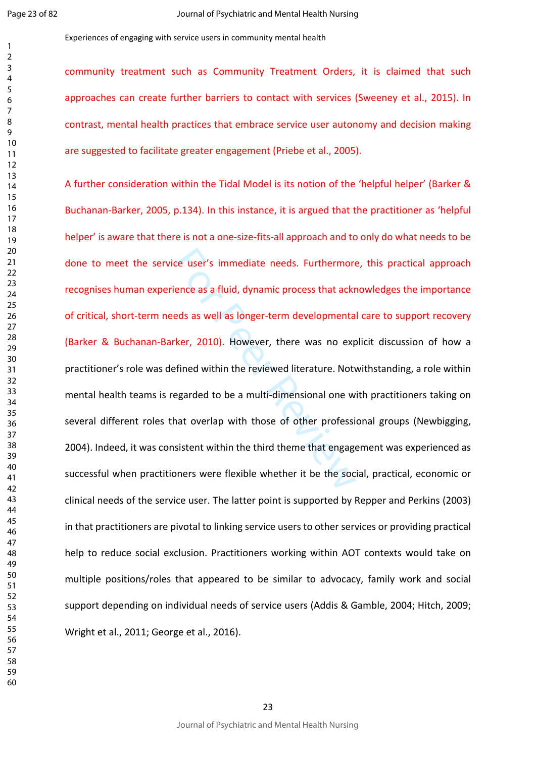community treatment such as Community Treatment Orders, it is claimed that such approaches can create further barriers to contact with services (Sweeney et al., 2015). In contrast, mental health practices that embrace service user autonomy and decision making are suggested to facilitate greater engagement (Priebe et al., 2005).

A further consideration within the Tidal Model is its notion of the 'helpful helper' (Barker & Buchanan-Barker, 2005, p.134). In this instance, it is argued that the practitioner as 'helpful helper' is aware that there is not a one-size-fits-all approach and to only do what needs to be done to meet the service user's immediate needs. Furthermore, this practical approach recognises human experience as a fluid, dynamic process that acknowledges the importance of critical, short-term needs as well as longer-term developmental care to support recovery (Barker & Buchanan-Barker, 2010). However, there was no explicit discussion of how a practitioner's role was defined within the reviewed literature. Notwithstanding, a role within mental health teams is regarded to be a multi-dimensional one with practitioners taking on several different roles that overlap with those of other professional groups (Newbigging, 2004). Indeed, it was consistent within the third theme that engagement was experienced as successful when practitioners were flexible whether it be the social, practical, economic or clinical needs of the service user. The latter point is supported by Repper and Perkins (2003) in that practitioners are pivotal to linking service users to other services or providing practical help to reduce social exclusion. Practitioners working within AOT contexts would take on multiple positions/roles that appeared to be similar to advocacy, family work and social support depending on individual needs of service users (Addis & Gamble, 2004; Hitch, 2009; Wright et al., 2011; George et al., 2016).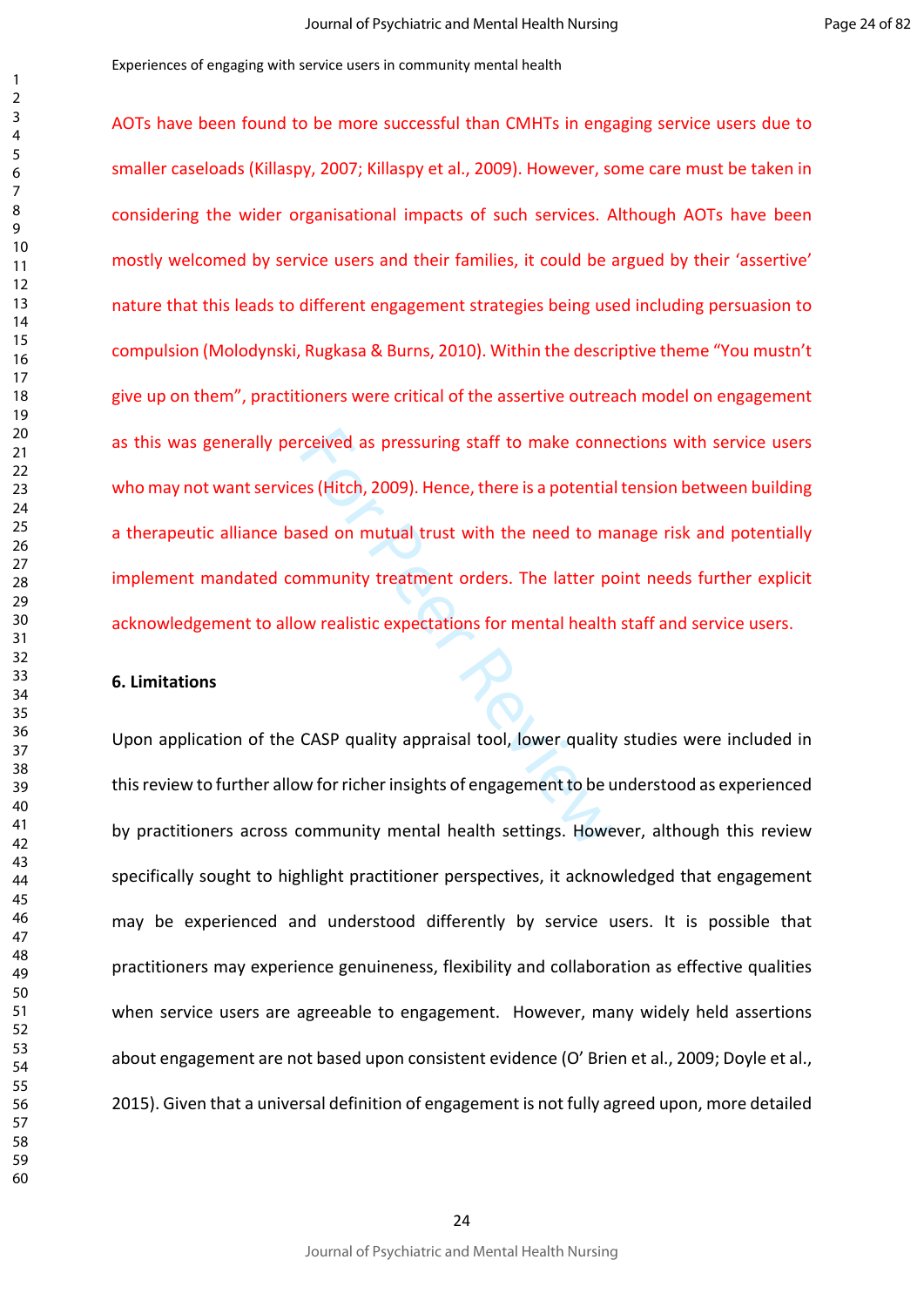AOTs have been found to be more successful than CMHTs in engaging service users due to smaller caseloads (Killaspy, 2007; Killaspy et al., 2009). However, some care must be taken in considering the wider organisational impacts of such services. Although AOTs have been mostly welcomed by service users and their families, it could be argued by their 'assertive' nature that this leads to different engagement strategies being used including persuasion to compulsion (Molodynski, Rugkasa & Burns, 2010). Within the descriptive theme "You mustn't give up on them", practitioners were critical of the assertive outreach model on engagement as this was generally perceived as pressuring staff to make connections with service users who may not want services (Hitch, 2009). Hence, there is a potential tension between building a therapeutic alliance based on mutual trust with the need to manage risk and potentially implement mandated community treatment orders. The latter point needs further explicit acknowledgement to allow realistic expectations for mental health staff and service users.

## 6. Limitations

Upon application of the CASP quality appraisal tool, lower quality studies were included in this review to further allow for richer insights of engagement to be understood as experienced by practitioners across community mental health settings. However, although this review specifically sought to highlight practitioner perspectives, it acknowledged that engagement may be experienced and understood differently by service users. It is possible that practitioners may experience genuineness, flexibility and collaboration as effective qualities when service users are agreeable to engagement. However, many widely held assertions about engagement are not based upon consistent evidence (O' Brien et al., 2009; Doyle et al., 2015). Given that a universal definition of engagement is not fully agreed upon, more detailed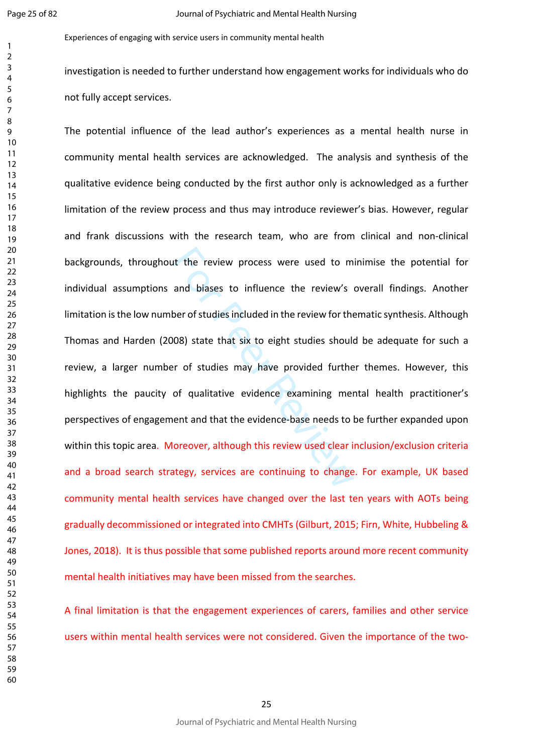investigation is needed to further understand how engagement works for individuals who do not fully accept services.

The potential influence of the lead author's experiences as a mental health nurse in community mental health services are acknowledged. The analysis and synthesis of the qualitative evidence being conducted by the first author only is acknowledged as a further limitation of the review process and thus may introduce reviewer's bias. However, regular and frank discussions with the research team, who are from clinical and non-clinical backgrounds, throughout the review process were used to minimise the potential for individual assumptions and biases to influence the review's overall findings. Another limitation is the low number of studies included in the review for thematic synthesis. Although Thomas and Harden (2008) state that six to eight studies should be adequate for such a review, a larger number of studies may have provided further themes. However, this highlights the paucity of qualitative evidence examining mental health practitioner's perspectives of engagement and that the evidence-base needs to be further expanded upon within this topic area. Moreover, although this review used clear inclusion/exclusion criteria and a broad search strategy, services are continuing to change. For example, UK based community mental health services have changed over the last ten years with AOTs being gradually decommissioned or integrated into CMHTs (Gilburt, 2015; Firn, White, Hubbeling & Jones, 2018). It is thus possible that some published reports around more recent community mental health initiatives may have been missed from the searches.

A final limitation is that the engagement experiences of carers, families and other service users within mental health services were not considered. Given the importance of the two-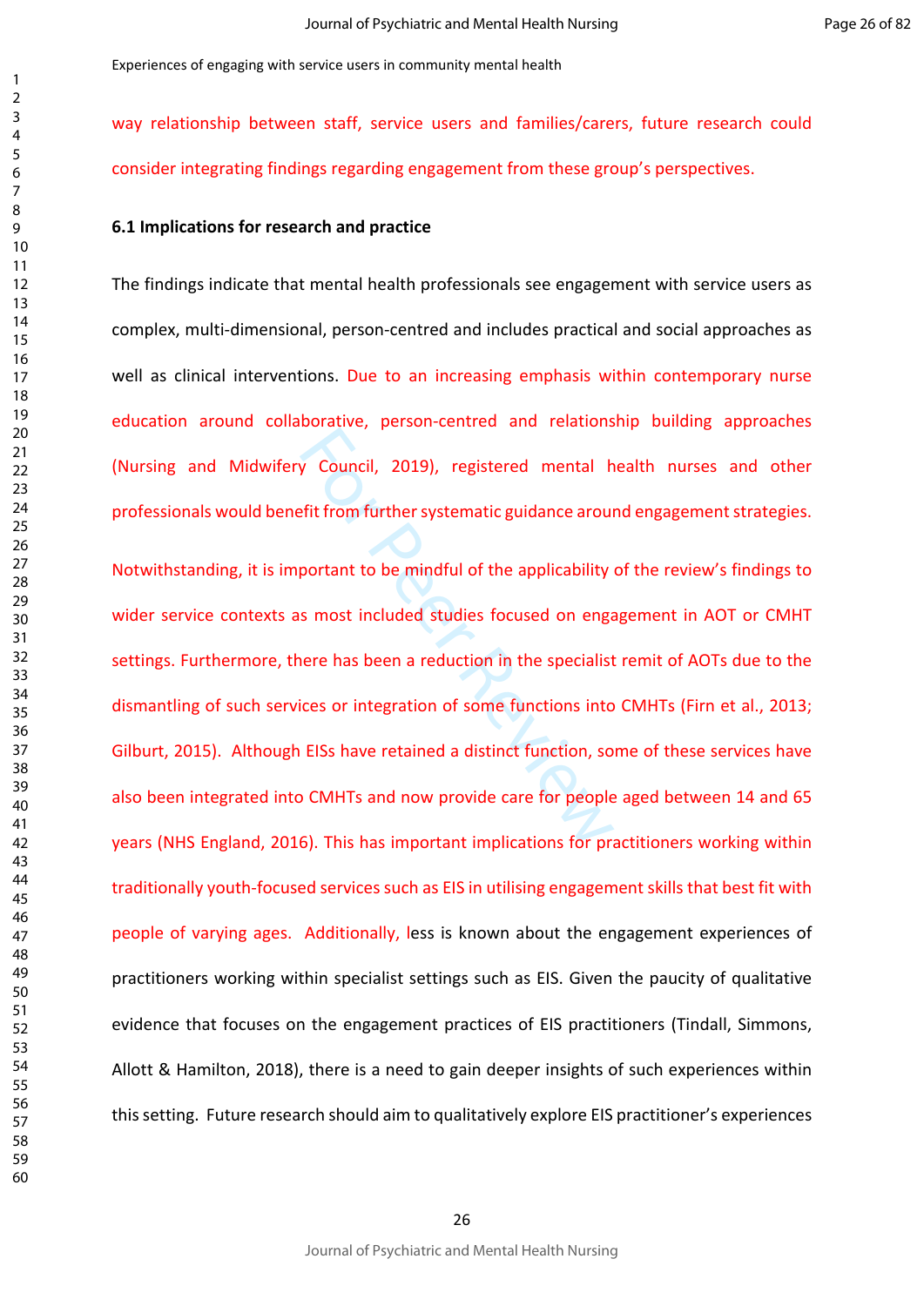way relationship between staff, service users and families/carers, future research could consider integrating findings regarding engagement from these group's perspectives.

### 6.1 Implications for research and practice

The findings indicate that mental health professionals see engagement with service users as complex, multi-dimensional, person-centred and includes practical and social approaches as well as clinical interventions. Due to an increasing emphasis within contemporary nurse education around collaborative, person-centred and relationship building approaches (Nursing and Midwifery Council, 2019), registered mental health nurses and other professionals would benefit from further systematic guidance around engagement strategies.

Notwithstanding, it is important to be mindful of the applicability of the review's findings to wider service contexts as most included studies focused on engagement in AOT or CMHT settings. Furthermore, there has been a reduction in the specialist remit of AOTs due to the dismantling of such services or integration of some functions into CMHTs (Firn et al., 2013; Gilburt, 2015). Although EISs have retained a distinct function, some of these services have also been integrated into CMHTs and now provide care for people aged between 14 and 65 years (NHS England, 2016). This has important implications for practitioners working within traditionally youth-focused services such as EIS in utilising engagement skills that best fit with people of varying ages. Additionally, less is known about the engagement experiences of practitioners working within specialist settings such as EIS. Given the paucity of qualitative evidence that focuses on the engagement practices of EIS practitioners (Tindall, Simmons, Allott & Hamilton, 2018), there is a need to gain deeper insights of such experiences within this setting. Future research should aim to qualitatively explore EIS practitioner's experiences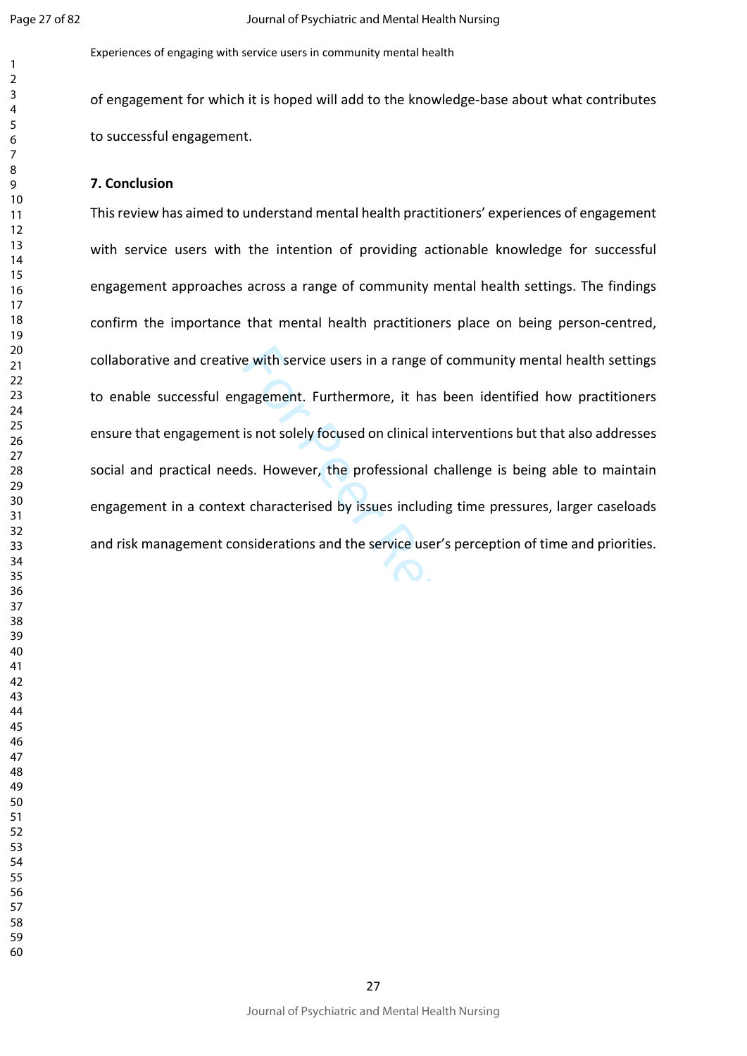of engagement for which it is hoped will add to the knowledge-base about what contributes to successful engagement.

## 7. Conclusion

This review has aimed to understand mental health practitioners' experiences of engagement with service users with the intention of providing actionable knowledge for successful engagement approaches across a range of community mental health settings. The findings confirm the importance that mental health practitioners place on being person-centred, collaborative and creative with service users in a range of community mental health settings to enable successful engagement. Furthermore, it has been identified how practitioners ensure that engagement is not solely focused on clinical interventions but that also addresses social and practical needs. However, the professional challenge is being able to maintain engagement in a context characterised by issues including time pressures, larger caseloads and risk management considerations and the service user's perception of time and priorities.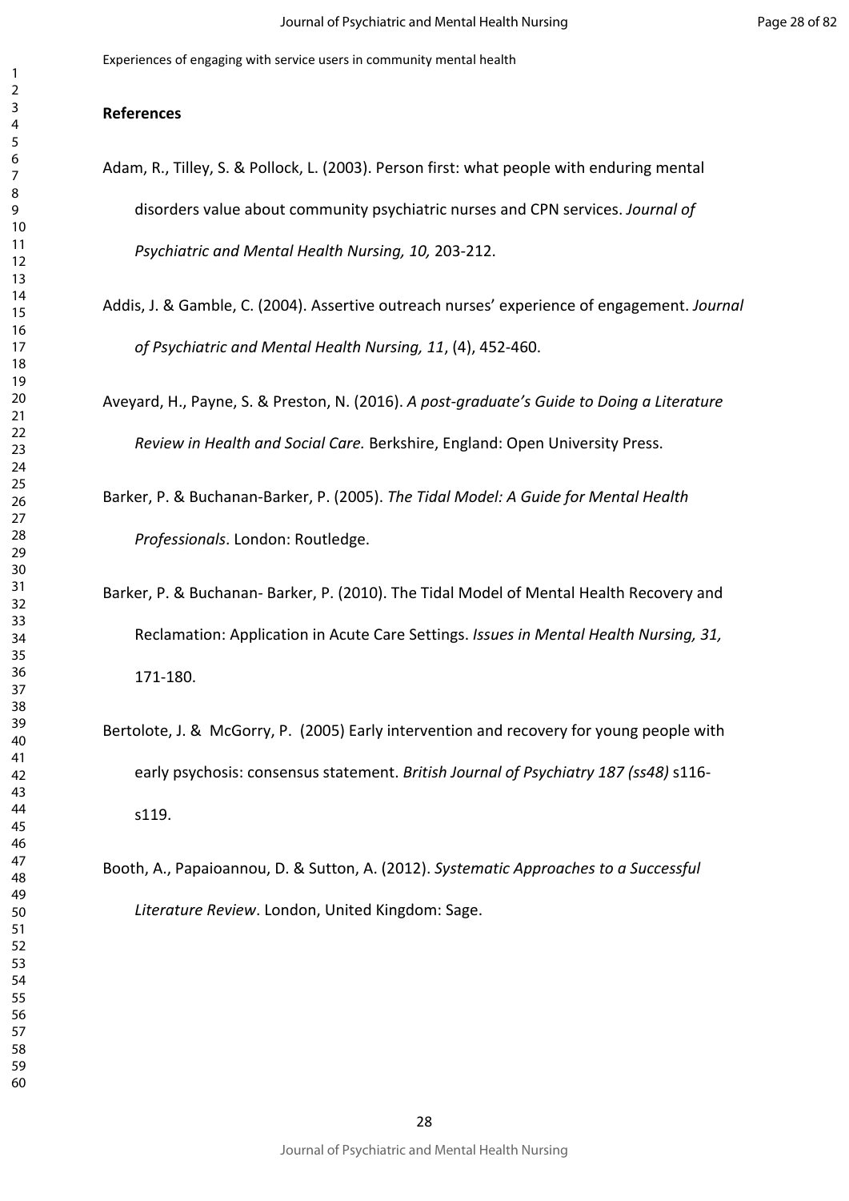## References

Adam, R., Tilley, S. & Pollock, L. (2003). Person first: what people with enduring mental disorders value about community psychiatric nurses and CPN services. *Journal of Psychiatric and Mental Health Nursing, 10,* 203-212.

Addis, J. & Gamble, C. (2004). Assertive outreach nurses' experience of engagement. *Journal of Psychiatric and Mental Health Nursing, 11*, (4), 452-460.

Aveyard, H., Payne, S. & Preston, N. (2016). *A post-graduate's Guide to Doing a Literature Review in Health and Social Care.* Berkshire, England: Open University Press.

Barker, P. & Buchanan-Barker, P. (2005). *The Tidal Model: A Guide for Mental Health Professionals*. London: Routledge.

Barker, P. & Buchanan- Barker, P. (2010). The Tidal Model of Mental Health Recovery and Reclamation: Application in Acute Care Settings. *Issues in Mental Health Nursing, 31,* 171-180.

Bertolote, J. & McGorry, P. (2005) Early intervention and recovery for young people with early psychosis: consensus statement. *British Journal of Psychiatry 187 (ss48)* s116-s119.

Booth, A., Papaioannou, D. & Sutton, A. (2012). *Systematic Approaches to a Successful Literature Review*. London, United Kingdom: Sage.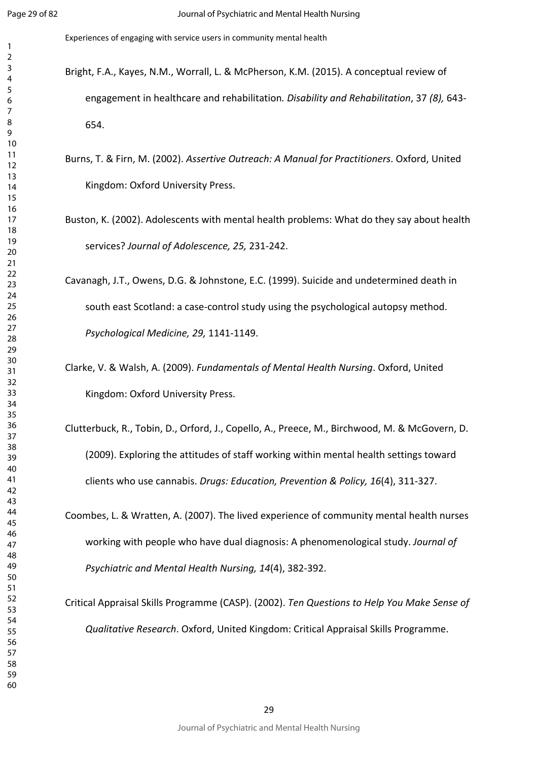Bright, F.A., Kayes, N.M., Worrall, L. & McPherson, K.M. (2015). A conceptual review of engagement in healthcare and rehabilitation*. Disability and Rehabilitation*, 37 *(8),* 643-654.

Burns, T. & Firn, M. (2002). *Assertive Outreach: A Manual for Practitioners*. Oxford, United Kingdom: Oxford University Press.

Buston, K. (2002). Adolescents with mental health problems: What do they say about health services? *Journal of Adolescence, 25,* 231-242.

Cavanagh, J.T., Owens, D.G. & Johnstone, E.C. (1999). Suicide and undetermined death in south east Scotland: a case-control study using the psychological autopsy method. *Psychological Medicine, 29,* 1141-1149.

Clarke, V. & Walsh, A. (2009). *Fundamentals of Mental Health Nursing*. Oxford, United Kingdom: Oxford University Press.

Clutterbuck, R., Tobin, D., Orford, J., Copello, A., Preece, M., Birchwood, M. & McGovern, D. (2009). Exploring the attitudes of staff working within mental health settings toward clients who use cannabis. *Drugs: Education, Prevention & Policy, 16*(4), 311-327.

Coombes, L. & Wratten, A. (2007). The lived experience of community mental health nurses working with people who have dual diagnosis: A phenomenological study. *Journal of Psychiatric and Mental Health Nursing, 14*(4), 382-392.

Critical Appraisal Skills Programme (CASP). (2002). *Ten Questions to Help You Make Sense of Qualitative Research*. Oxford, United Kingdom: Critical Appraisal Skills Programme.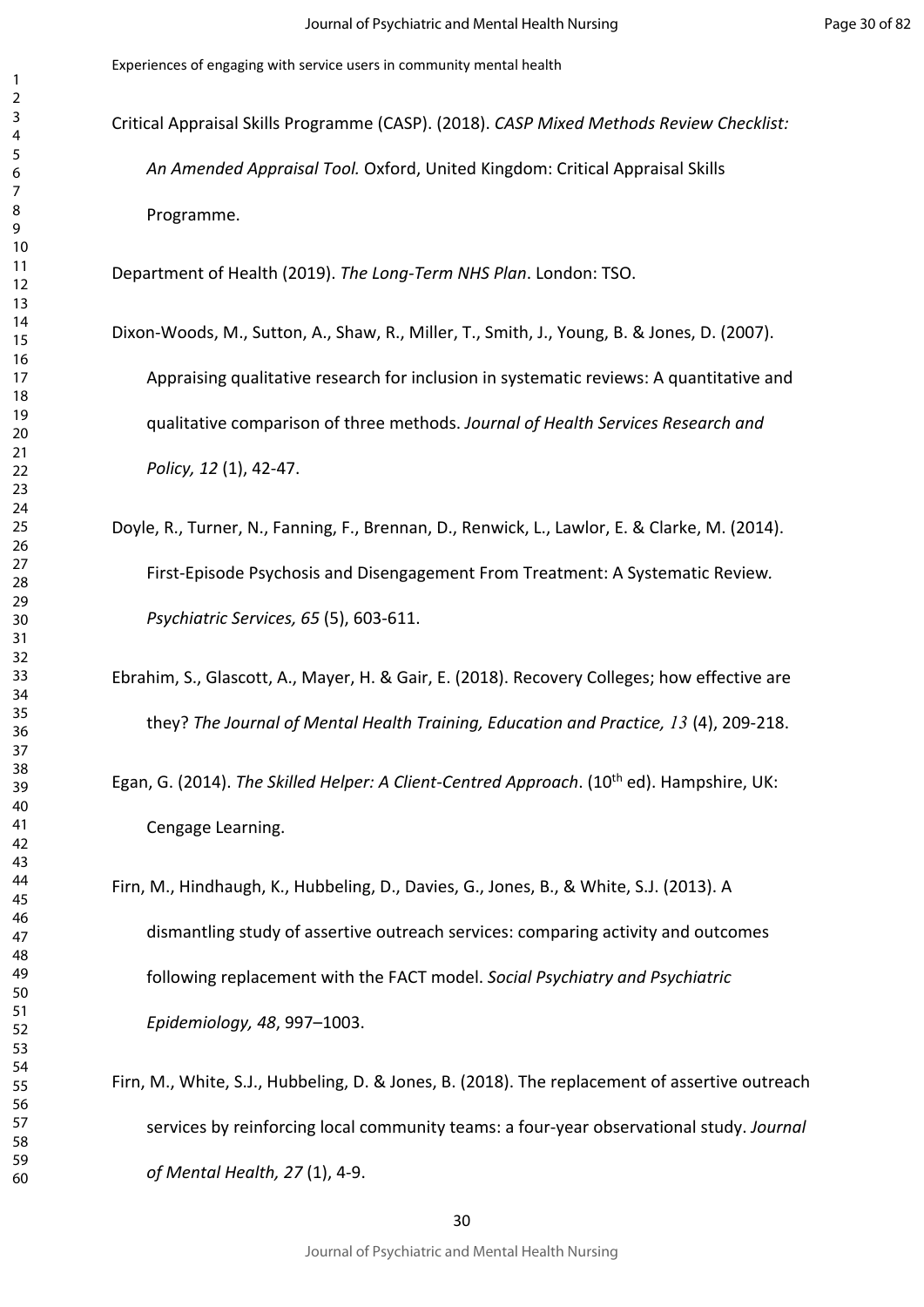Critical Appraisal Skills Programme (CASP). (2018). *CASP Mixed Methods Review Checklist: An Amended Appraisal Tool.* Oxford, United Kingdom: Critical Appraisal Skills Programme.

Department of Health (2019). *The Long-Term NHS Plan*. London: TSO.

Dixon-Woods, M., Sutton, A., Shaw, R., Miller, T., Smith, J., Young, B. & Jones, D. (2007). Appraising qualitative research for inclusion in systematic reviews: A quantitative and qualitative comparison of three methods. *Journal of Health Services Research and Policy, 12* (1), 42-47.

Doyle, R., Turner, N., Fanning, F., Brennan, D., Renwick, L., Lawlor, E. & Clarke, M. (2014). First-Episode Psychosis and Disengagement From Treatment: A Systematic Review. *Psychiatric Services, 65* (5), 603-611.

Ebrahim, S., Glascott, A., Mayer, H. & Gair, E. (2018). Recovery Colleges; how effective are they? *The Journal of Mental Health Training, Education and Practice, 13* (4), 209-218.

Egan, G. (2014). *The Skilled Helper: A Client-Centred Approach*. (10th ed). Hampshire, UK: Cengage Learning.

Firn, M., Hindhaugh, K., Hubbeling, D., Davies, G., Jones, B., & White, S.J. (2013). A dismantling study of assertive outreach services: comparing activity and outcomes following replacement with the FACT model. *Social Psychiatry and Psychiatric Epidemiology, 48*, 997–1003.

Firn, M., White, S.J., Hubbeling, D. & Jones, B. (2018). The replacement of assertive outreach services by reinforcing local community teams: a four-year observational study. *Journal of Mental Health, 27* (1), 4-9.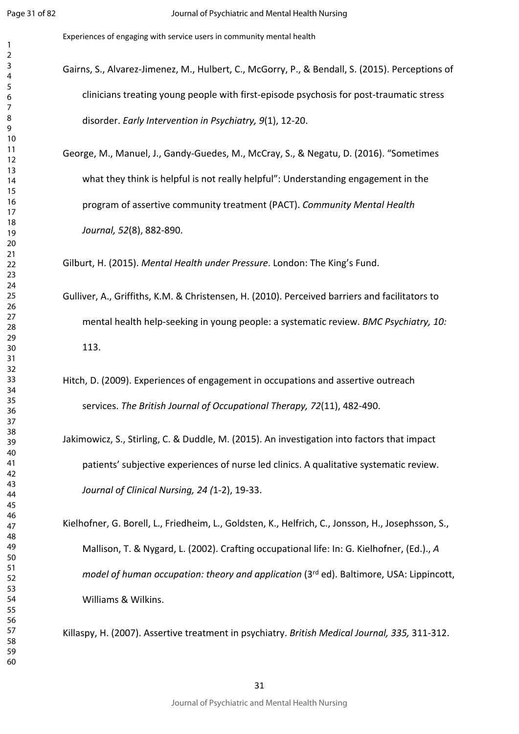Gairns, S., Alvarez-Jimenez, M., Hulbert, C., McGorry, P., & Bendall, S. (2015). Perceptions of clinicians treating young people with first-episode psychosis for post-traumatic stress disorder. *Early Intervention in Psychiatry, 9*(1), 12-20.

George, M., Manuel, J., Gandy-Guedes, M., McCray, S., & Negatu, D. (2016). "Sometimes what they think is helpful is not really helpful": Understanding engagement in the program of assertive community treatment (PACT). *Community Mental Health Journal, 52*(8), 882-890.

Gilburt, H. (2015). *Mental Health under Pressure*. London: The King's Fund.

Gulliver, A., Griffiths, K.M. & Christensen, H. (2010). Perceived barriers and facilitators to mental health help-seeking in young people: a systematic review. *BMC Psychiatry, 10:* 113.

Hitch, D. (2009). Experiences of engagement in occupations and assertive outreach services. *The British Journal of Occupational Therapy, 72*(11), 482-490.

Jakimowicz, S., Stirling, C. & Duddle, M. (2015). An investigation into factors that impact patients' subjective experiences of nurse led clinics. A qualitative systematic review. *Journal of Clinical Nursing, 24 (*1-2), 19-33.

Kielhofner, G. Borell, L., Friedheim, L., Goldsten, K., Helfrich, C., Jonsson, H., Josephsson, S., Mallison, T. & Nygard, L. (2002). Crafting occupational life: In: G. Kielhofner, (Ed.)., *A model of human occupation: theory and application* (3rd ed). Baltimore, USA: Lippincott, Williams & Wilkins.

Killaspy, H. (2007). Assertive treatment in psychiatry. *British Medical Journal, 335,* 311-312.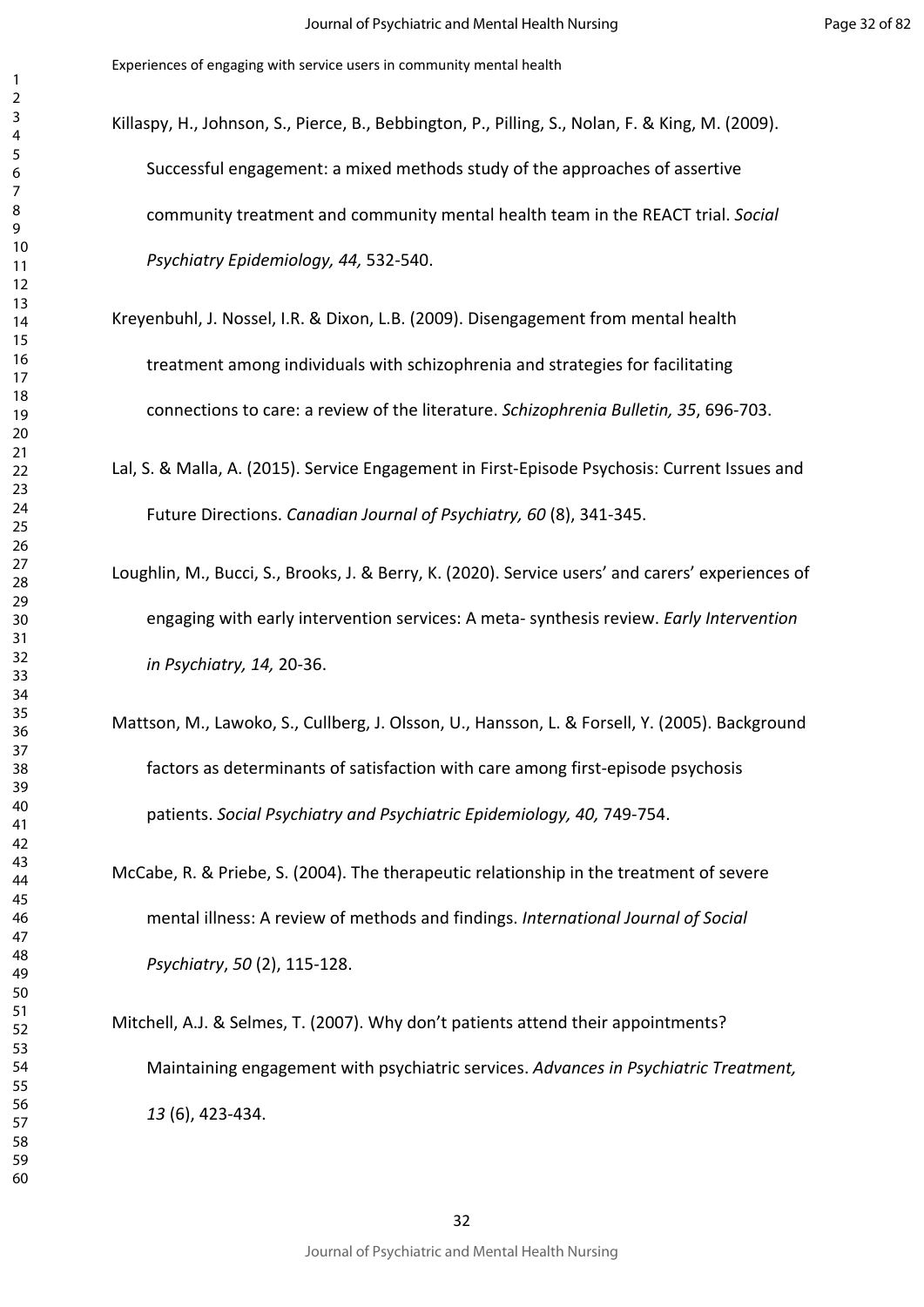Killaspy, H., Johnson, S., Pierce, B., Bebbington, P., Pilling, S., Nolan, F. & King, M. (2009). Successful engagement: a mixed methods study of the approaches of assertive community treatment and community mental health team in the REACT trial. *Social Psychiatry Epidemiology, 44,* 532-540.

Kreyenbuhl, J. Nossel, I.R. & Dixon, L.B. (2009). Disengagement from mental health treatment among individuals with schizophrenia and strategies for facilitating connections to care: a review of the literature. *Schizophrenia Bulletin, 35*, 696-703.

Lal, S. & Malla, A. (2015). Service Engagement in First-Episode Psychosis: Current Issues and Future Directions. *Canadian Journal of Psychiatry, 60* (8), 341-345.

Loughlin, M., Bucci, S., Brooks, J. & Berry, K. (2020). Service users' and carers' experiences of engaging with early intervention services: A meta- synthesis review. *Early Intervention in Psychiatry, 14,* 20-36.

Mattson, M., Lawoko, S., Cullberg, J. Olsson, U., Hansson, L. & Forsell, Y. (2005). Background factors as determinants of satisfaction with care among first-episode psychosis patients. *Social Psychiatry and Psychiatric Epidemiology, 40,* 749-754.

McCabe, R. & Priebe, S. (2004). The therapeutic relationship in the treatment of severe mental illness: A review of methods and findings. *International Journal of Social Psychiatry*, *50* (2), 115-128.

Mitchell, A.J. & Selmes, T. (2007). Why don't patients attend their appointments? Maintaining engagement with psychiatric services. *Advances in Psychiatric Treatment, 13* (6), 423-434.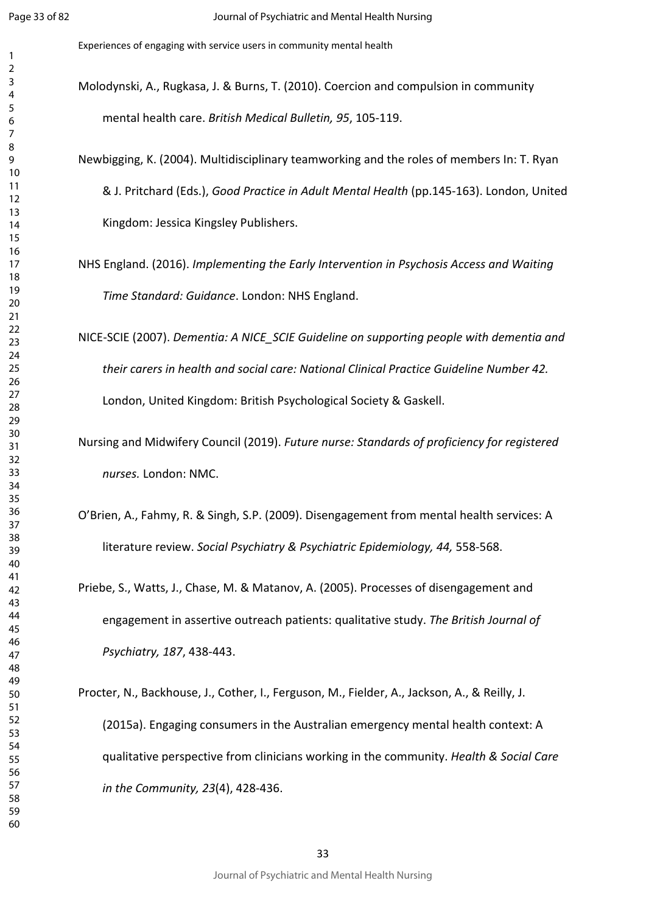Molodynski, A., Rugkasa, J. & Burns, T. (2010). Coercion and compulsion in community mental health care. *British Medical Bulletin, 95*, 105-119.

Newbigging, K. (2004). Multidisciplinary teamworking and the roles of members In: T. Ryan & J. Pritchard (Eds.), *Good Practice in Adult Mental Health* (pp.145-163). London, United Kingdom: Jessica Kingsley Publishers.

NHS England. (2016). *Implementing the Early Intervention in Psychosis Access and Waiting Time Standard: Guidance*. London: NHS England.

NICE-SCIE (2007). *Dementia: A NICE_SCIE Guideline on supporting people with dementia and their carers in health and social care: National Clinical Practice Guideline Number 42.* London, United Kingdom: British Psychological Society & Gaskell.

Nursing and Midwifery Council (2019). *Future nurse: Standards of proficiency for registered nurses.* London: NMC.

O'Brien, A., Fahmy, R. & Singh, S.P. (2009). Disengagement from mental health services: A literature review. *Social Psychiatry & Psychiatric Epidemiology, 44,* 558-568.

Priebe, S., Watts, J., Chase, M. & Matanov, A. (2005). Processes of disengagement and engagement in assertive outreach patients: qualitative study. *The British Journal of Psychiatry, 187*, 438-443.

Procter, N., Backhouse, J., Cother, I., Ferguson, M., Fielder, A., Jackson, A., & Reilly, J. (2015a). Engaging consumers in the Australian emergency mental health context: A qualitative perspective from clinicians working in the community. *Health & Social Care in the Community, 23*(4), 428-436.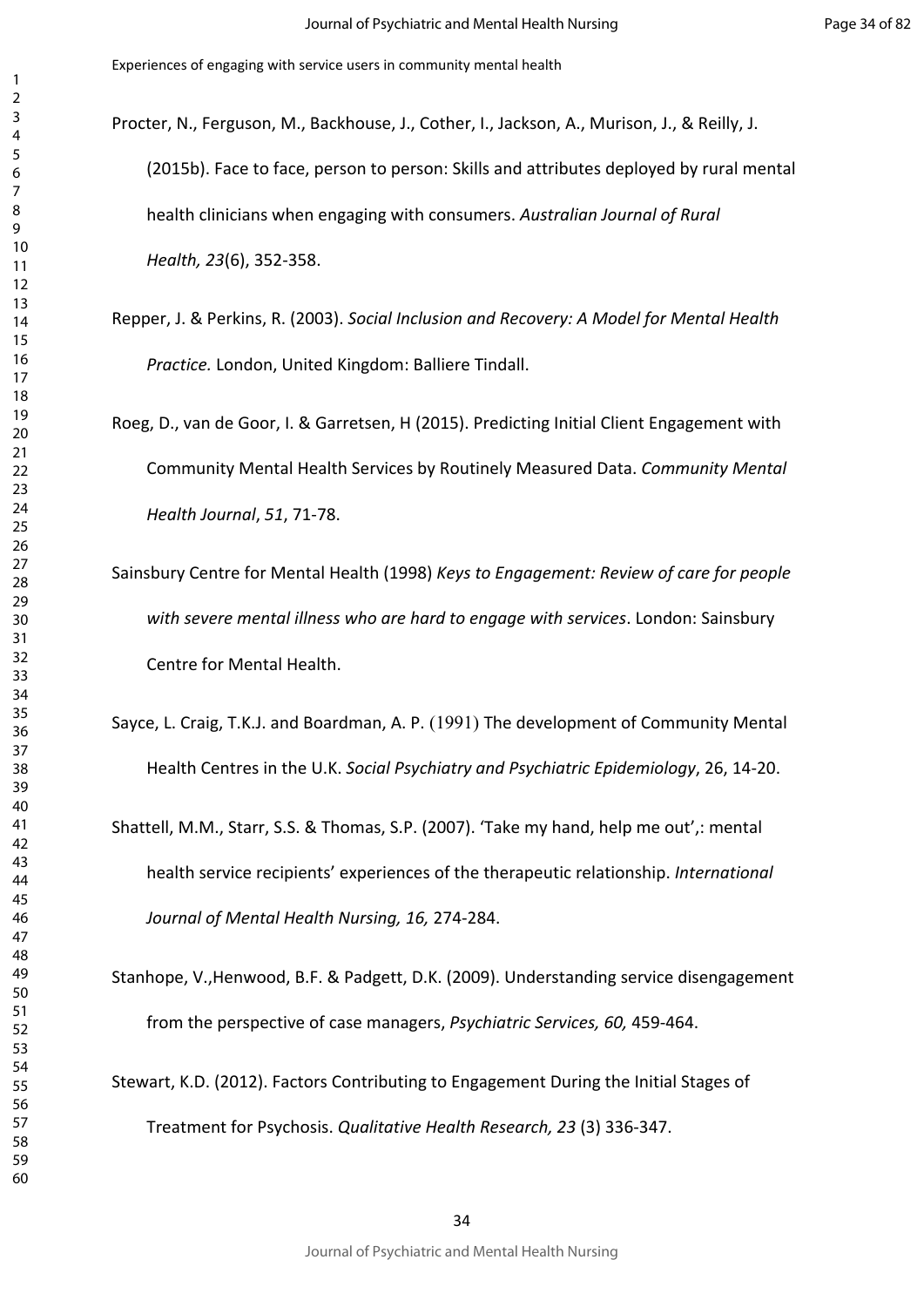Procter, N., Ferguson, M., Backhouse, J., Cother, I., Jackson, A., Murison, J., & Reilly, J. (2015b). Face to face, person to person: Skills and attributes deployed by rural mental health clinicians when engaging with consumers. *Australian Journal of Rural Health, 23*(6), 352-358.

Repper, J. & Perkins, R. (2003). *Social Inclusion and Recovery: A Model for Mental Health Practice.* London, United Kingdom: Balliere Tindall.

Roeg, D., van de Goor, I. & Garretsen, H (2015). Predicting Initial Client Engagement with Community Mental Health Services by Routinely Measured Data. *Community Mental Health Journal*, *51*, 71-78.

Sainsbury Centre for Mental Health (1998) *Keys to Engagement: Review of care for people with severe mental illness who are hard to engage with services*. London: Sainsbury Centre for Mental Health.

Sayce, L. Craig, T.K.J. and Boardman, A. P. (1991) The development of Community Mental Health Centres in the U.K. *Social Psychiatry and Psychiatric Epidemiology*, 26, 14-20.

Shattell, M.M., Starr, S.S. & Thomas, S.P. (2007). 'Take my hand, help me out',: mental health service recipients' experiences of the therapeutic relationship. *International Journal of Mental Health Nursing, 16,* 274-284.

Stanhope, V.,Henwood, B.F. & Padgett, D.K. (2009). Understanding service disengagement from the perspective of case managers, *Psychiatric Services, 60,* 459-464.

Stewart, K.D. (2012). Factors Contributing to Engagement During the Initial Stages of Treatment for Psychosis. *Qualitative Health Research, 23* (3) 336-347.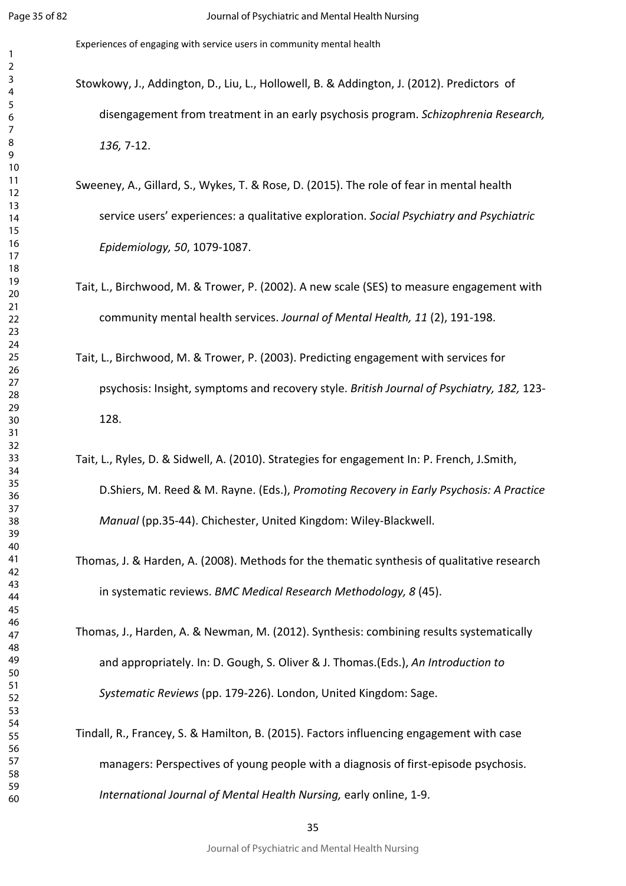Stowkowy, J., Addington, D., Liu, L., Hollowell, B. & Addington, J. (2012). Predictors of disengagement from treatment in an early psychosis program. *Schizophrenia Research, 136,* 7-12.

Sweeney, A., Gillard, S., Wykes, T. & Rose, D. (2015). The role of fear in mental health service users' experiences: a qualitative exploration. *Social Psychiatry and Psychiatric Epidemiology, 50*, 1079-1087.

Tait, L., Birchwood, M. & Trower, P. (2002). A new scale (SES) to measure engagement with community mental health services. *Journal of Mental Health, 11* (2), 191-198.

Tait, L., Birchwood, M. & Trower, P. (2003). Predicting engagement with services for psychosis: Insight, symptoms and recovery style. *British Journal of Psychiatry, 182,* 123-128.

Tait, L., Ryles, D. & Sidwell, A. (2010). Strategies for engagement In: P. French, J.Smith, D.Shiers, M. Reed & M. Rayne. (Eds.), *Promoting Recovery in Early Psychosis: A Practice Manual* (pp.35-44). Chichester, United Kingdom: Wiley-Blackwell.

Thomas, J. & Harden, A. (2008). Methods for the thematic synthesis of qualitative research in systematic reviews. *BMC Medical Research Methodology, 8* (45).

Thomas, J., Harden, A. & Newman, M. (2012). Synthesis: combining results systematically and appropriately. In: D. Gough, S. Oliver & J. Thomas.(Eds.), *An Introduction to Systematic Reviews* (pp. 179-226). London, United Kingdom: Sage.

Tindall, R., Francey, S. & Hamilton, B. (2015). Factors influencing engagement with case managers: Perspectives of young people with a diagnosis of first-episode psychosis. *International Journal of Mental Health Nursing,* early online, 1-9.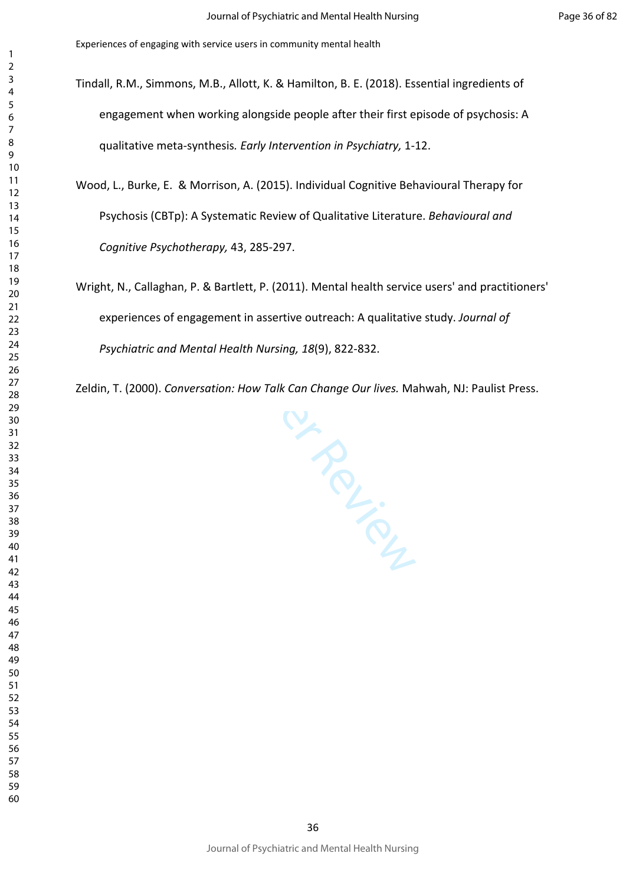Tindall, R.M., Simmons, M.B., Allott, K. & Hamilton, B. E. (2018). Essential ingredients of engagement when working alongside people after their first episode of psychosis: A qualitative meta-synthesis. *Early Intervention in Psychiatry,* 1-12.

Wood, L., Burke, E. & Morrison, A. (2015). Individual Cognitive Behavioural Therapy for Psychosis (CBTp): A Systematic Review of Qualitative Literature. *Behavioural and Cognitive Psychotherapy,* 43, 285-297.

Wright, N., Callaghan, P. & Bartlett, P. (2011). Mental health service users' and practitioners' experiences of engagement in assertive outreach: A qualitative study. *Journal of Psychiatric and Mental Health Nursing, 18*(9), 822-832.

Zeldin, T. (2000). *Conversation: How Talk Can Change Our lives.* Mahwah, NJ: Paulist Press.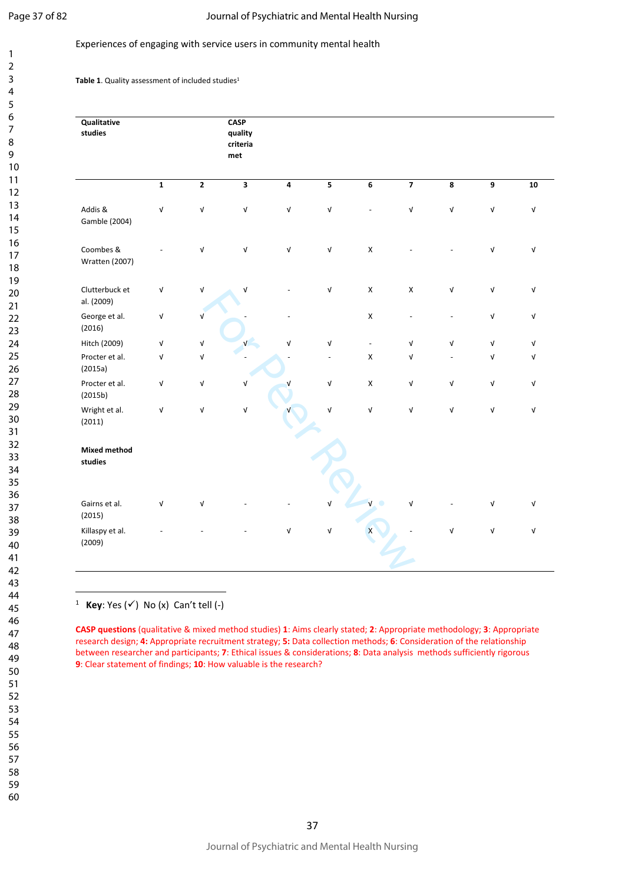Experiences of engaging with service users in community mental health

**Table 1**. Quality assessment of included studies[1]

| Qualitative studies | CASP quality criteria met | | | | | | | | | |
|---|---|---|---|---|---|---|---|---|---|---|
| | **1** | **2** | **3** | **4** | **5** | **6** | **7** | **8** | **9** | **10** |
| Addis & Gamble (2004) | √ | √ | √ | √ | √ | - | √ | √ | √ | √ |
| Coombes & Wratten (2007) | - | √ | √ | √ | √ | X | - | - | √ | √ |
| Clutterbuck et al. (2009) | √ | √ | √ | - | √ | X | X | √ | √ | √ |
| George et al. (2016) | √ | √ | - | - | | X | - | - | √ | √ |
| Hitch (2009) | √ | √ | √ | √ | √ | - | √ | √ | √ | √ |
| Procter et al. (2015a) | √ | √ | - | - | - | X | √ | - | √ | √ |
| Procter et al. (2015b) | √ | √ | √ | √ | √ | X | √ | √ | √ | √ |
| Wright et al. (2011) | √ | √ | √ | √ | √ | √ | √ | √ | √ | √ |
| **Mixed method studies** | | | | | | | | | | |
| Gairns et al. (2015) | √ | √ | - | - | √ | √ | √ | - | √ | √ |
| Killaspy et al. (2009) | - | - | - | √ | √ | X | - | √ | √ | √ |

[1] **Key**: Yes (✓) No (x) Can't tell (-)

**CASP questions** (qualitative & mixed method studies) **1**: Aims clearly stated; **2**: Appropriate methodology; **3**: Appropriate research design; **4**: Appropriate recruitment strategy; **5**: Data collection methods; **6**: Consideration of the relationship between researcher and participants; **7**: Ethical issues & considerations; **8**: Data analysis methods sufficiently rigorous **9**: Clear statement of findings; **10**: How valuable is the research?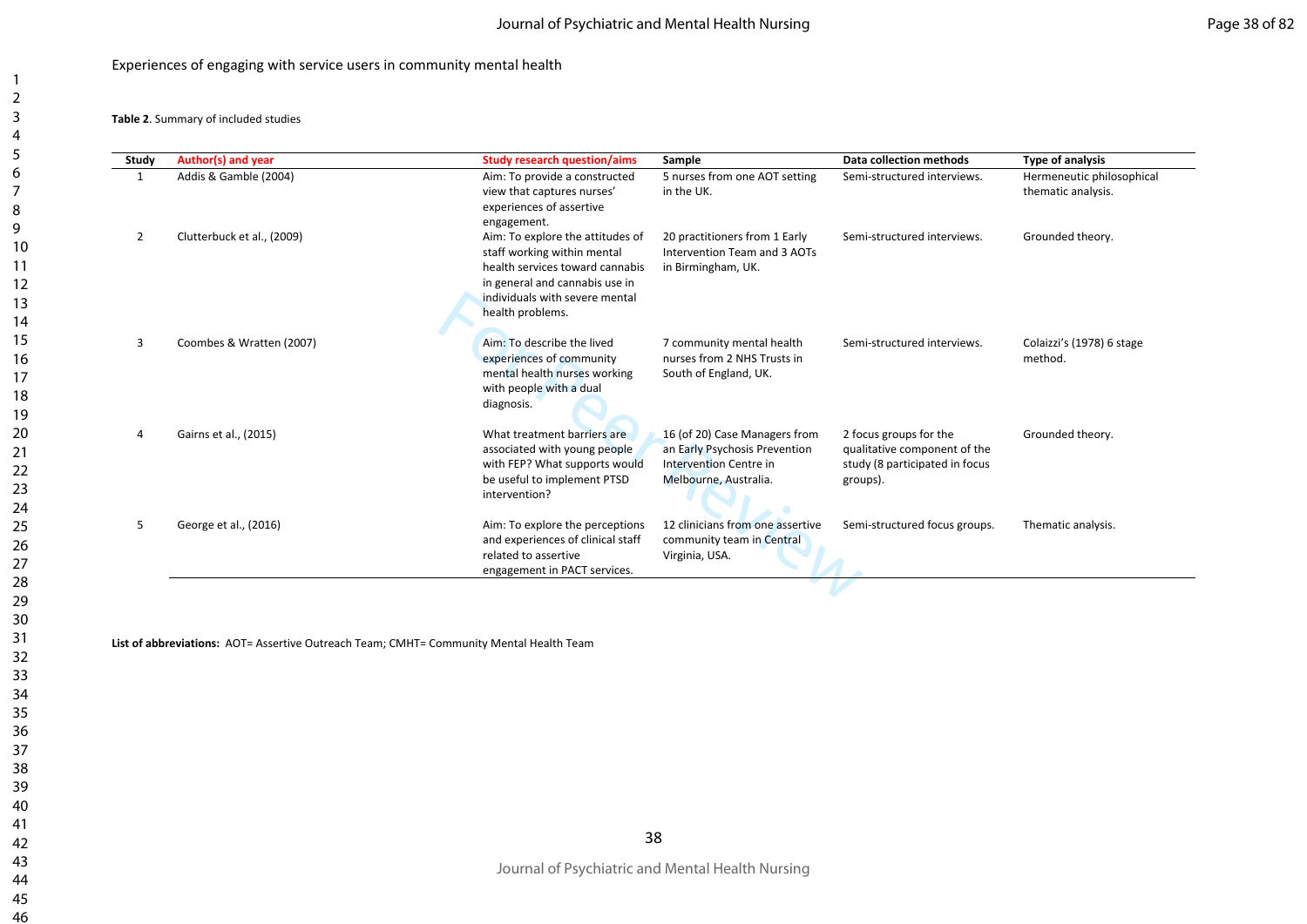Experiences of engaging with service users in community mental health

**Table 2**. Summary of included studies

| Study | Author(s) and year | Study research question/aims | Sample | Data collection methods | Type of analysis |
|---|---|---|---|---|---|
| 1 | Addis & Gamble (2004) | Aim: To provide a constructed view that captures nurses' experiences of assertive engagement. | 5 nurses from one AOT setting in the UK. | Semi-structured interviews. | Hermeneutic philosophical thematic analysis. |
| 2 | Clutterbuck et al., (2009) | Aim: To explore the attitudes of staff working within mental health services toward cannabis in general and cannabis use in individuals with severe mental health problems. | 20 practitioners from 1 Early Intervention Team and 3 AOTs in Birmingham, UK. | Semi-structured interviews. | Grounded theory. |
| 3 | Coombes & Wratten (2007) | Aim: To describe the lived experiences of community mental health nurses working with people with a dual diagnosis. | 7 community mental health nurses from 2 NHS Trusts in South of England, UK. | Semi-structured interviews. | Colaizzi's (1978) 6 stage method. |
| 4 | Gairns et al., (2015) | What treatment barriers are associated with young people with FEP? What supports would be useful to implement PTSD intervention? | 16 (of 20) Case Managers from an Early Psychosis Prevention Intervention Centre in Melbourne, Australia. | 2 focus groups for the qualitative component of the study (8 participated in focus groups). | Grounded theory. |
| 5 | George et al., (2016) | Aim: To explore the perceptions and experiences of clinical staff related to assertive engagement in PACT services. | 12 clinicians from one assertive community team in Central Virginia, USA. | Semi-structured focus groups. | Thematic analysis. |

**List of abbreviations:** AOT= Assertive Outreach Team; CMHT= Community Mental Health Team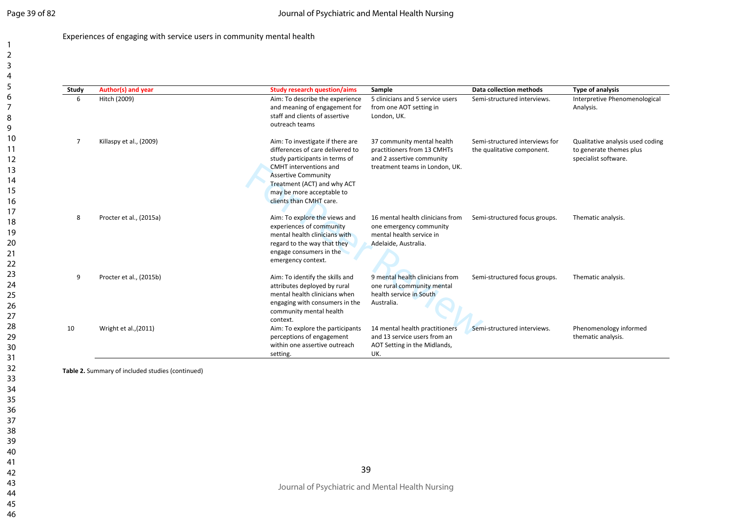Experiences of engaging with service users in community mental health

| Study | Author(s) and year | Study research question/aims | Sample | Data collection methods | Type of analysis |
|---|---|---|---|---|---|
| 6 | Hitch (2009) | Aim: To describe the experience and meaning of engagement for staff and clients of assertive outreach teams | 5 clinicians and 5 service users from one AOT setting in London, UK. | Semi-structured interviews. | Interpretive Phenomenological Analysis. |
| 7 | Killaspy et al., (2009) | Aim: To investigate if there are differences of care delivered to study participants in terms of CMHT interventions and Assertive Community Treatment (ACT) and why ACT may be more acceptable to clients than CMHT care. | 37 community mental health practitioners from 13 CMHTs and 2 assertive community treatment teams in London, UK. | Semi-structured interviews for the qualitative component. | Qualitative analysis used coding to generate themes plus specialist software. |
| 8 | Procter et al., (2015a) | Aim: To explore the views and experiences of community mental health clinicians with regard to the way that they engage consumers in the emergency context. | 16 mental health clinicians from one emergency community mental health service in Adelaide, Australia. | Semi-structured focus groups. | Thematic analysis. |
| 9 | Procter et al., (2015b) | Aim: To identify the skills and attributes deployed by rural mental health clinicians when engaging with consumers in the community mental health context. | 9 mental health clinicians from one rural community mental health service in South Australia. | Semi-structured focus groups. | Thematic analysis. |
| 10 | Wright et al.,(2011) | Aim: To explore the participants perceptions of engagement within one assertive outreach setting. | 14 mental health practitioners and 13 service users from an AOT Setting in the Midlands, UK. | Semi-structured interviews. | Phenomenology informed thematic analysis. |

**Table 2.** Summary of included studies (continued)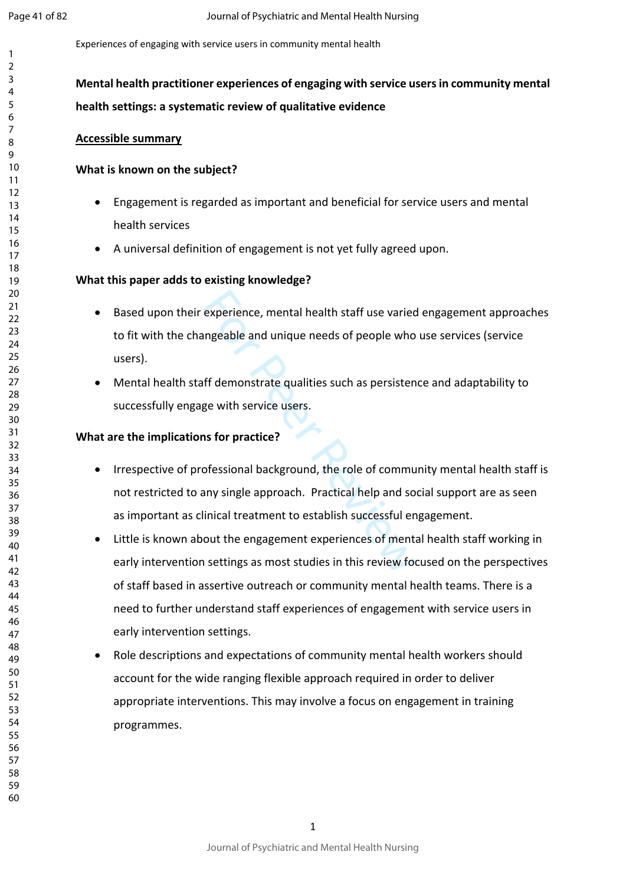Experiences of engaging with service users in community mental health

**Mental health practitioner experiences of engaging with service users in community mental health settings: a systematic review of qualitative evidence**

## Accessible summary

### What is known on the subject?

- Engagement is regarded as important and beneficial for service users and mental health services
- A universal definition of engagement is not yet fully agreed upon.

### What this paper adds to existing knowledge?

- Based upon their experience, mental health staff use varied engagement approaches to fit with the changeable and unique needs of people who use services (service users).
- Mental health staff demonstrate qualities such as persistence and adaptability to successfully engage with service users.

### What are the implications for practice?

- Irrespective of professional background, the role of community mental health staff is not restricted to any single approach. Practical help and social support are as seen as important as clinical treatment to establish successful engagement.
- Little is known about the engagement experiences of mental health staff working in early intervention settings as most studies in this review focused on the perspectives of staff based in assertive outreach or community mental health teams. There is a need to further understand staff experiences of engagement with service users in early intervention settings.
- Role descriptions and expectations of community mental health workers should account for the wide ranging flexible approach required in order to deliver appropriate interventions. This may involve a focus on engagement in training programmes.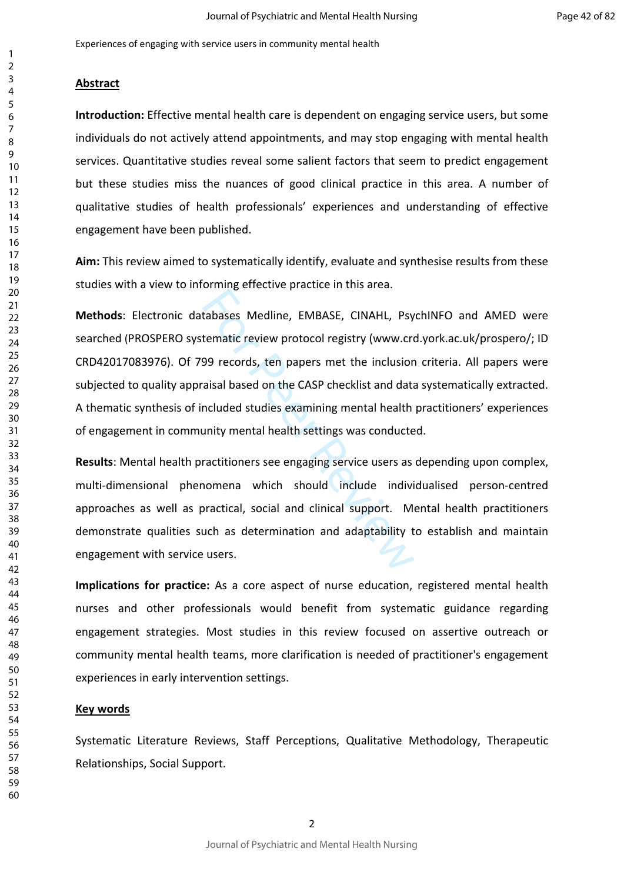Experiences of engaging with service users in community mental health

## Abstract

**Introduction:** Effective mental health care is dependent on engaging service users, but some individuals do not actively attend appointments, and may stop engaging with mental health services. Quantitative studies reveal some salient factors that seem to predict engagement but these studies miss the nuances of good clinical practice in this area. A number of qualitative studies of health professionals' experiences and understanding of effective engagement have been published.

**Aim:** This review aimed to systematically identify, evaluate and synthesise results from these studies with a view to informing effective practice in this area.

**Methods**: Electronic databases Medline, EMBASE, CINAHL, PsychINFO and AMED were searched (PROSPERO systematic review protocol registry (www.crd.york.ac.uk/prospero/; ID CRD42017083976). Of 799 records, ten papers met the inclusion criteria. All papers were subjected to quality appraisal based on the CASP checklist and data systematically extracted. A thematic synthesis of included studies examining mental health practitioners' experiences of engagement in community mental health settings was conducted.

**Results**: Mental health practitioners see engaging service users as depending upon complex, multi-dimensional phenomena which should include individualised person-centred approaches as well as practical, social and clinical support. Mental health practitioners demonstrate qualities such as determination and adaptability to establish and maintain engagement with service users.

**Implications for practice:** As a core aspect of nurse education, registered mental health nurses and other professionals would benefit from systematic guidance regarding engagement strategies. Most studies in this review focused on assertive outreach or community mental health teams, more clarification is needed of practitioner's engagement experiences in early intervention settings.

## Key words

Systematic Literature Reviews, Staff Perceptions, Qualitative Methodology, Therapeutic Relationships, Social Support.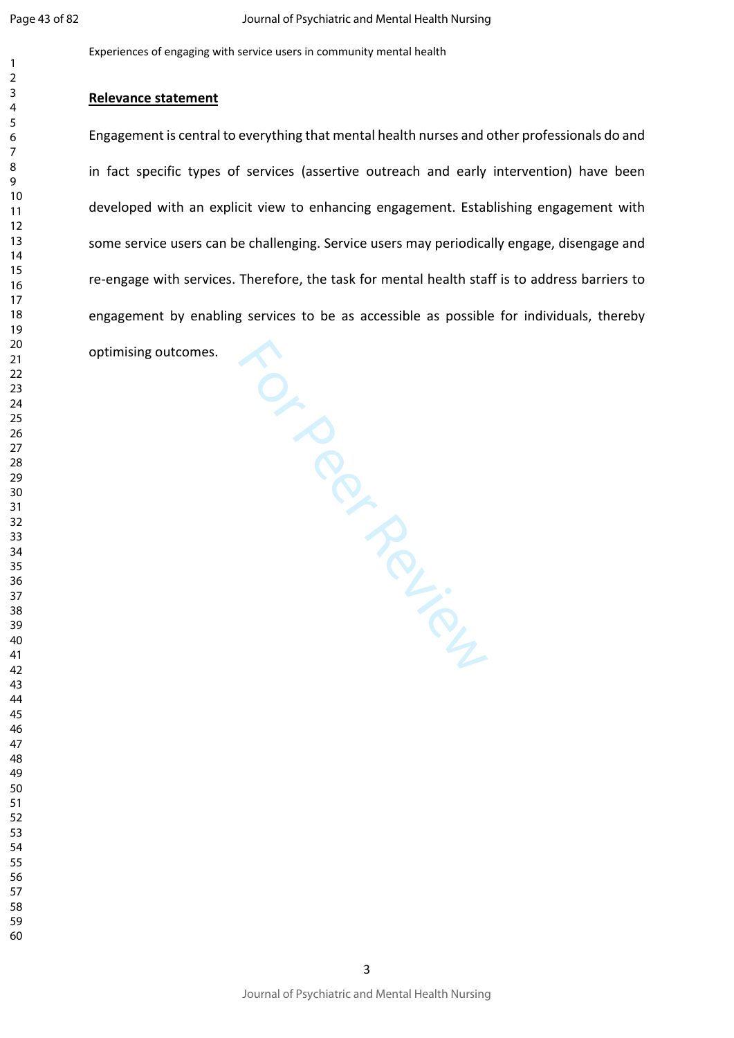## Relevance statement

Engagement is central to everything that mental health nurses and other professionals do and in fact specific types of services (assertive outreach and early intervention) have been developed with an explicit view to enhancing engagement. Establishing engagement with some service users can be challenging. Service users may periodically engage, disengage and re-engage with services. Therefore, the task for mental health staff is to address barriers to engagement by enabling services to be as accessible as possible for individuals, thereby optimising outcomes.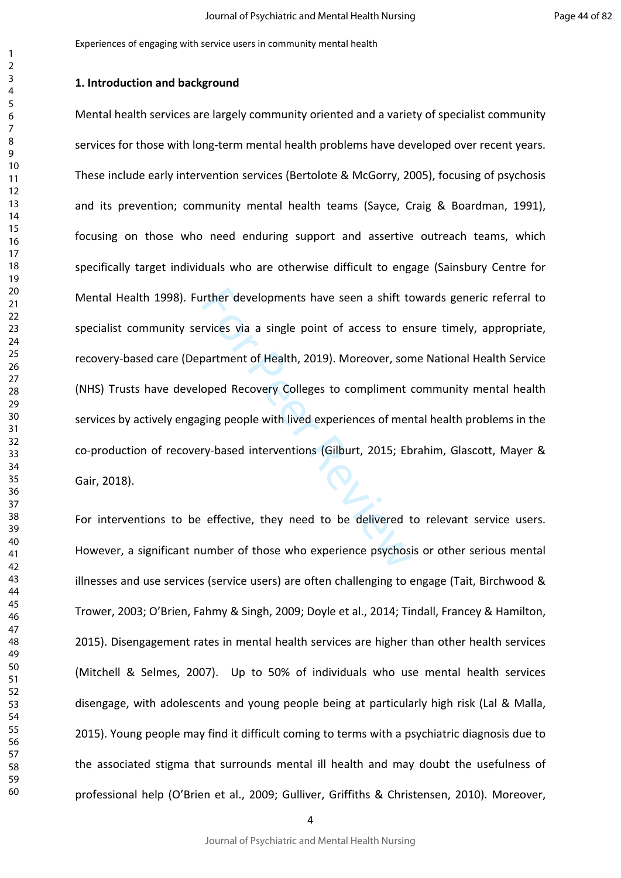Experiences of engaging with service users in community mental health

## 1. Introduction and background

Mental health services are largely community oriented and a variety of specialist community services for those with long-term mental health problems have developed over recent years. These include early intervention services (Bertolote & McGorry, 2005), focusing of psychosis and its prevention; community mental health teams (Sayce, Craig & Boardman, 1991), focusing on those who need enduring support and assertive outreach teams, which specifically target individuals who are otherwise difficult to engage (Sainsbury Centre for Mental Health 1998). Further developments have seen a shift towards generic referral to specialist community services via a single point of access to ensure timely, appropriate, recovery-based care (Department of Health, 2019). Moreover, some National Health Service (NHS) Trusts have developed Recovery Colleges to compliment community mental health services by actively engaging people with lived experiences of mental health problems in the co-production of recovery-based interventions (Gilburt, 2015; Ebrahim, Glascott, Mayer & Gair, 2018).

For interventions to be effective, they need to be delivered to relevant service users. However, a significant number of those who experience psychosis or other serious mental illnesses and use services (service users) are often challenging to engage (Tait, Birchwood & Trower, 2003; O'Brien, Fahmy & Singh, 2009; Doyle et al., 2014; Tindall, Francey & Hamilton, 2015). Disengagement rates in mental health services are higher than other health services (Mitchell & Selmes, 2007). Up to 50% of individuals who use mental health services disengage, with adolescents and young people being at particularly high risk (Lal & Malla, 2015). Young people may find it difficult coming to terms with a psychiatric diagnosis due to the associated stigma that surrounds mental ill health and may doubt the usefulness of professional help (O'Brien et al., 2009; Gulliver, Griffiths & Christensen, 2010). Moreover,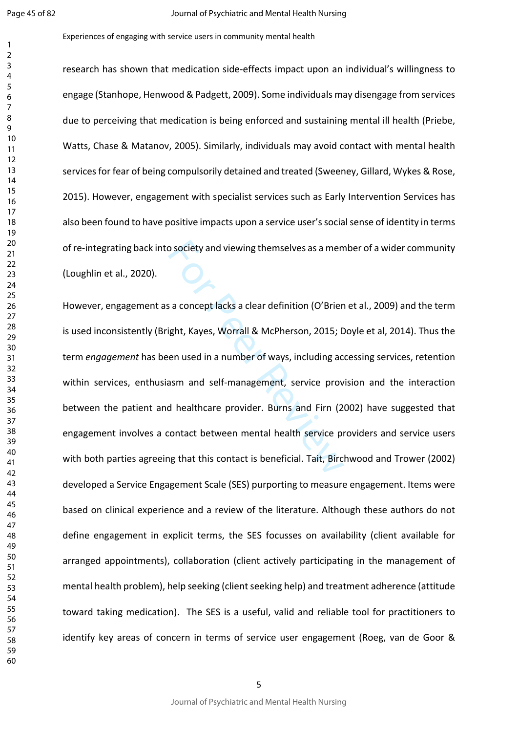research has shown that medication side-effects impact upon an individual's willingness to engage (Stanhope, Henwood & Padgett, 2009). Some individuals may disengage from services due to perceiving that medication is being enforced and sustaining mental ill health (Priebe, Watts, Chase & Matanov, 2005). Similarly, individuals may avoid contact with mental health services for fear of being compulsorily detained and treated (Sweeney, Gillard, Wykes & Rose, 2015). However, engagement with specialist services such as Early Intervention Services has also been found to have positive impacts upon a service user's social sense of identity in terms of re-integrating back into society and viewing themselves as a member of a wider community (Loughlin et al., 2020).

However, engagement as a concept lacks a clear definition (O'Brien et al., 2009) and the term is used inconsistently (Bright, Kayes, Worrall & McPherson, 2015; Doyle et al, 2014). Thus the term *engagement* has been used in a number of ways, including accessing services, retention within services, enthusiasm and self-management, service provision and the interaction between the patient and healthcare provider. Burns and Firn (2002) have suggested that engagement involves a contact between mental health service providers and service users with both parties agreeing that this contact is beneficial. Tait, Birchwood and Trower (2002) developed a Service Engagement Scale (SES) purporting to measure engagement. Items were based on clinical experience and a review of the literature. Although these authors do not define engagement in explicit terms, the SES focusses on availability (client available for arranged appointments), collaboration (client actively participating in the management of mental health problem), help seeking (client seeking help) and treatment adherence (attitude toward taking medication). The SES is a useful, valid and reliable tool for practitioners to identify key areas of concern in terms of service user engagement (Roeg, van de Goor &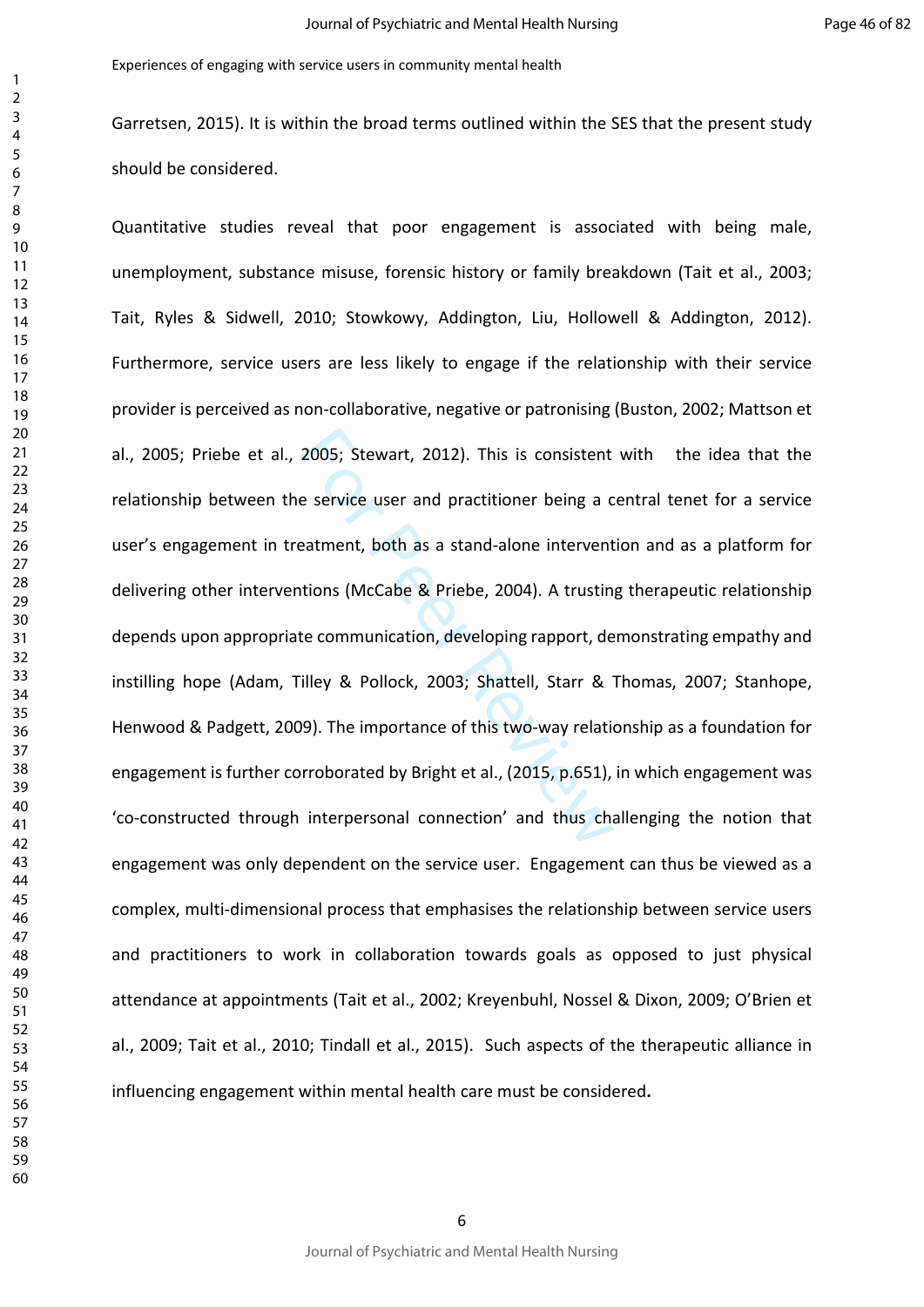Garretsen, 2015). It is within the broad terms outlined within the SES that the present study should be considered.

Quantitative studies reveal that poor engagement is associated with being male, unemployment, substance misuse, forensic history or family breakdown (Tait et al., 2003; Tait, Ryles & Sidwell, 2010; Stowkowy, Addington, Liu, Hollowell & Addington, 2012). Furthermore, service users are less likely to engage if the relationship with their service provider is perceived as non-collaborative, negative or patronising (Buston, 2002; Mattson et al., 2005; Priebe et al., 2005; Stewart, 2012). This is consistent with the idea that the relationship between the service user and practitioner being a central tenet for a service user's engagement in treatment, both as a stand-alone intervention and as a platform for delivering other interventions (McCabe & Priebe, 2004). A trusting therapeutic relationship depends upon appropriate communication, developing rapport, demonstrating empathy and instilling hope (Adam, Tilley & Pollock, 2003; Shattell, Starr & Thomas, 2007; Stanhope, Henwood & Padgett, 2009). The importance of this two-way relationship as a foundation for engagement is further corroborated by Bright et al., (2015, p.651), in which engagement was 'co-constructed through interpersonal connection' and thus challenging the notion that engagement was only dependent on the service user. Engagement can thus be viewed as a complex, multi-dimensional process that emphasises the relationship between service users and practitioners to work in collaboration towards goals as opposed to just physical attendance at appointments (Tait et al., 2002; Kreyenbuhl, Nossel & Dixon, 2009; O'Brien et al., 2009; Tait et al., 2010; Tindall et al., 2015). Such aspects of the therapeutic alliance in influencing engagement within mental health care must be considered.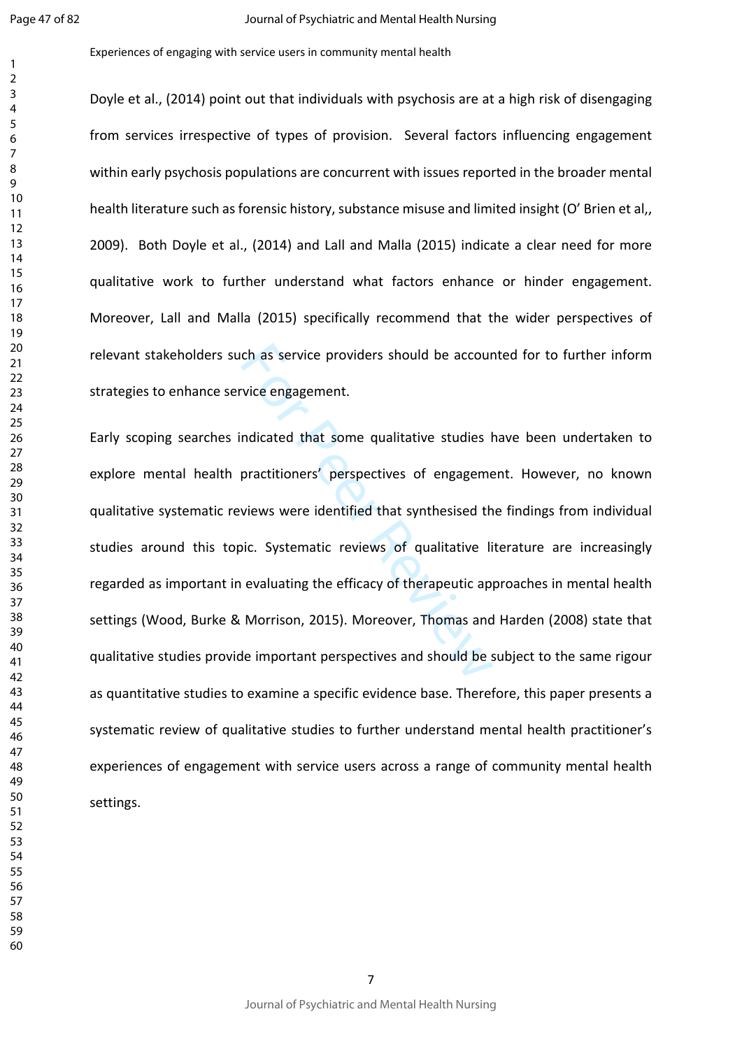Doyle et al., (2014) point out that individuals with psychosis are at a high risk of disengaging from services irrespective of types of provision. Several factors influencing engagement within early psychosis populations are concurrent with issues reported in the broader mental health literature such as forensic history, substance misuse and limited insight (O' Brien et al,, 2009). Both Doyle et al., (2014) and Lall and Malla (2015) indicate a clear need for more qualitative work to further understand what factors enhance or hinder engagement. Moreover, Lall and Malla (2015) specifically recommend that the wider perspectives of relevant stakeholders such as service providers should be accounted for to further inform strategies to enhance service engagement.

Early scoping searches indicated that some qualitative studies have been undertaken to explore mental health practitioners' perspectives of engagement. However, no known qualitative systematic reviews were identified that synthesised the findings from individual studies around this topic. Systematic reviews of qualitative literature are increasingly regarded as important in evaluating the efficacy of therapeutic approaches in mental health settings (Wood, Burke & Morrison, 2015). Moreover, Thomas and Harden (2008) state that qualitative studies provide important perspectives and should be subject to the same rigour as quantitative studies to examine a specific evidence base. Therefore, this paper presents a systematic review of qualitative studies to further understand mental health practitioner's experiences of engagement with service users across a range of community mental health settings.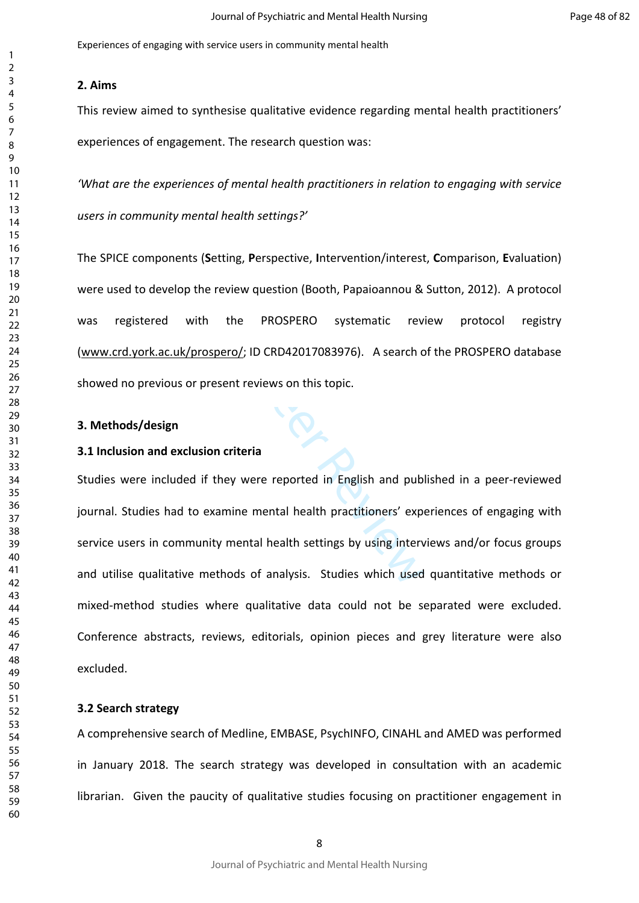Experiences of engaging with service users in community mental health

## 2. Aims

This review aimed to synthesise qualitative evidence regarding mental health practitioners' experiences of engagement. The research question was:

*'What are the experiences of mental health practitioners in relation to engaging with service users in community mental health settings?'*

The SPICE components (**S**etting, **P**erspective, **I**ntervention/interest, **C**omparison, **E**valuation) were used to develop the review question (Booth, Papaioannou & Sutton, 2012). A protocol was registered with the PROSPERO systematic review protocol registry (www.crd.york.ac.uk/prospero/; ID CRD42017083976). A search of the PROSPERO database showed no previous or present reviews on this topic.

## 3. Methods/design

### 3.1 Inclusion and exclusion criteria

Studies were included if they were reported in English and published in a peer-reviewed journal. Studies had to examine mental health practitioners' experiences of engaging with service users in community mental health settings by using interviews and/or focus groups and utilise qualitative methods of analysis. Studies which used quantitative methods or mixed-method studies where qualitative data could not be separated were excluded. Conference abstracts, reviews, editorials, opinion pieces and grey literature were also excluded.

### 3.2 Search strategy

A comprehensive search of Medline, EMBASE, PsychINFO, CINAHL and AMED was performed in January 2018. The search strategy was developed in consultation with an academic librarian. Given the paucity of qualitative studies focusing on practitioner engagement in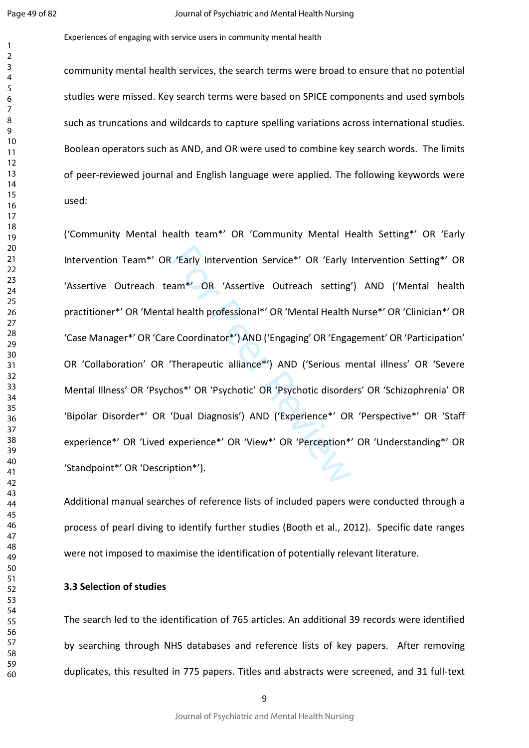community mental health services, the search terms were broad to ensure that no potential studies were missed. Key search terms were based on SPICE components and used symbols such as truncations and wildcards to capture spelling variations across international studies. Boolean operators such as AND, and OR were used to combine key search words. The limits of peer-reviewed journal and English language were applied. The following keywords were used:

('Community Mental health team*' OR 'Community Mental Health Setting*' OR 'Early Intervention Team*' OR 'Early Intervention Service*' OR 'Early Intervention Setting*' OR 'Assertive Outreach team*' OR 'Assertive Outreach setting') AND ('Mental health practitioner*' OR 'Mental health professional*' OR 'Mental Health Nurse*' OR 'Clinician*' OR 'Case Manager*' OR 'Care Coordinator*') AND ('Engaging' OR 'Engagement' OR 'Participation' OR 'Collaboration' OR 'Therapeutic alliance*') AND ('Serious mental illness' OR 'Severe Mental Illness' OR 'Psychos*' OR 'Psychotic' OR 'Psychotic disorders' OR 'Schizophrenia' OR 'Bipolar Disorder*' OR 'Dual Diagnosis') AND ('Experience*' OR 'Perspective*' OR 'Staff experience*' OR 'Lived experience*' OR 'View*' OR 'Perception*' OR 'Understanding*' OR 'Standpoint*' OR 'Description*').

Additional manual searches of reference lists of included papers were conducted through a process of pearl diving to identify further studies (Booth et al., 2012). Specific date ranges were not imposed to maximise the identification of potentially relevant literature.

### 3.3 Selection of studies

The search led to the identification of 765 articles. An additional 39 records were identified by searching through NHS databases and reference lists of key papers. After removing duplicates, this resulted in 775 papers. Titles and abstracts were screened, and 31 full-text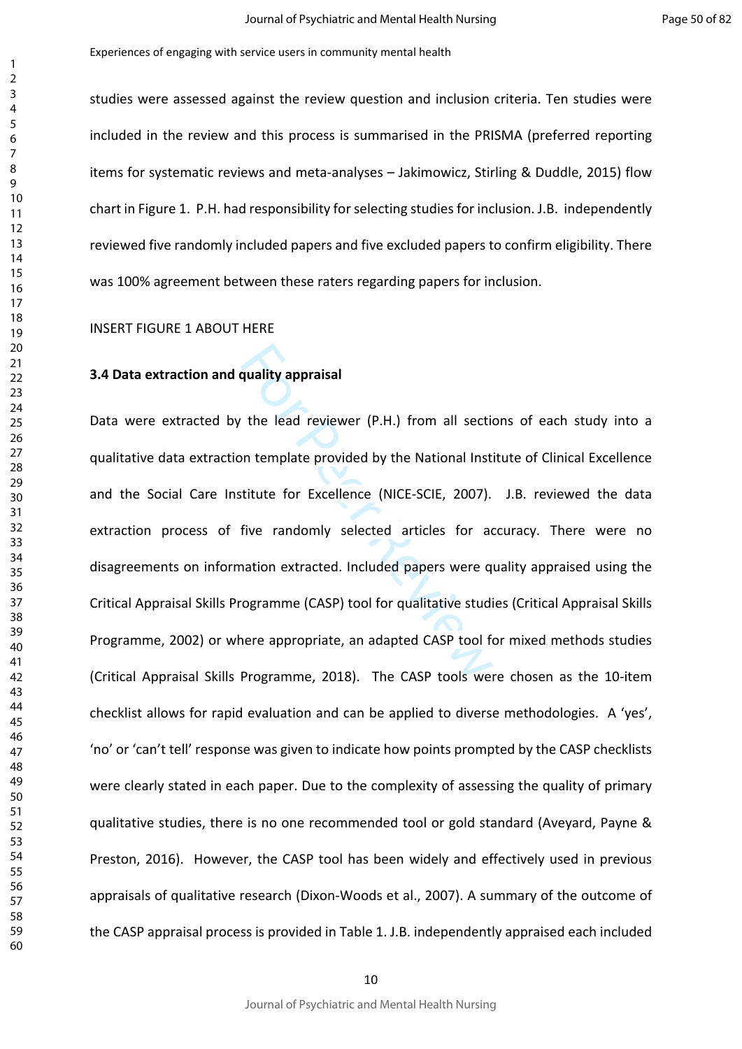studies were assessed against the review question and inclusion criteria. Ten studies were included in the review and this process is summarised in the PRISMA (preferred reporting items for systematic reviews and meta-analyses – Jakimowicz, Stirling & Duddle, 2015) flow chart in Figure 1. P.H. had responsibility for selecting studies for inclusion. J.B. independently reviewed five randomly included papers and five excluded papers to confirm eligibility. There was 100% agreement between these raters regarding papers for inclusion.

INSERT FIGURE 1 ABOUT HERE

### 3.4 Data extraction and quality appraisal

Data were extracted by the lead reviewer (P.H.) from all sections of each study into a qualitative data extraction template provided by the National Institute of Clinical Excellence and the Social Care Institute for Excellence (NICE-SCIE, 2007). J.B. reviewed the data extraction process of five randomly selected articles for accuracy. There were no disagreements on information extracted. Included papers were quality appraised using the Critical Appraisal Skills Programme (CASP) tool for qualitative studies (Critical Appraisal Skills Programme, 2002) or where appropriate, an adapted CASP tool for mixed methods studies (Critical Appraisal Skills Programme, 2018). The CASP tools were chosen as the 10-item checklist allows for rapid evaluation and can be applied to diverse methodologies. A 'yes', 'no' or 'can't tell' response was given to indicate how points prompted by the CASP checklists were clearly stated in each paper. Due to the complexity of assessing the quality of primary qualitative studies, there is no one recommended tool or gold standard (Aveyard, Payne & Preston, 2016). However, the CASP tool has been widely and effectively used in previous appraisals of qualitative research (Dixon-Woods et al., 2007). A summary of the outcome of the CASP appraisal process is provided in Table 1. J.B. independently appraised each included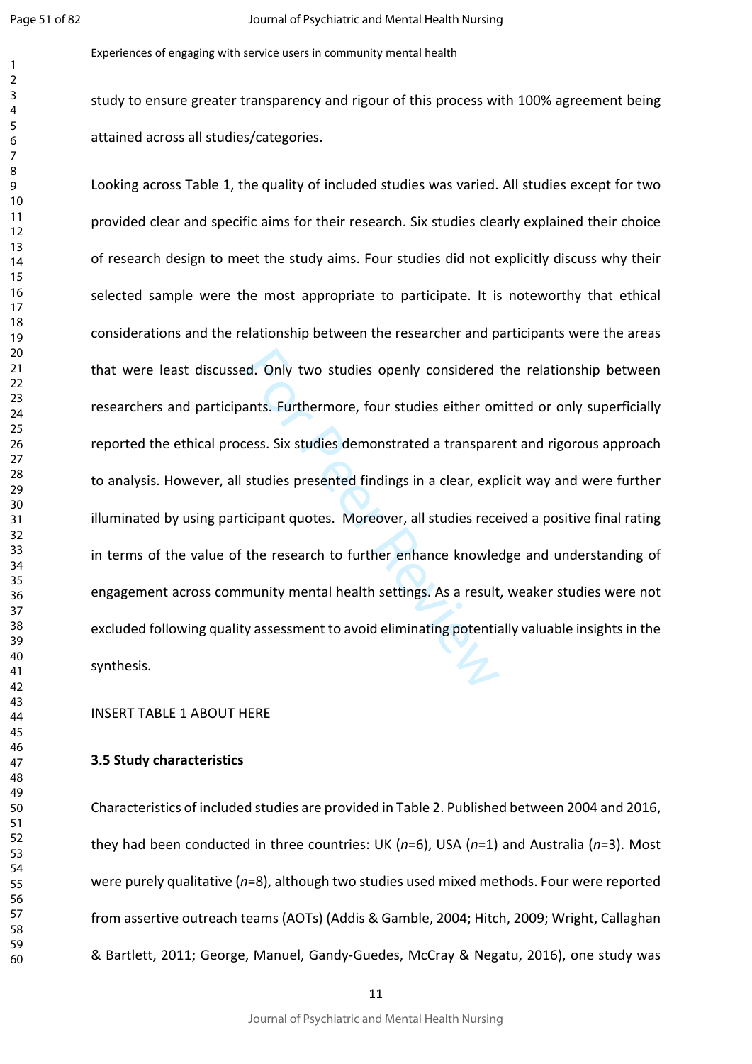study to ensure greater transparency and rigour of this process with 100% agreement being attained across all studies/categories.

Looking across Table 1, the quality of included studies was varied. All studies except for two provided clear and specific aims for their research. Six studies clearly explained their choice of research design to meet the study aims. Four studies did not explicitly discuss why their selected sample were the most appropriate to participate. It is noteworthy that ethical considerations and the relationship between the researcher and participants were the areas that were least discussed. Only two studies openly considered the relationship between researchers and participants. Furthermore, four studies either omitted or only superficially reported the ethical process. Six studies demonstrated a transparent and rigorous approach to analysis. However, all studies presented findings in a clear, explicit way and were further illuminated by using participant quotes. Moreover, all studies received a positive final rating in terms of the value of the research to further enhance knowledge and understanding of engagement across community mental health settings. As a result, weaker studies were not excluded following quality assessment to avoid eliminating potentially valuable insights in the synthesis.

INSERT TABLE 1 ABOUT HERE

**3.5 Study characteristics**

Characteristics of included studies are provided in Table 2. Published between 2004 and 2016, they had been conducted in three countries: UK (*n*=6), USA (*n*=1) and Australia (*n*=3). Most were purely qualitative (*n*=8), although two studies used mixed methods. Four were reported from assertive outreach teams (AOTs) (Addis & Gamble, 2004; Hitch, 2009; Wright, Callaghan & Bartlett, 2011; George, Manuel, Gandy-Guedes, McCray & Negatu, 2016), one study was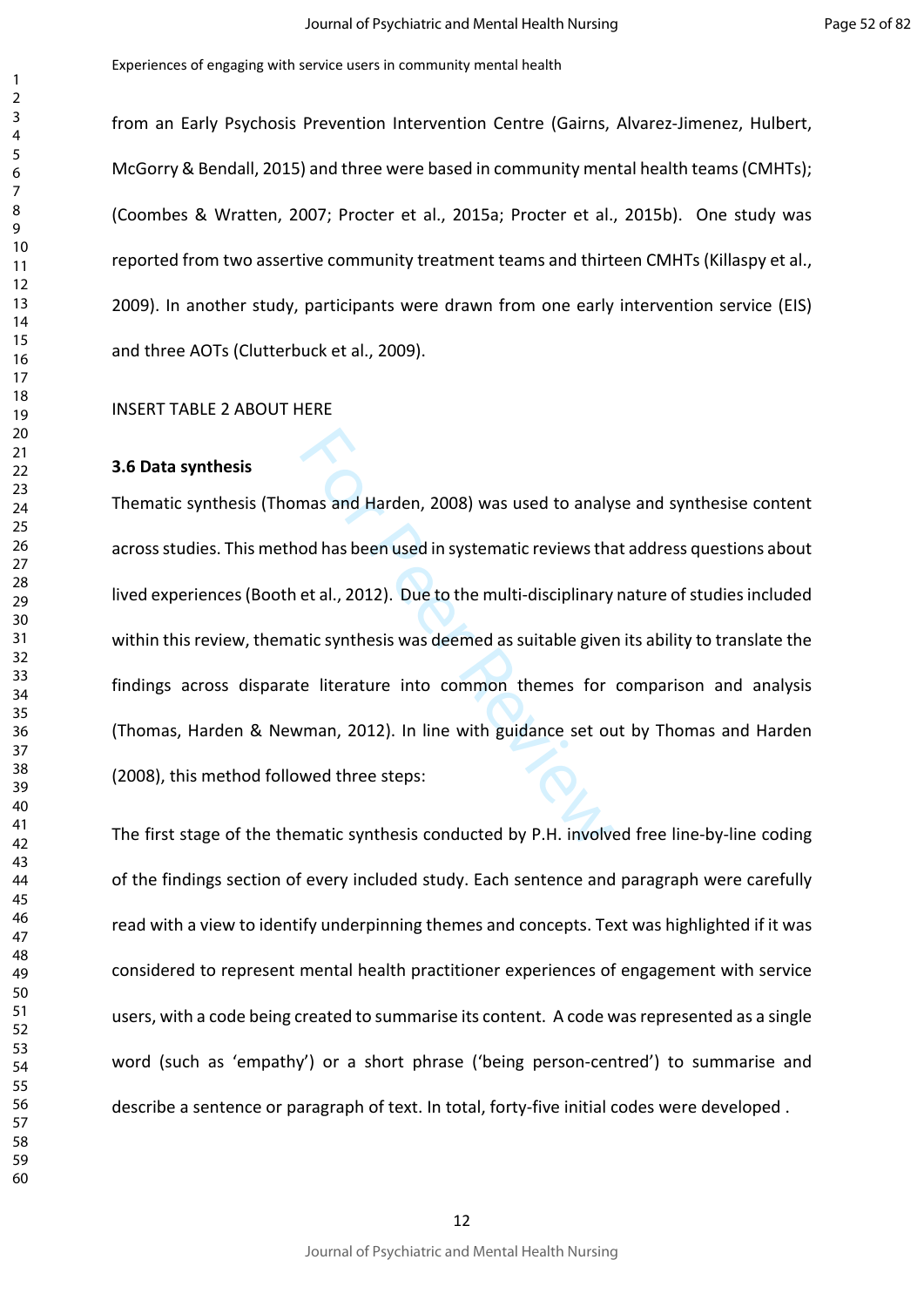from an Early Psychosis Prevention Intervention Centre (Gairns, Alvarez-Jimenez, Hulbert, McGorry & Bendall, 2015) and three were based in community mental health teams (CMHTs); (Coombes & Wratten, 2007; Procter et al., 2015a; Procter et al., 2015b). One study was reported from two assertive community treatment teams and thirteen CMHTs (Killaspy et al., 2009). In another study, participants were drawn from one early intervention service (EIS) and three AOTs (Clutterbuck et al., 2009).

INSERT TABLE 2 ABOUT HERE

**3.6 Data synthesis**

Thematic synthesis (Thomas and Harden, 2008) was used to analyse and synthesise content across studies. This method has been used in systematic reviews that address questions about lived experiences (Booth et al., 2012). Due to the multi-disciplinary nature of studies included within this review, thematic synthesis was deemed as suitable given its ability to translate the findings across disparate literature into common themes for comparison and analysis (Thomas, Harden & Newman, 2012). In line with guidance set out by Thomas and Harden (2008), this method followed three steps:

The first stage of the thematic synthesis conducted by P.H. involved free line-by-line coding of the findings section of every included study. Each sentence and paragraph were carefully read with a view to identify underpinning themes and concepts. Text was highlighted if it was considered to represent mental health practitioner experiences of engagement with service users, with a code being created to summarise its content. A code was represented as a single word (such as 'empathy') or a short phrase ('being person-centred') to summarise and describe a sentence or paragraph of text. In total, forty-five initial codes were developed .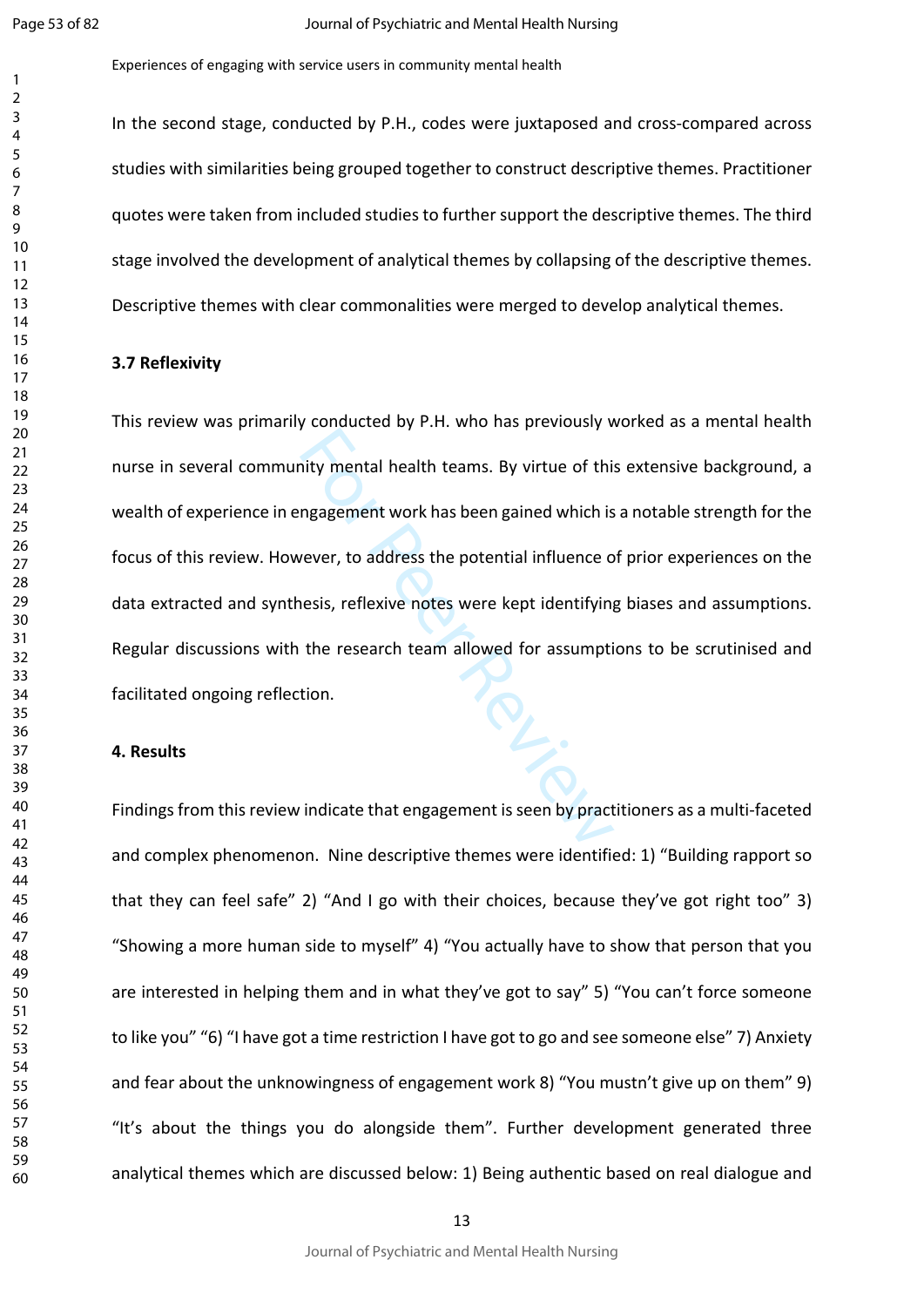In the second stage, conducted by P.H., codes were juxtaposed and cross-compared across studies with similarities being grouped together to construct descriptive themes. Practitioner quotes were taken from included studies to further support the descriptive themes. The third stage involved the development of analytical themes by collapsing of the descriptive themes. Descriptive themes with clear commonalities were merged to develop analytical themes.

### 3.7 Reflexivity

This review was primarily conducted by P.H. who has previously worked as a mental health nurse in several community mental health teams. By virtue of this extensive background, a wealth of experience in engagement work has been gained which is a notable strength for the focus of this review. However, to address the potential influence of prior experiences on the data extracted and synthesis, reflexive notes were kept identifying biases and assumptions. Regular discussions with the research team allowed for assumptions to be scrutinised and facilitated ongoing reflection.

## 4. Results

Findings from this review indicate that engagement is seen by practitioners as a multi-faceted and complex phenomenon. Nine descriptive themes were identified: 1) "Building rapport so that they can feel safe" 2) "And I go with their choices, because they've got right too" 3) "Showing a more human side to myself" 4) "You actually have to show that person that you are interested in helping them and in what they've got to say" 5) "You can't force someone to like you" "6) "I have got a time restriction I have got to go and see someone else" 7) Anxiety and fear about the unknowingness of engagement work 8) "You mustn't give up on them" 9) "It's about the things you do alongside them". Further development generated three analytical themes which are discussed below: 1) Being authentic based on real dialogue and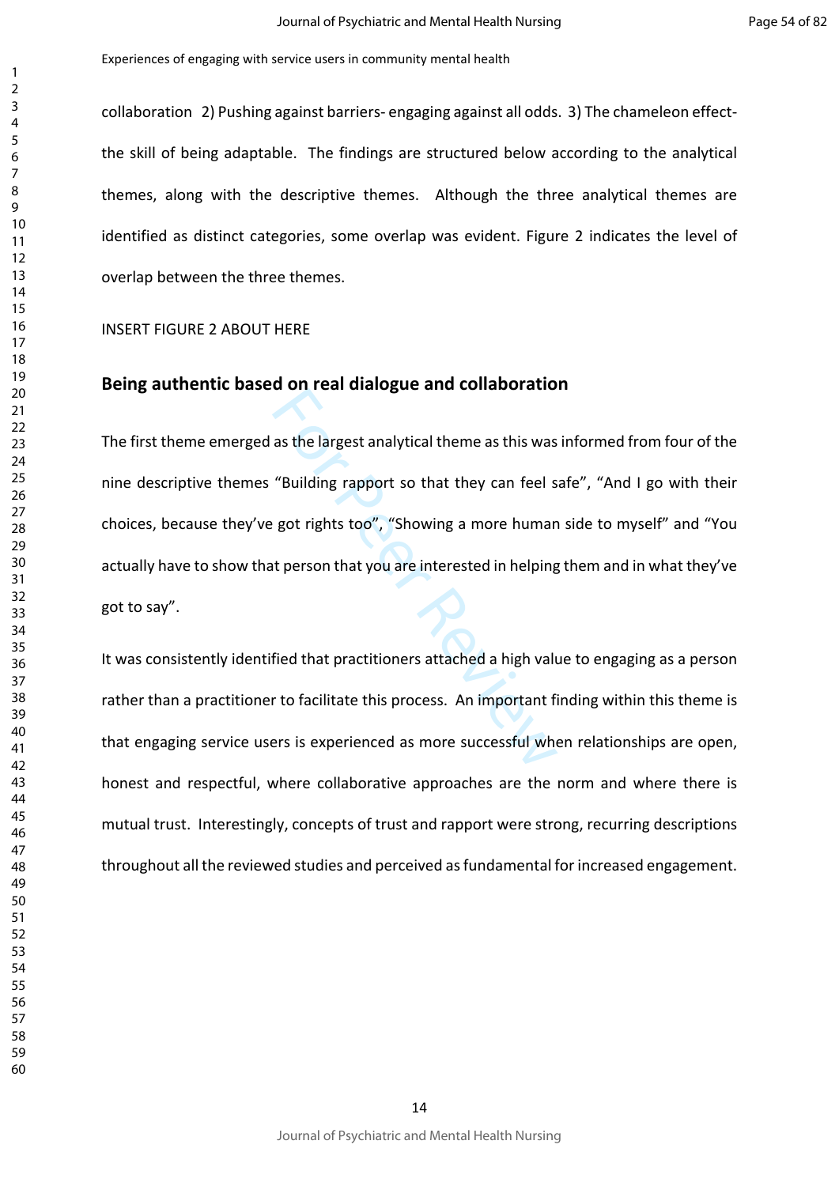collaboration 2) Pushing against barriers- engaging against all odds. 3) The chameleon effect- the skill of being adaptable. The findings are structured below according to the analytical themes, along with the descriptive themes. Although the three analytical themes are identified as distinct categories, some overlap was evident. Figure 2 indicates the level of overlap between the three themes.

INSERT FIGURE 2 ABOUT HERE

## Being authentic based on real dialogue and collaboration

The first theme emerged as the largest analytical theme as this was informed from four of the nine descriptive themes "Building rapport so that they can feel safe", "And I go with their choices, because they've got rights too", "Showing a more human side to myself" and "You actually have to show that person that you are interested in helping them and in what they've got to say".

It was consistently identified that practitioners attached a high value to engaging as a person rather than a practitioner to facilitate this process. An important finding within this theme is that engaging service users is experienced as more successful when relationships are open, honest and respectful, where collaborative approaches are the norm and where there is mutual trust. Interestingly, concepts of trust and rapport were strong, recurring descriptions throughout all the reviewed studies and perceived as fundamental for increased engagement.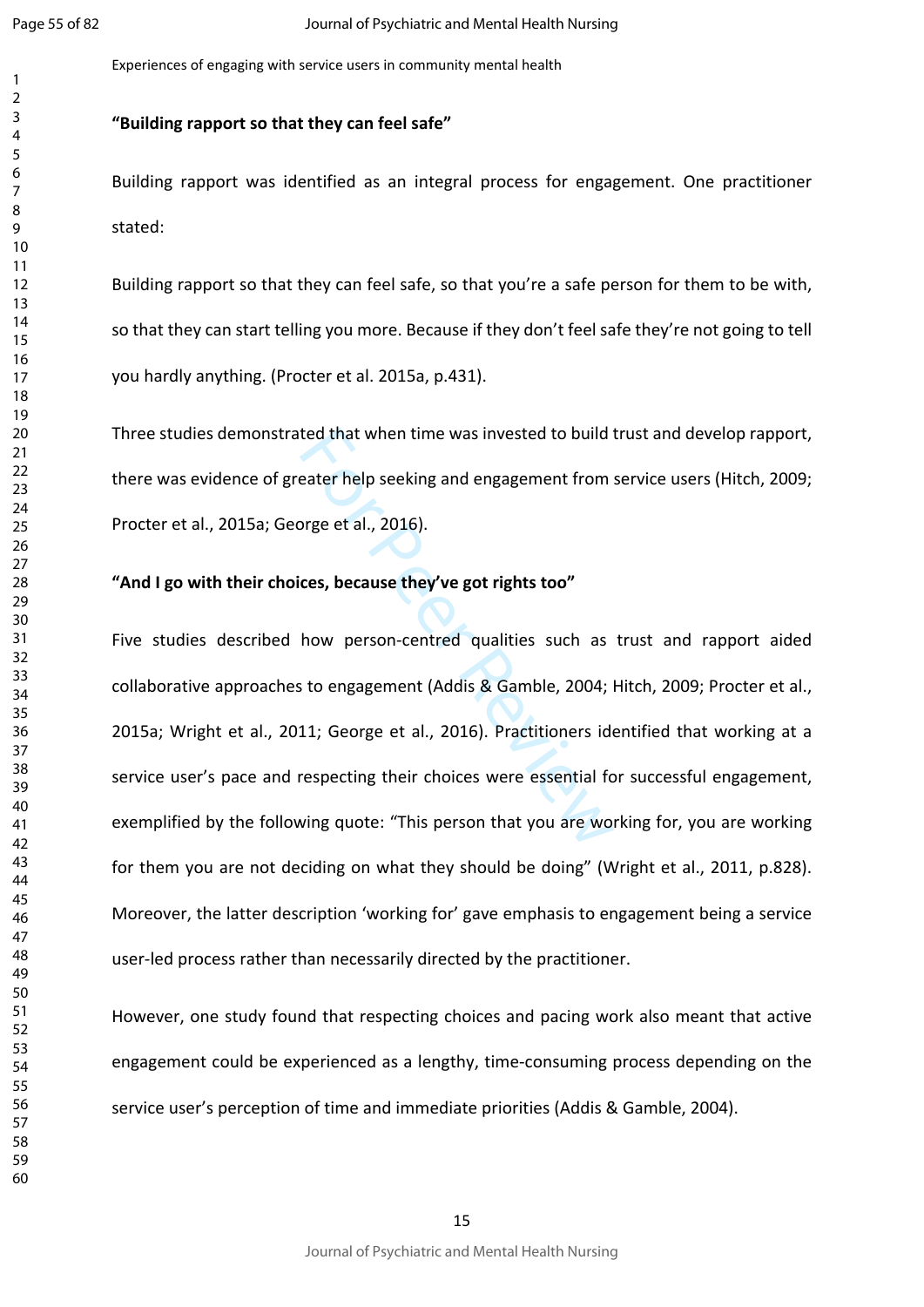### "Building rapport so that they can feel safe"

Building rapport was identified as an integral process for engagement. One practitioner stated:

Building rapport so that they can feel safe, so that you're a safe person for them to be with, so that they can start telling you more. Because if they don't feel safe they're not going to tell you hardly anything. (Procter et al. 2015a, p.431).

Three studies demonstrated that when time was invested to build trust and develop rapport, there was evidence of greater help seeking and engagement from service users (Hitch, 2009; Procter et al., 2015a; George et al., 2016).

### "And I go with their choices, because they've got rights too"

Five studies described how person-centred qualities such as trust and rapport aided collaborative approaches to engagement (Addis & Gamble, 2004; Hitch, 2009; Procter et al., 2015a; Wright et al., 2011; George et al., 2016). Practitioners identified that working at a service user's pace and respecting their choices were essential for successful engagement, exemplified by the following quote: "This person that you are working for, you are working for them you are not deciding on what they should be doing" (Wright et al., 2011, p.828). Moreover, the latter description 'working for' gave emphasis to engagement being a service user-led process rather than necessarily directed by the practitioner.

However, one study found that respecting choices and pacing work also meant that active engagement could be experienced as a lengthy, time-consuming process depending on the service user's perception of time and immediate priorities (Addis & Gamble, 2004).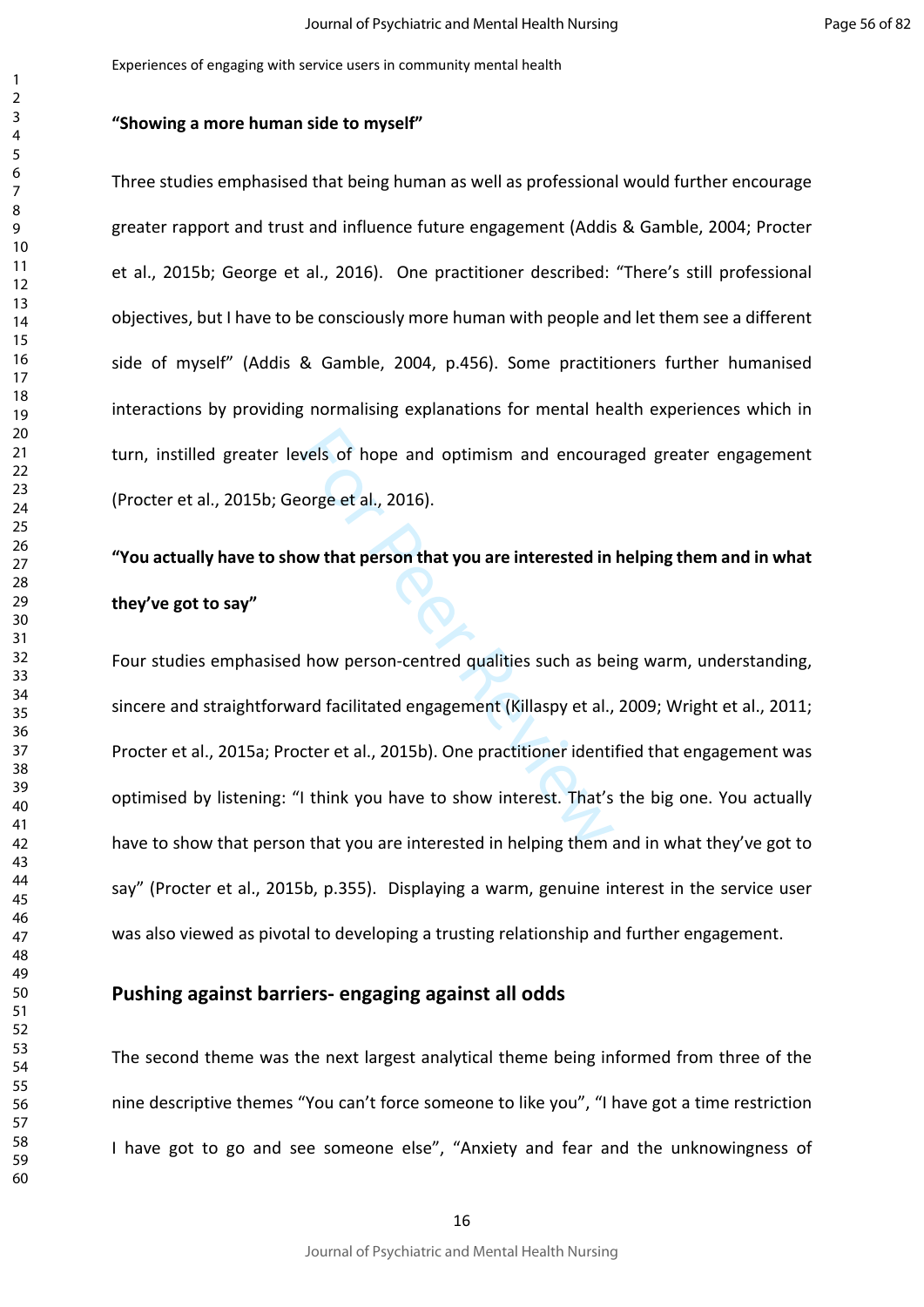Experiences of engaging with service users in community mental health

**"Showing a more human side to myself"**

Three studies emphasised that being human as well as professional would further encourage greater rapport and trust and influence future engagement (Addis & Gamble, 2004; Procter et al., 2015b; George et al., 2016). One practitioner described: "There's still professional objectives, but I have to be consciously more human with people and let them see a different side of myself" (Addis & Gamble, 2004, p.456). Some practitioners further humanised interactions by providing normalising explanations for mental health experiences which in turn, instilled greater levels of hope and optimism and encouraged greater engagement (Procter et al., 2015b; George et al., 2016).

**"You actually have to show that person that you are interested in helping them and in what they've got to say"**

Four studies emphasised how person-centred qualities such as being warm, understanding, sincere and straightforward facilitated engagement (Killaspy et al., 2009; Wright et al., 2011; Procter et al., 2015a; Procter et al., 2015b). One practitioner identified that engagement was optimised by listening: "I think you have to show interest. That's the big one. You actually have to show that person that you are interested in helping them and in what they've got to say" (Procter et al., 2015b, p.355). Displaying a warm, genuine interest in the service user was also viewed as pivotal to developing a trusting relationship and further engagement.

## Pushing against barriers- engaging against all odds

The second theme was the next largest analytical theme being informed from three of the nine descriptive themes "You can't force someone to like you", "I have got a time restriction I have got to go and see someone else", "Anxiety and fear and the unknowingness of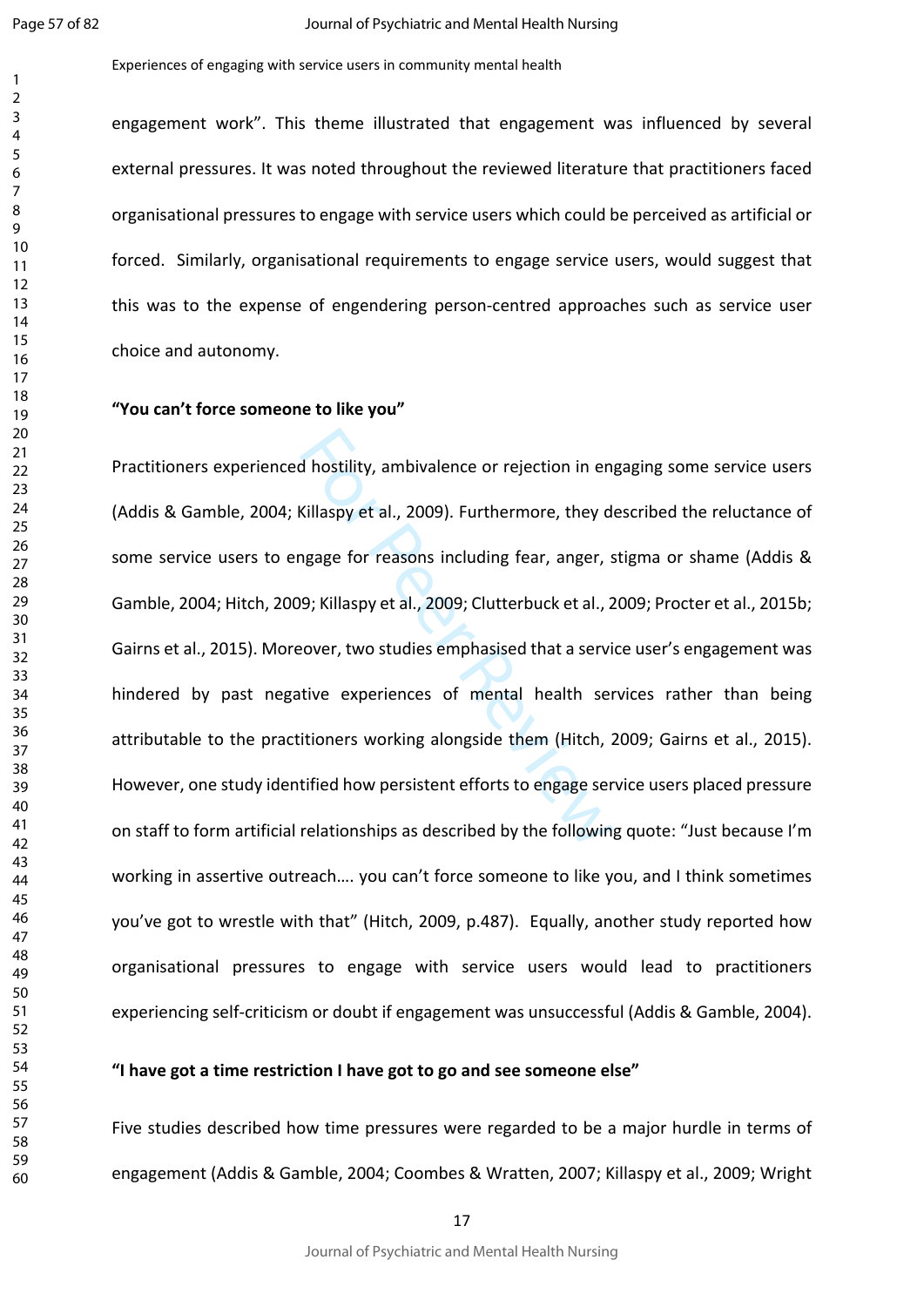engagement work". This theme illustrated that engagement was influenced by several external pressures. It was noted throughout the reviewed literature that practitioners faced organisational pressures to engage with service users which could be perceived as artificial or forced. Similarly, organisational requirements to engage service users, would suggest that this was to the expense of engendering person-centred approaches such as service user choice and autonomy.

**"You can't force someone to like you"**

Practitioners experienced hostility, ambivalence or rejection in engaging some service users (Addis & Gamble, 2004; Killaspy et al., 2009). Furthermore, they described the reluctance of some service users to engage for reasons including fear, anger, stigma or shame (Addis & Gamble, 2004; Hitch, 2009; Killaspy et al., 2009; Clutterbuck et al., 2009; Procter et al., 2015b; Gairns et al., 2015). Moreover, two studies emphasised that a service user's engagement was hindered by past negative experiences of mental health services rather than being attributable to the practitioners working alongside them (Hitch, 2009; Gairns et al., 2015). However, one study identified how persistent efforts to engage service users placed pressure on staff to form artificial relationships as described by the following quote: "Just because I'm working in assertive outreach…. you can't force someone to like you, and I think sometimes you've got to wrestle with that" (Hitch, 2009, p.487). Equally, another study reported how organisational pressures to engage with service users would lead to practitioners experiencing self-criticism or doubt if engagement was unsuccessful (Addis & Gamble, 2004).

**"I have got a time restriction I have got to go and see someone else"**

Five studies described how time pressures were regarded to be a major hurdle in terms of engagement (Addis & Gamble, 2004; Coombes & Wratten, 2007; Killaspy et al., 2009; Wright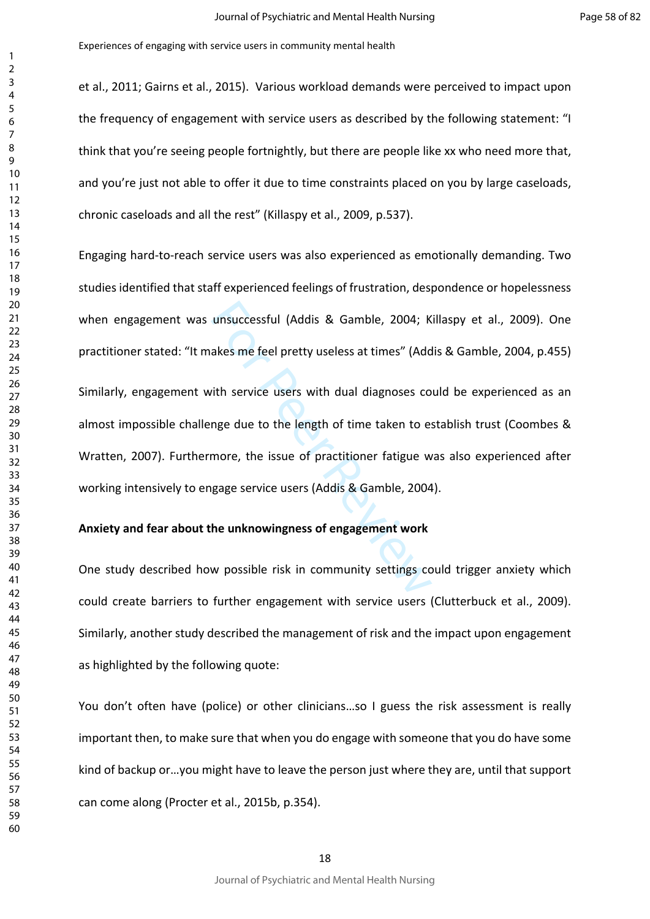et al., 2011; Gairns et al., 2015). Various workload demands were perceived to impact upon the frequency of engagement with service users as described by the following statement: "I think that you're seeing people fortnightly, but there are people like xx who need more that, and you're just not able to offer it due to time constraints placed on you by large caseloads, chronic caseloads and all the rest" (Killaspy et al., 2009, p.537).

Engaging hard-to-reach service users was also experienced as emotionally demanding. Two studies identified that staff experienced feelings of frustration, despondence or hopelessness when engagement was unsuccessful (Addis & Gamble, 2004; Killaspy et al., 2009). One practitioner stated: "It makes me feel pretty useless at times" (Addis & Gamble, 2004, p.455)

Similarly, engagement with service users with dual diagnoses could be experienced as an almost impossible challenge due to the length of time taken to establish trust (Coombes & Wratten, 2007). Furthermore, the issue of practitioner fatigue was also experienced after working intensively to engage service users (Addis & Gamble, 2004).

**Anxiety and fear about the unknowingness of engagement work**

One study described how possible risk in community settings could trigger anxiety which could create barriers to further engagement with service users (Clutterbuck et al., 2009). Similarly, another study described the management of risk and the impact upon engagement as highlighted by the following quote:

You don't often have (police) or other clinicians…so I guess the risk assessment is really important then, to make sure that when you do engage with someone that you do have some kind of backup or…you might have to leave the person just where they are, until that support can come along (Procter et al., 2015b, p.354).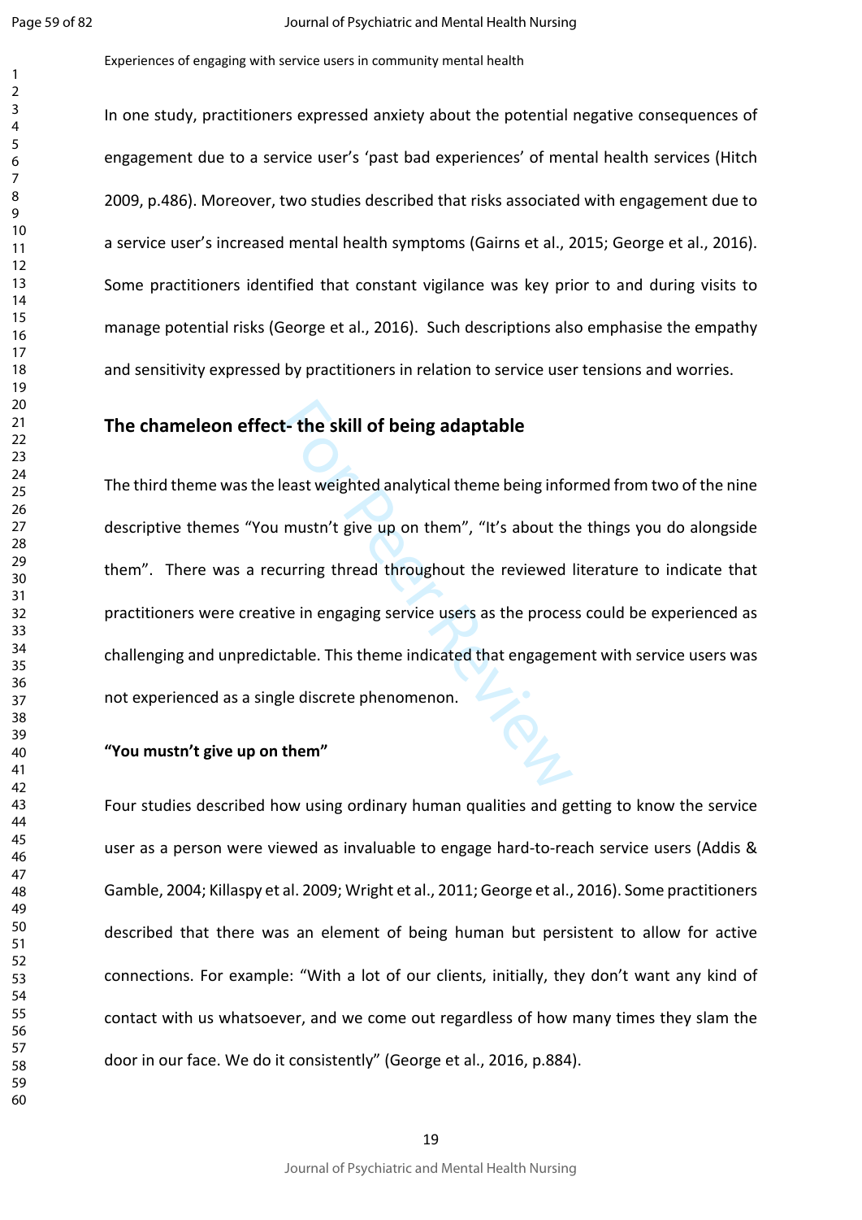In one study, practitioners expressed anxiety about the potential negative consequences of engagement due to a service user's 'past bad experiences' of mental health services (Hitch 2009, p.486). Moreover, two studies described that risks associated with engagement due to a service user's increased mental health symptoms (Gairns et al., 2015; George et al., 2016). Some practitioners identified that constant vigilance was key prior to and during visits to manage potential risks (George et al., 2016). Such descriptions also emphasise the empathy and sensitivity expressed by practitioners in relation to service user tensions and worries.

## The chameleon effect- the skill of being adaptable

The third theme was the least weighted analytical theme being informed from two of the nine descriptive themes "You mustn't give up on them", "It's about the things you do alongside them". There was a recurring thread throughout the reviewed literature to indicate that practitioners were creative in engaging service users as the process could be experienced as challenging and unpredictable. This theme indicated that engagement with service users was not experienced as a single discrete phenomenon.

### "You mustn't give up on them"

Four studies described how using ordinary human qualities and getting to know the service user as a person were viewed as invaluable to engage hard-to-reach service users (Addis & Gamble, 2004; Killaspy et al. 2009; Wright et al., 2011; George et al., 2016). Some practitioners described that there was an element of being human but persistent to allow for active connections. For example: "With a lot of our clients, initially, they don't want any kind of contact with us whatsoever, and we come out regardless of how many times they slam the door in our face. We do it consistently" (George et al., 2016, p.884).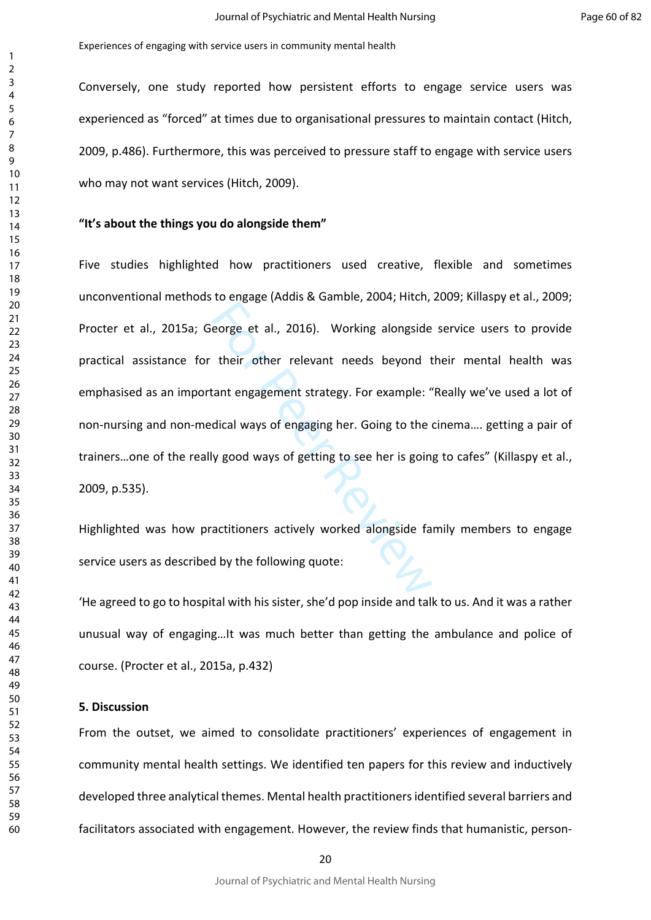Conversely, one study reported how persistent efforts to engage service users was experienced as "forced" at times due to organisational pressures to maintain contact (Hitch, 2009, p.486). Furthermore, this was perceived to pressure staff to engage with service users who may not want services (Hitch, 2009).

**"It's about the things you do alongside them"**

Five studies highlighted how practitioners used creative, flexible and sometimes unconventional methods to engage (Addis & Gamble, 2004; Hitch, 2009; Killaspy et al., 2009; Procter et al., 2015a; George et al., 2016). Working alongside service users to provide practical assistance for their other relevant needs beyond their mental health was emphasised as an important engagement strategy. For example: "Really we've used a lot of non-nursing and non-medical ways of engaging her. Going to the cinema…. getting a pair of trainers…one of the really good ways of getting to see her is going to cafes" (Killaspy et al., 2009, p.535).

Highlighted was how practitioners actively worked alongside family members to engage service users as described by the following quote:

'He agreed to go to hospital with his sister, she'd pop inside and talk to us. And it was a rather unusual way of engaging…It was much better than getting the ambulance and police of course. (Procter et al., 2015a, p.432)

**5. Discussion**

From the outset, we aimed to consolidate practitioners' experiences of engagement in community mental health settings. We identified ten papers for this review and inductively developed three analytical themes. Mental health practitioners identified several barriers and facilitators associated with engagement. However, the review finds that humanistic, person-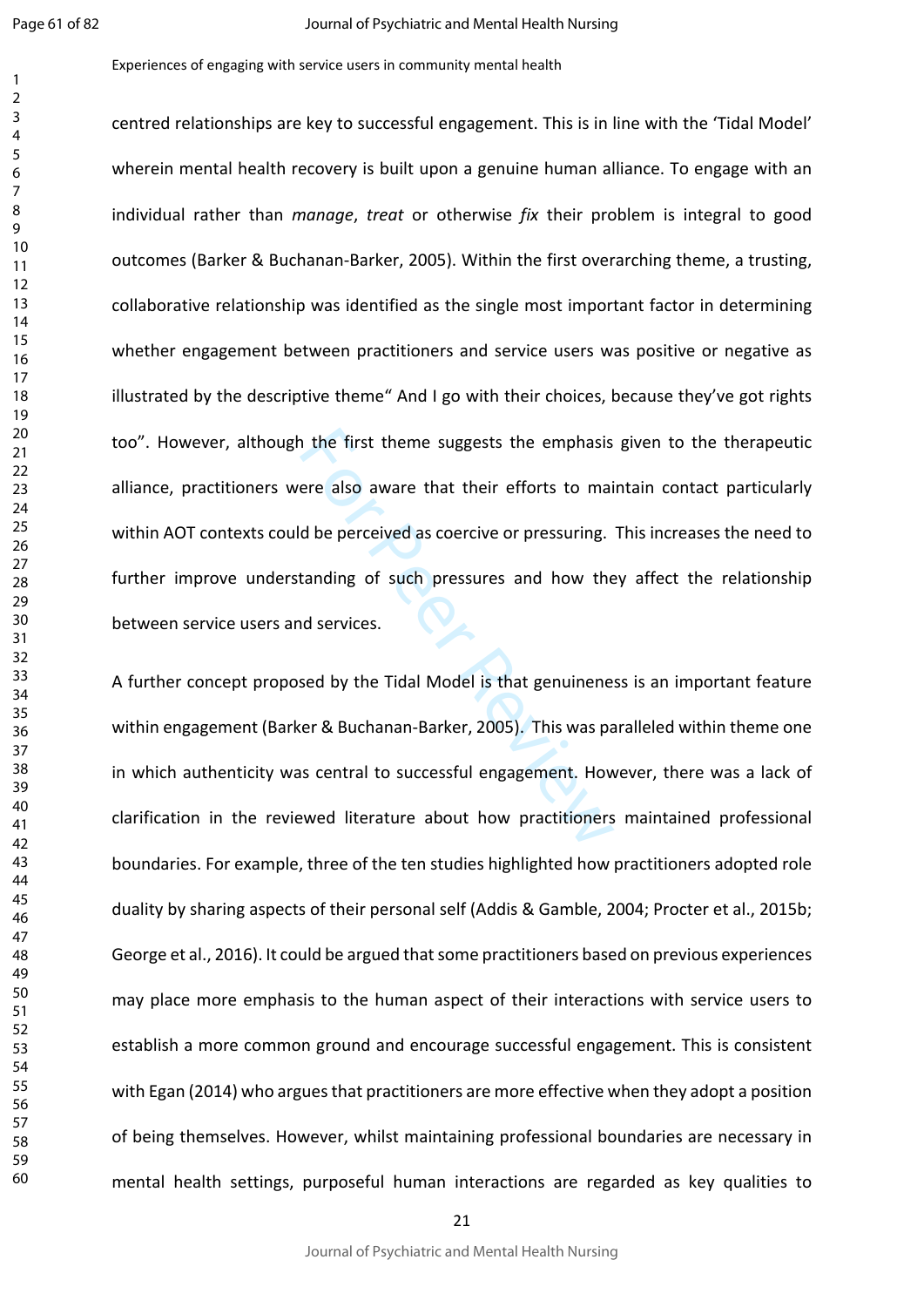centred relationships are key to successful engagement. This is in line with the 'Tidal Model' wherein mental health recovery is built upon a genuine human alliance. To engage with an individual rather than *manage*, *treat* or otherwise *fix* their problem is integral to good outcomes (Barker & Buchanan-Barker, 2005). Within the first overarching theme, a trusting, collaborative relationship was identified as the single most important factor in determining whether engagement between practitioners and service users was positive or negative as illustrated by the descriptive theme" And I go with their choices, because they've got rights too". However, although the first theme suggests the emphasis given to the therapeutic alliance, practitioners were also aware that their efforts to maintain contact particularly within AOT contexts could be perceived as coercive or pressuring. This increases the need to further improve understanding of such pressures and how they affect the relationship between service users and services.

A further concept proposed by the Tidal Model is that genuineness is an important feature within engagement (Barker & Buchanan-Barker, 2005). This was paralleled within theme one in which authenticity was central to successful engagement. However, there was a lack of clarification in the reviewed literature about how practitioners maintained professional boundaries. For example, three of the ten studies highlighted how practitioners adopted role duality by sharing aspects of their personal self (Addis & Gamble, 2004; Procter et al., 2015b; George et al., 2016). It could be argued that some practitioners based on previous experiences may place more emphasis to the human aspect of their interactions with service users to establish a more common ground and encourage successful engagement. This is consistent with Egan (2014) who argues that practitioners are more effective when they adopt a position of being themselves. However, whilst maintaining professional boundaries are necessary in mental health settings, purposeful human interactions are regarded as key qualities to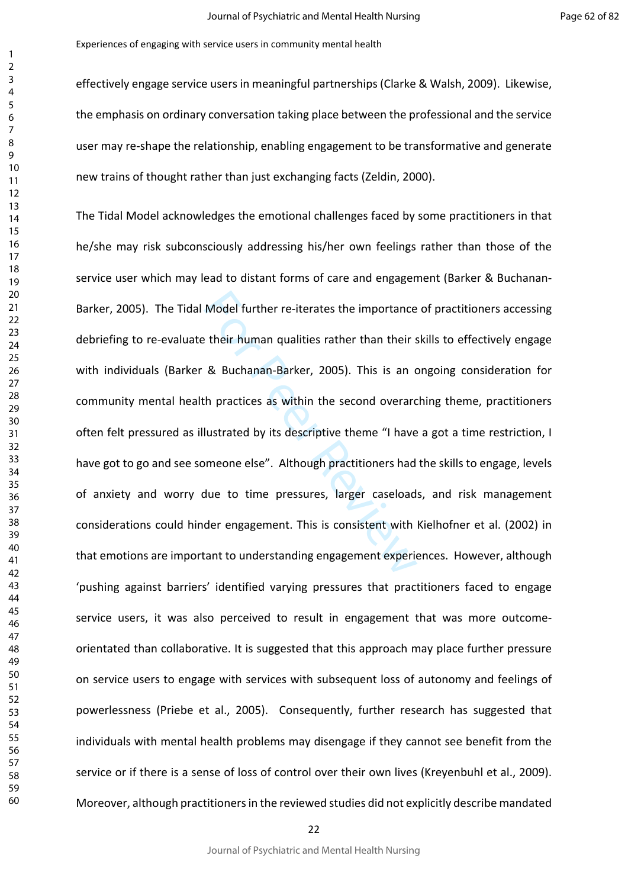effectively engage service users in meaningful partnerships (Clarke & Walsh, 2009). Likewise, the emphasis on ordinary conversation taking place between the professional and the service user may re-shape the relationship, enabling engagement to be transformative and generate new trains of thought rather than just exchanging facts (Zeldin, 2000).

The Tidal Model acknowledges the emotional challenges faced by some practitioners in that he/she may risk subconsciously addressing his/her own feelings rather than those of the service user which may lead to distant forms of care and engagement (Barker & Buchanan-Barker, 2005). The Tidal Model further re-iterates the importance of practitioners accessing debriefing to re-evaluate their human qualities rather than their skills to effectively engage with individuals (Barker & Buchanan-Barker, 2005). This is an ongoing consideration for community mental health practices as within the second overarching theme, practitioners often felt pressured as illustrated by its descriptive theme "I have a got a time restriction, I have got to go and see someone else". Although practitioners had the skills to engage, levels of anxiety and worry due to time pressures, larger caseloads, and risk management considerations could hinder engagement. This is consistent with Kielhofner et al. (2002) in that emotions are important to understanding engagement experiences. However, although 'pushing against barriers' identified varying pressures that practitioners faced to engage service users, it was also perceived to result in engagement that was more outcome-orientated than collaborative. It is suggested that this approach may place further pressure on service users to engage with services with subsequent loss of autonomy and feelings of powerlessness (Priebe et al., 2005). Consequently, further research has suggested that individuals with mental health problems may disengage if they cannot see benefit from the service or if there is a sense of loss of control over their own lives (Kreyenbuhl et al., 2009). Moreover, although practitioners in the reviewed studies did not explicitly describe mandated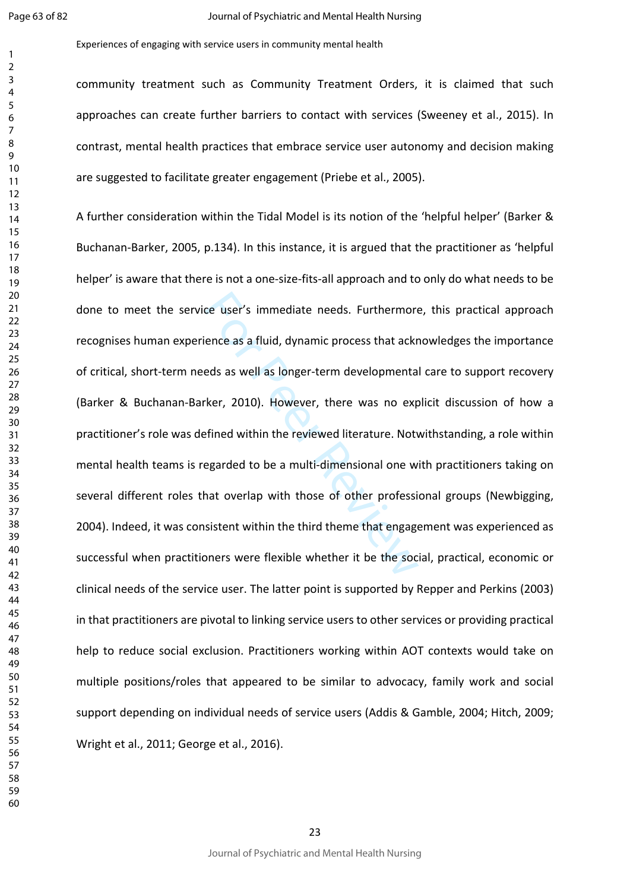community treatment such as Community Treatment Orders, it is claimed that such approaches can create further barriers to contact with services (Sweeney et al., 2015). In contrast, mental health practices that embrace service user autonomy and decision making are suggested to facilitate greater engagement (Priebe et al., 2005).

A further consideration within the Tidal Model is its notion of the 'helpful helper' (Barker & Buchanan-Barker, 2005, p.134). In this instance, it is argued that the practitioner as 'helpful helper' is aware that there is not a one-size-fits-all approach and to only do what needs to be done to meet the service user's immediate needs. Furthermore, this practical approach recognises human experience as a fluid, dynamic process that acknowledges the importance of critical, short-term needs as well as longer-term developmental care to support recovery (Barker & Buchanan-Barker, 2010). However, there was no explicit discussion of how a practitioner's role was defined within the reviewed literature. Notwithstanding, a role within mental health teams is regarded to be a multi-dimensional one with practitioners taking on several different roles that overlap with those of other professional groups (Newbigging, 2004). Indeed, it was consistent within the third theme that engagement was experienced as successful when practitioners were flexible whether it be the social, practical, economic or clinical needs of the service user. The latter point is supported by Repper and Perkins (2003) in that practitioners are pivotal to linking service users to other services or providing practical help to reduce social exclusion. Practitioners working within AOT contexts would take on multiple positions/roles that appeared to be similar to advocacy, family work and social support depending on individual needs of service users (Addis & Gamble, 2004; Hitch, 2009; Wright et al., 2011; George et al., 2016).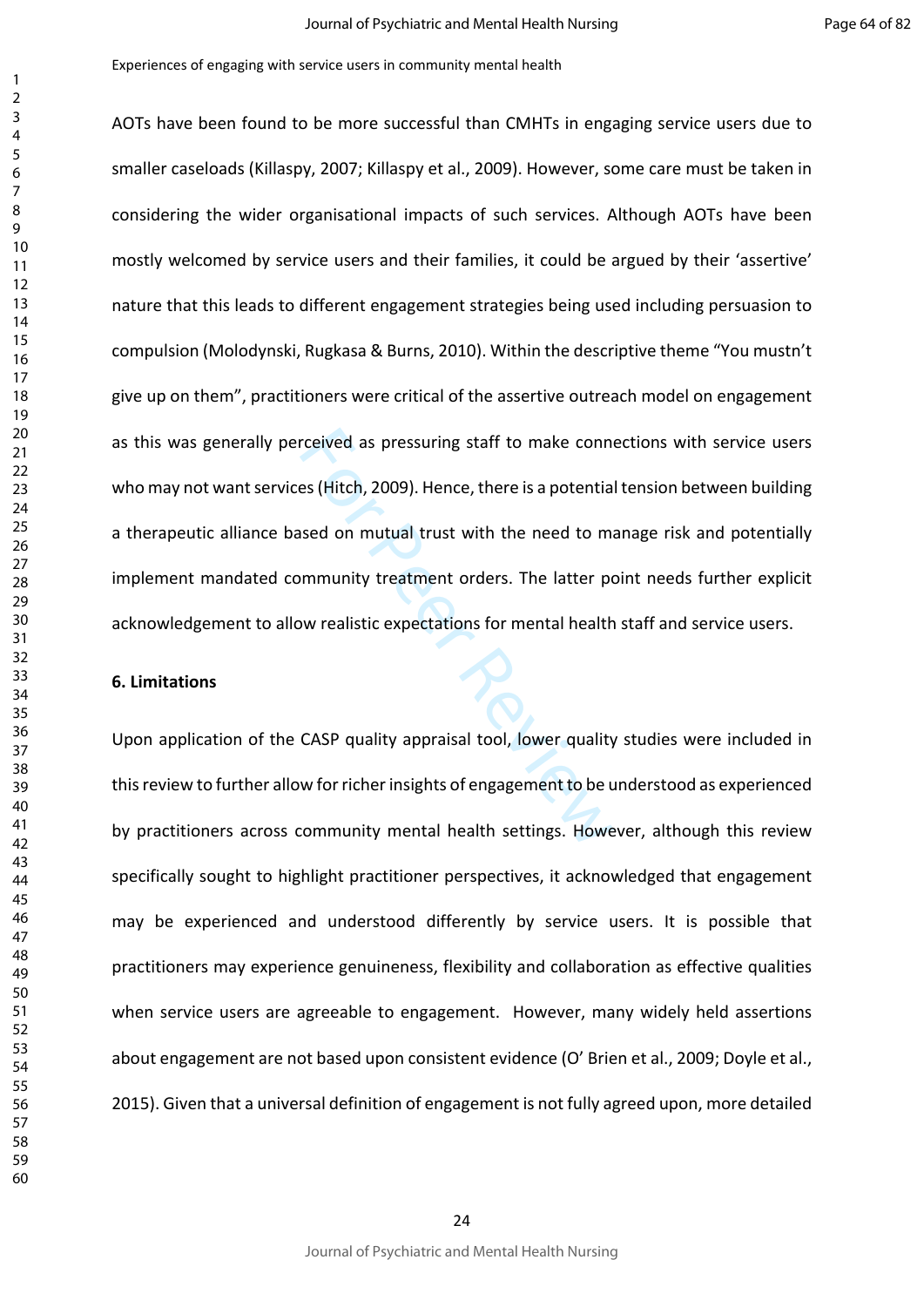AOTs have been found to be more successful than CMHTs in engaging service users due to smaller caseloads (Killaspy, 2007; Killaspy et al., 2009). However, some care must be taken in considering the wider organisational impacts of such services. Although AOTs have been mostly welcomed by service users and their families, it could be argued by their 'assertive' nature that this leads to different engagement strategies being used including persuasion to compulsion (Molodynski, Rugkasa & Burns, 2010). Within the descriptive theme "You mustn't give up on them", practitioners were critical of the assertive outreach model on engagement as this was generally perceived as pressuring staff to make connections with service users who may not want services (Hitch, 2009). Hence, there is a potential tension between building a therapeutic alliance based on mutual trust with the need to manage risk and potentially implement mandated community treatment orders. The latter point needs further explicit acknowledgement to allow realistic expectations for mental health staff and service users.

## 6. Limitations

Upon application of the CASP quality appraisal tool, lower quality studies were included in this review to further allow for richer insights of engagement to be understood as experienced by practitioners across community mental health settings. However, although this review specifically sought to highlight practitioner perspectives, it acknowledged that engagement may be experienced and understood differently by service users. It is possible that practitioners may experience genuineness, flexibility and collaboration as effective qualities when service users are agreeable to engagement. However, many widely held assertions about engagement are not based upon consistent evidence (O' Brien et al., 2009; Doyle et al., 2015). Given that a universal definition of engagement is not fully agreed upon, more detailed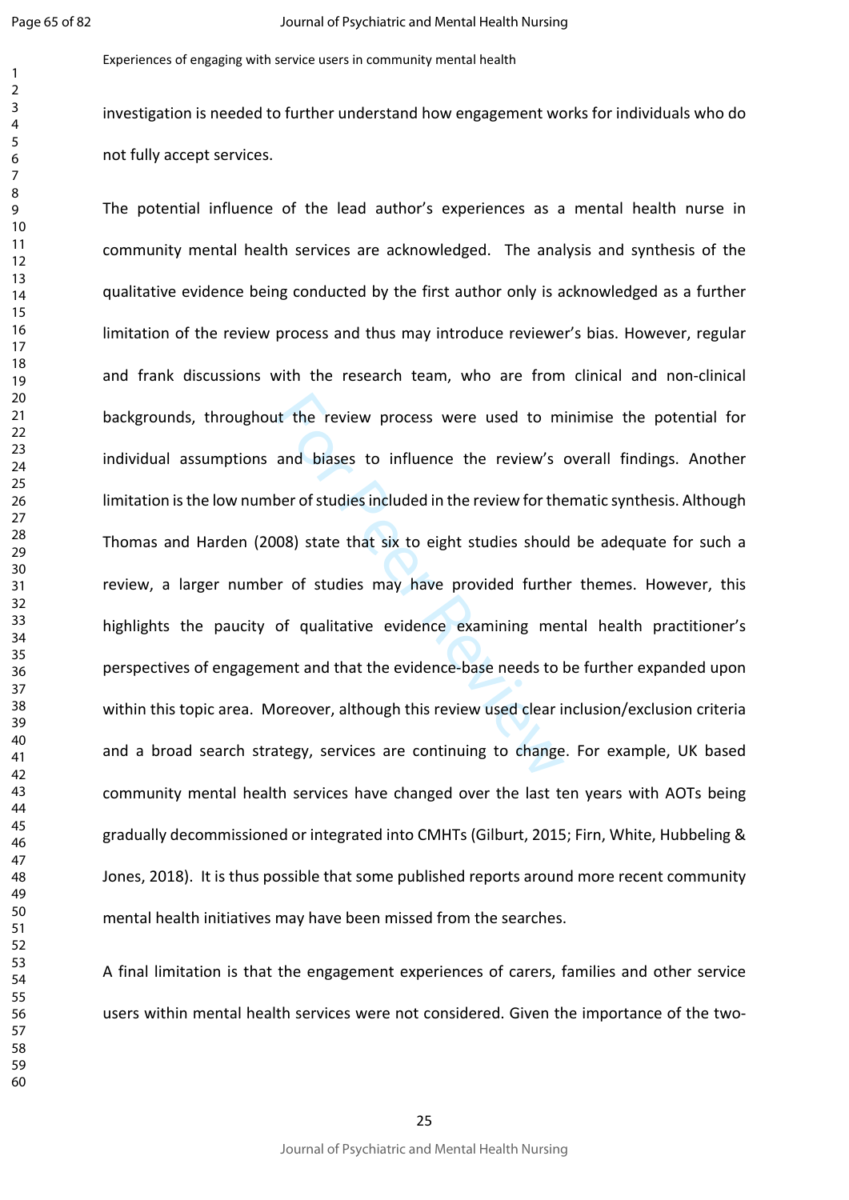investigation is needed to further understand how engagement works for individuals who do not fully accept services.

The potential influence of the lead author's experiences as a mental health nurse in community mental health services are acknowledged. The analysis and synthesis of the qualitative evidence being conducted by the first author only is acknowledged as a further limitation of the review process and thus may introduce reviewer's bias. However, regular and frank discussions with the research team, who are from clinical and non-clinical backgrounds, throughout the review process were used to minimise the potential for individual assumptions and biases to influence the review's overall findings. Another limitation is the low number of studies included in the review for thematic synthesis. Although Thomas and Harden (2008) state that six to eight studies should be adequate for such a review, a larger number of studies may have provided further themes. However, this highlights the paucity of qualitative evidence examining mental health practitioner's perspectives of engagement and that the evidence-base needs to be further expanded upon within this topic area. Moreover, although this review used clear inclusion/exclusion criteria and a broad search strategy, services are continuing to change. For example, UK based community mental health services have changed over the last ten years with AOTs being gradually decommissioned or integrated into CMHTs (Gilburt, 2015; Firn, White, Hubbeling & Jones, 2018). It is thus possible that some published reports around more recent community mental health initiatives may have been missed from the searches.

A final limitation is that the engagement experiences of carers, families and other service users within mental health services were not considered. Given the importance of the two-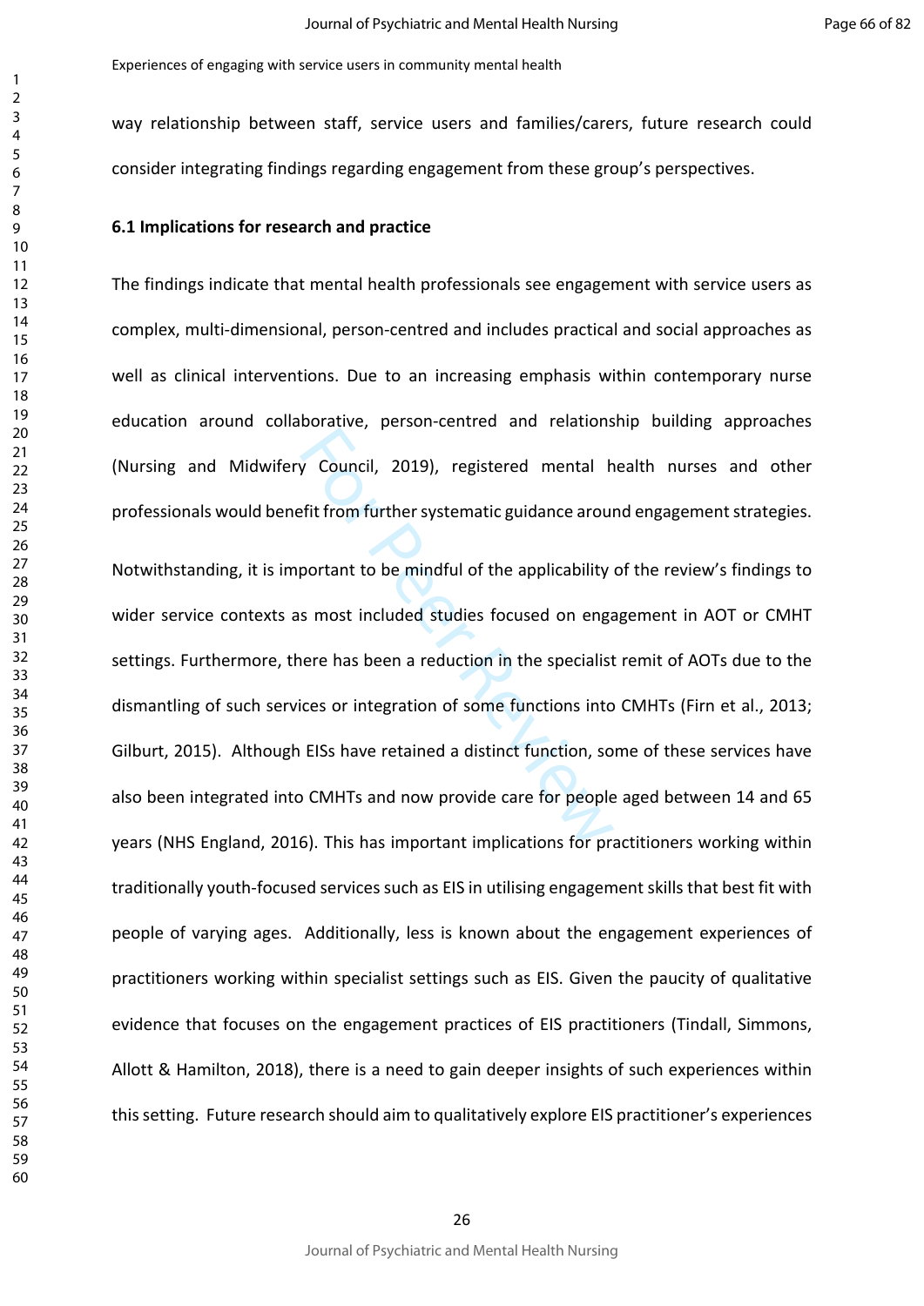way relationship between staff, service users and families/carers, future research could consider integrating findings regarding engagement from these group's perspectives.

**6.1 Implications for research and practice**

The findings indicate that mental health professionals see engagement with service users as complex, multi-dimensional, person-centred and includes practical and social approaches as well as clinical interventions. Due to an increasing emphasis within contemporary nurse education around collaborative, person-centred and relationship building approaches (Nursing and Midwifery Council, 2019), registered mental health nurses and other professionals would benefit from further systematic guidance around engagement strategies.

Notwithstanding, it is important to be mindful of the applicability of the review's findings to wider service contexts as most included studies focused on engagement in AOT or CMHT settings. Furthermore, there has been a reduction in the specialist remit of AOTs due to the dismantling of such services or integration of some functions into CMHTs (Firn et al., 2013; Gilburt, 2015). Although EISs have retained a distinct function, some of these services have also been integrated into CMHTs and now provide care for people aged between 14 and 65 years (NHS England, 2016). This has important implications for practitioners working within traditionally youth-focused services such as EIS in utilising engagement skills that best fit with people of varying ages. Additionally, less is known about the engagement experiences of practitioners working within specialist settings such as EIS. Given the paucity of qualitative evidence that focuses on the engagement practices of EIS practitioners (Tindall, Simmons, Allott & Hamilton, 2018), there is a need to gain deeper insights of such experiences within this setting. Future research should aim to qualitatively explore EIS practitioner's experiences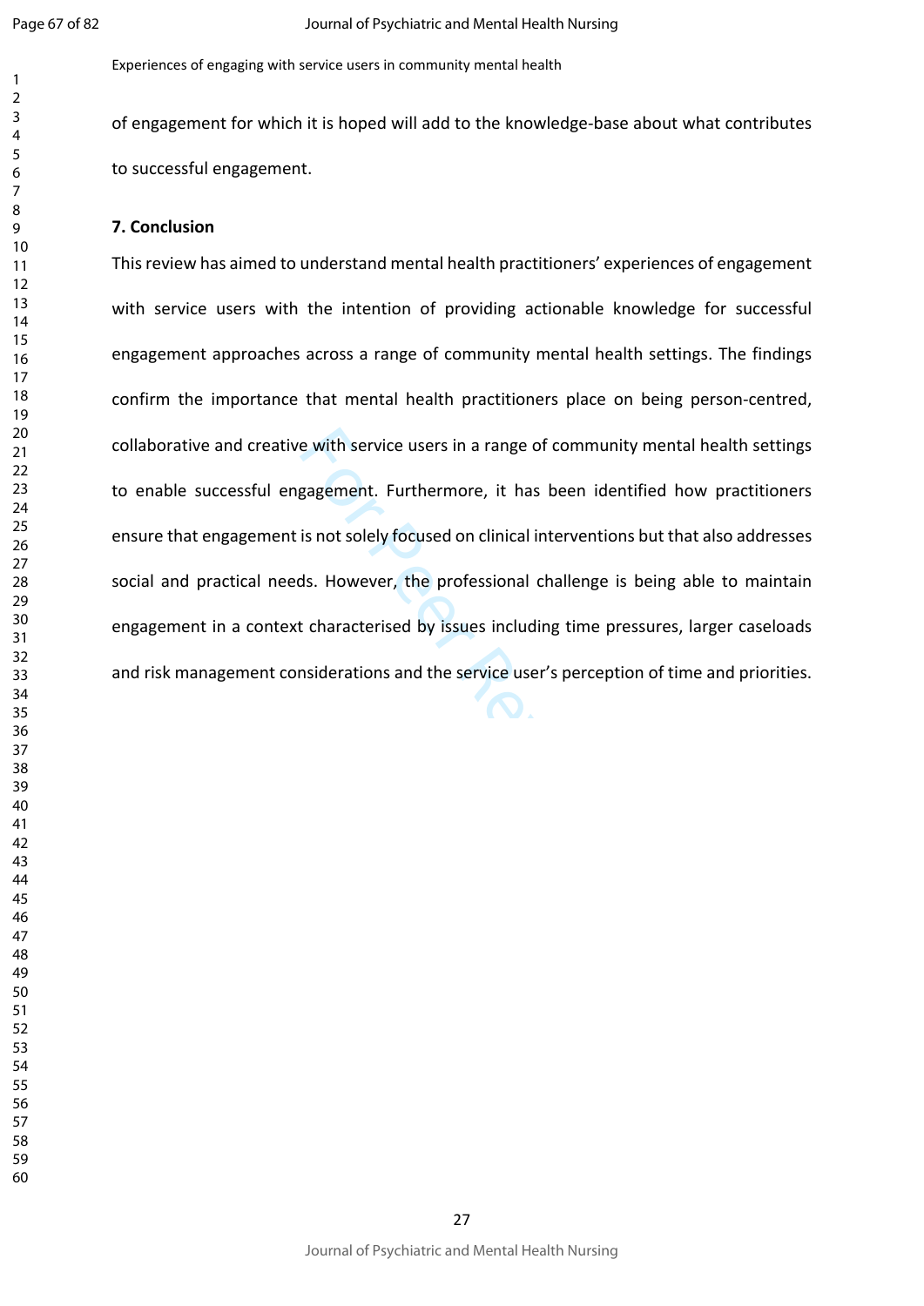of engagement for which it is hoped will add to the knowledge-base about what contributes to successful engagement.

## 7. Conclusion

This review has aimed to understand mental health practitioners' experiences of engagement with service users with the intention of providing actionable knowledge for successful engagement approaches across a range of community mental health settings. The findings confirm the importance that mental health practitioners place on being person-centred, collaborative and creative with service users in a range of community mental health settings to enable successful engagement. Furthermore, it has been identified how practitioners ensure that engagement is not solely focused on clinical interventions but that also addresses social and practical needs. However, the professional challenge is being able to maintain engagement in a context characterised by issues including time pressures, larger caseloads and risk management considerations and the service user's perception of time and priorities.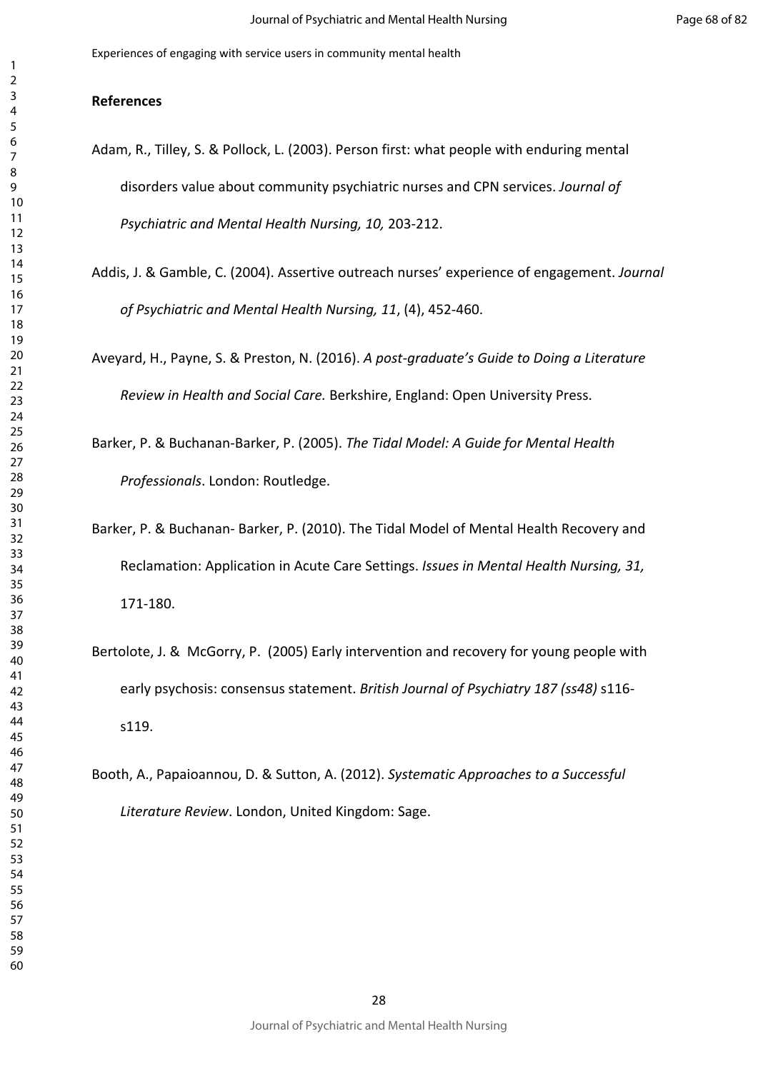## References

Adam, R., Tilley, S. & Pollock, L. (2003). Person first: what people with enduring mental disorders value about community psychiatric nurses and CPN services. *Journal of Psychiatric and Mental Health Nursing, 10,* 203-212.

Addis, J. & Gamble, C. (2004). Assertive outreach nurses' experience of engagement. *Journal of Psychiatric and Mental Health Nursing, 11*, (4), 452-460.

Aveyard, H., Payne, S. & Preston, N. (2016). *A post-graduate's Guide to Doing a Literature Review in Health and Social Care.* Berkshire, England: Open University Press.

Barker, P. & Buchanan-Barker, P. (2005). *The Tidal Model: A Guide for Mental Health Professionals*. London: Routledge.

Barker, P. & Buchanan- Barker, P. (2010). The Tidal Model of Mental Health Recovery and Reclamation: Application in Acute Care Settings. *Issues in Mental Health Nursing, 31,* 171-180.

Bertolote, J. & McGorry, P. (2005) Early intervention and recovery for young people with early psychosis: consensus statement. *British Journal of Psychiatry 187 (ss48)* s116-s119.

Booth, A., Papaioannou, D. & Sutton, A. (2012). *Systematic Approaches to a Successful Literature Review*. London, United Kingdom: Sage.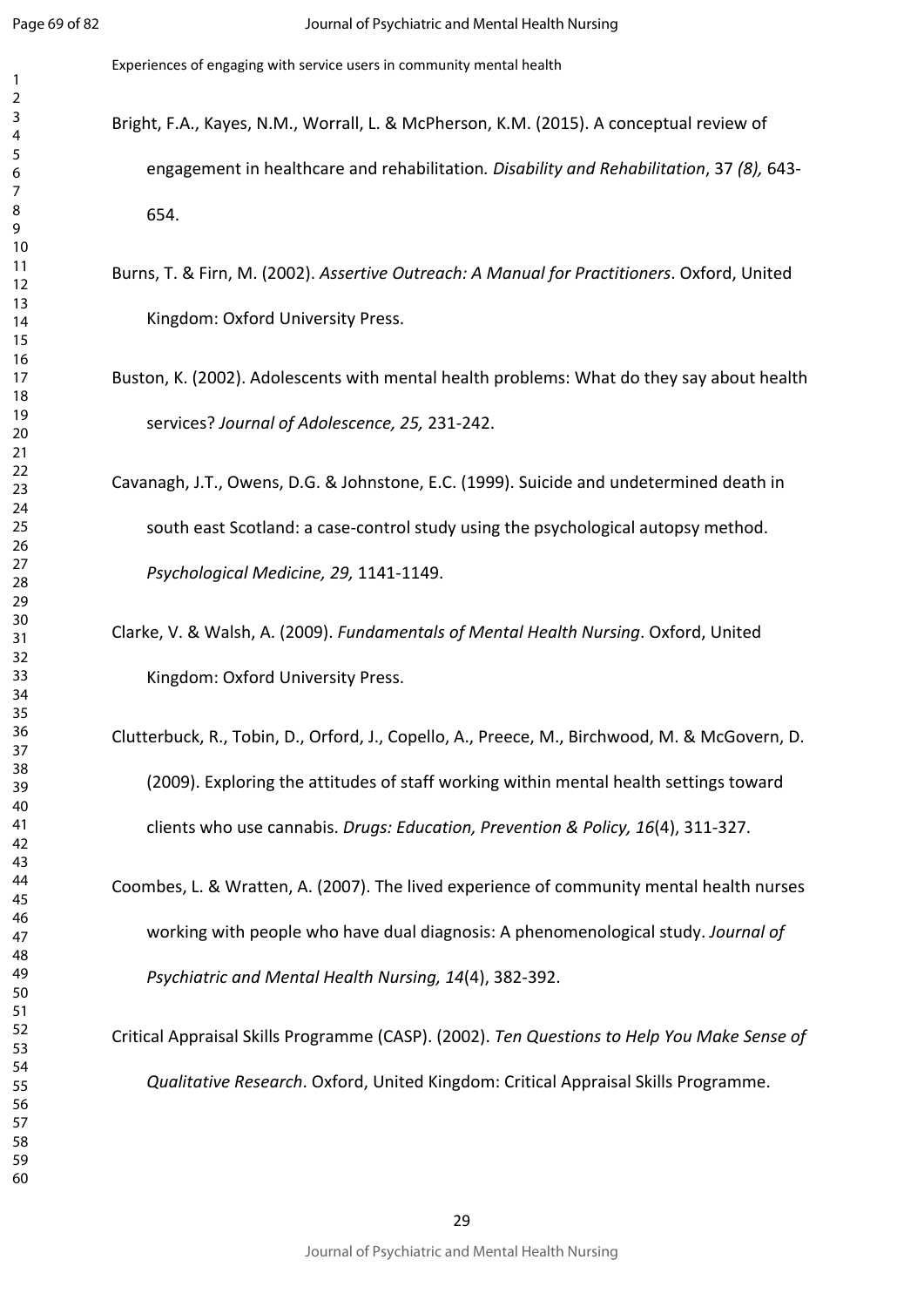Bright, F.A., Kayes, N.M., Worrall, L. & McPherson, K.M. (2015). A conceptual review of engagement in healthcare and rehabilitation. *Disability and Rehabilitation*, 37 *(8),* 643-654.

Burns, T. & Firn, M. (2002). *Assertive Outreach: A Manual for Practitioners*. Oxford, United Kingdom: Oxford University Press.

Buston, K. (2002). Adolescents with mental health problems: What do they say about health services? *Journal of Adolescence, 25,* 231-242.

Cavanagh, J.T., Owens, D.G. & Johnstone, E.C. (1999). Suicide and undetermined death in south east Scotland: a case-control study using the psychological autopsy method. *Psychological Medicine, 29,* 1141-1149.

Clarke, V. & Walsh, A. (2009). *Fundamentals of Mental Health Nursing*. Oxford, United Kingdom: Oxford University Press.

Clutterbuck, R., Tobin, D., Orford, J., Copello, A., Preece, M., Birchwood, M. & McGovern, D. (2009). Exploring the attitudes of staff working within mental health settings toward clients who use cannabis. *Drugs: Education, Prevention & Policy, 16*(4), 311-327.

Coombes, L. & Wratten, A. (2007). The lived experience of community mental health nurses working with people who have dual diagnosis: A phenomenological study. *Journal of Psychiatric and Mental Health Nursing, 14*(4), 382-392.

Critical Appraisal Skills Programme (CASP). (2002). *Ten Questions to Help You Make Sense of Qualitative Research*. Oxford, United Kingdom: Critical Appraisal Skills Programme.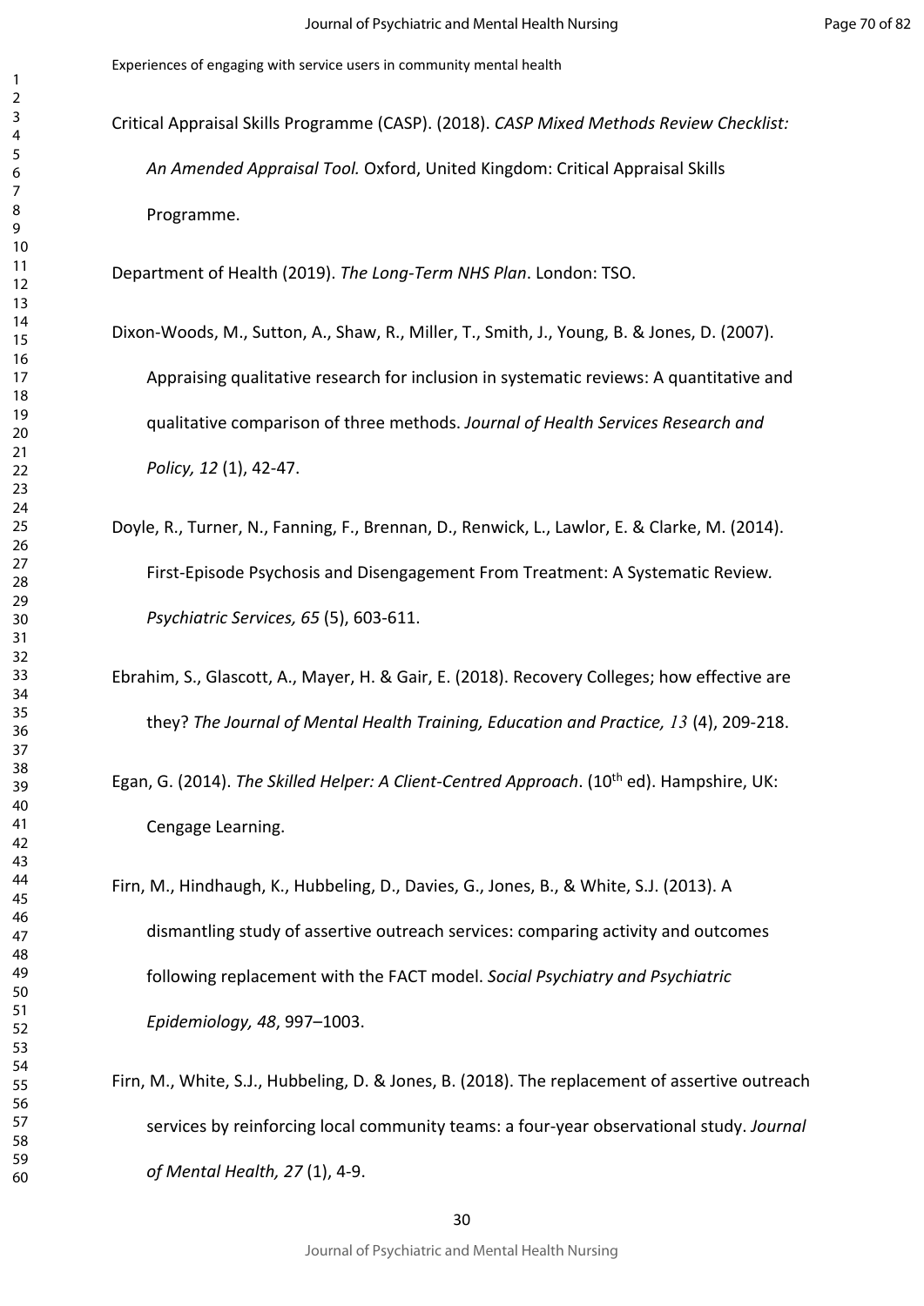Critical Appraisal Skills Programme (CASP). (2018). *CASP Mixed Methods Review Checklist: An Amended Appraisal Tool.* Oxford, United Kingdom: Critical Appraisal Skills Programme.

Department of Health (2019). *The Long-Term NHS Plan*. London: TSO.

Dixon-Woods, M., Sutton, A., Shaw, R., Miller, T., Smith, J., Young, B. & Jones, D. (2007). Appraising qualitative research for inclusion in systematic reviews: A quantitative and qualitative comparison of three methods. *Journal of Health Services Research and Policy, 12* (1), 42-47.

Doyle, R., Turner, N., Fanning, F., Brennan, D., Renwick, L., Lawlor, E. & Clarke, M. (2014). First-Episode Psychosis and Disengagement From Treatment: A Systematic Review. *Psychiatric Services, 65* (5), 603-611.

Ebrahim, S., Glascott, A., Mayer, H. & Gair, E. (2018). Recovery Colleges; how effective are they? *The Journal of Mental Health Training, Education and Practice, 13* (4), 209-218.

Egan, G. (2014). *The Skilled Helper: A Client-Centred Approach*. (10th ed). Hampshire, UK: Cengage Learning.

Firn, M., Hindhaugh, K., Hubbeling, D., Davies, G., Jones, B., & White, S.J. (2013). A dismantling study of assertive outreach services: comparing activity and outcomes following replacement with the FACT model. *Social Psychiatry and Psychiatric Epidemiology, 48*, 997–1003.

Firn, M., White, S.J., Hubbeling, D. & Jones, B. (2018). The replacement of assertive outreach services by reinforcing local community teams: a four-year observational study. *Journal of Mental Health, 27* (1), 4-9.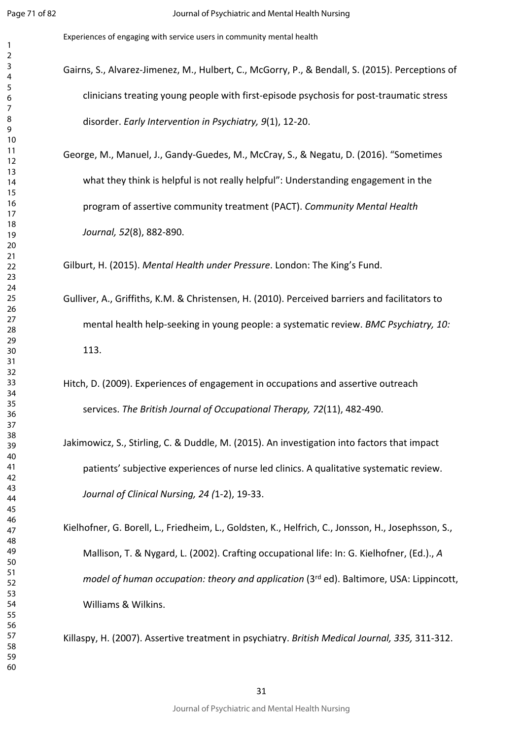Gairns, S., Alvarez-Jimenez, M., Hulbert, C., McGorry, P., & Bendall, S. (2015). Perceptions of clinicians treating young people with first-episode psychosis for post-traumatic stress disorder. *Early Intervention in Psychiatry, 9*(1), 12-20.

George, M., Manuel, J., Gandy-Guedes, M., McCray, S., & Negatu, D. (2016). "Sometimes what they think is helpful is not really helpful": Understanding engagement in the program of assertive community treatment (PACT). *Community Mental Health Journal, 52*(8), 882-890.

Gilburt, H. (2015). *Mental Health under Pressure*. London: The King's Fund.

Gulliver, A., Griffiths, K.M. & Christensen, H. (2010). Perceived barriers and facilitators to mental health help-seeking in young people: a systematic review. *BMC Psychiatry, 10:* 113.

Hitch, D. (2009). Experiences of engagement in occupations and assertive outreach services. *The British Journal of Occupational Therapy, 72*(11), 482-490.

Jakimowicz, S., Stirling, C. & Duddle, M. (2015). An investigation into factors that impact patients' subjective experiences of nurse led clinics. A qualitative systematic review. *Journal of Clinical Nursing, 24 (*1-2), 19-33.

Kielhofner, G. Borell, L., Friedheim, L., Goldsten, K., Helfrich, C., Jonsson, H., Josephsson, S., Mallison, T. & Nygard, L. (2002). Crafting occupational life: In: G. Kielhofner, (Ed.)., *A model of human occupation: theory and application* (3rd ed). Baltimore, USA: Lippincott, Williams & Wilkins.

Killaspy, H. (2007). Assertive treatment in psychiatry. *British Medical Journal, 335,* 311-312.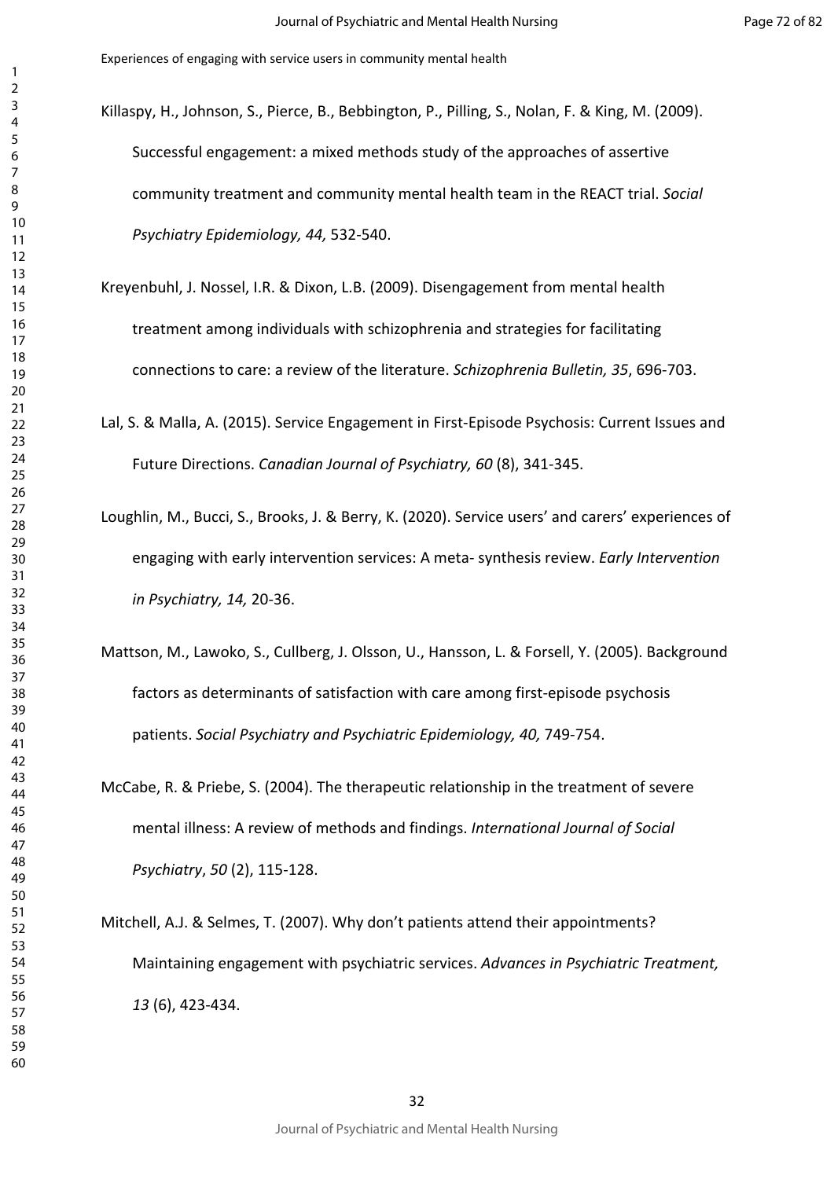Killaspy, H., Johnson, S., Pierce, B., Bebbington, P., Pilling, S., Nolan, F. & King, M. (2009). Successful engagement: a mixed methods study of the approaches of assertive community treatment and community mental health team in the REACT trial. *Social Psychiatry Epidemiology, 44,* 532-540.

Kreyenbuhl, J. Nossel, I.R. & Dixon, L.B. (2009). Disengagement from mental health treatment among individuals with schizophrenia and strategies for facilitating connections to care: a review of the literature. *Schizophrenia Bulletin, 35*, 696-703.

Lal, S. & Malla, A. (2015). Service Engagement in First-Episode Psychosis: Current Issues and Future Directions. *Canadian Journal of Psychiatry, 60* (8), 341-345.

Loughlin, M., Bucci, S., Brooks, J. & Berry, K. (2020). Service users' and carers' experiences of engaging with early intervention services: A meta- synthesis review. *Early Intervention in Psychiatry, 14,* 20-36.

Mattson, M., Lawoko, S., Cullberg, J. Olsson, U., Hansson, L. & Forsell, Y. (2005). Background factors as determinants of satisfaction with care among first-episode psychosis patients. *Social Psychiatry and Psychiatric Epidemiology, 40,* 749-754.

McCabe, R. & Priebe, S. (2004). The therapeutic relationship in the treatment of severe mental illness: A review of methods and findings. *International Journal of Social Psychiatry*, *50* (2), 115-128.

Mitchell, A.J. & Selmes, T. (2007). Why don't patients attend their appointments? Maintaining engagement with psychiatric services. *Advances in Psychiatric Treatment, 13* (6), 423-434.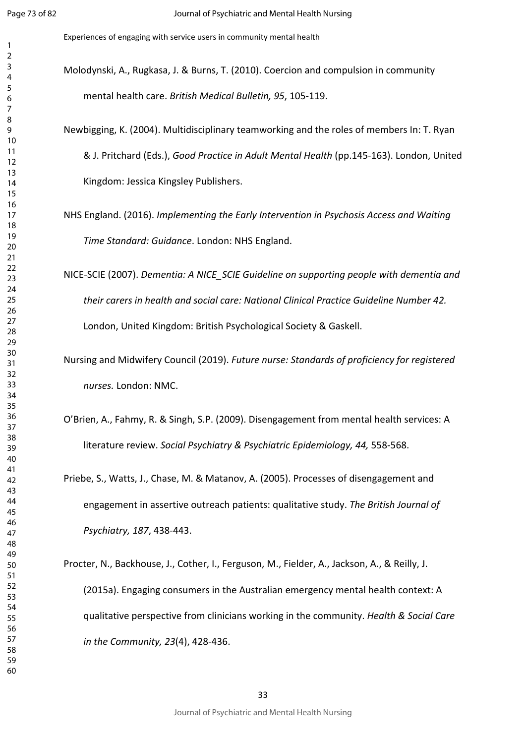Molodynski, A., Rugkasa, J. & Burns, T. (2010). Coercion and compulsion in community mental health care. *British Medical Bulletin, 95*, 105-119.

Newbigging, K. (2004). Multidisciplinary teamworking and the roles of members In: T. Ryan & J. Pritchard (Eds.), *Good Practice in Adult Mental Health* (pp.145-163). London, United Kingdom: Jessica Kingsley Publishers.

NHS England. (2016). *Implementing the Early Intervention in Psychosis Access and Waiting Time Standard: Guidance*. London: NHS England.

NICE-SCIE (2007). *Dementia: A NICE_SCIE Guideline on supporting people with dementia and their carers in health and social care: National Clinical Practice Guideline Number 42.* London, United Kingdom: British Psychological Society & Gaskell.

Nursing and Midwifery Council (2019). *Future nurse: Standards of proficiency for registered nurses.* London: NMC.

O'Brien, A., Fahmy, R. & Singh, S.P. (2009). Disengagement from mental health services: A literature review. *Social Psychiatry & Psychiatric Epidemiology, 44,* 558-568.

Priebe, S., Watts, J., Chase, M. & Matanov, A. (2005). Processes of disengagement and engagement in assertive outreach patients: qualitative study. *The British Journal of Psychiatry, 187*, 438-443.

Procter, N., Backhouse, J., Cother, I., Ferguson, M., Fielder, A., Jackson, A., & Reilly, J. (2015a). Engaging consumers in the Australian emergency mental health context: A qualitative perspective from clinicians working in the community. *Health & Social Care in the Community, 23*(4), 428-436.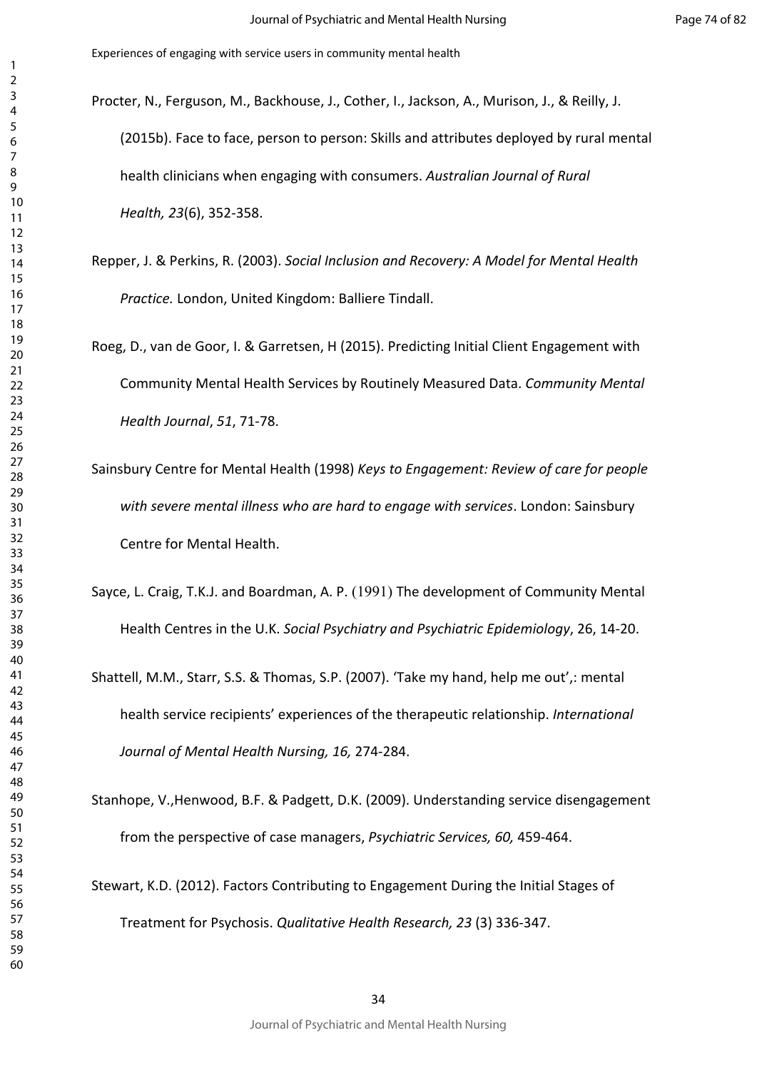Procter, N., Ferguson, M., Backhouse, J., Cother, I., Jackson, A., Murison, J., & Reilly, J. (2015b). Face to face, person to person: Skills and attributes deployed by rural mental health clinicians when engaging with consumers. *Australian Journal of Rural Health, 23*(6), 352-358.

Repper, J. & Perkins, R. (2003). *Social Inclusion and Recovery: A Model for Mental Health Practice.* London, United Kingdom: Balliere Tindall.

Roeg, D., van de Goor, I. & Garretsen, H (2015). Predicting Initial Client Engagement with Community Mental Health Services by Routinely Measured Data. *Community Mental Health Journal*, *51*, 71-78.

Sainsbury Centre for Mental Health (1998) *Keys to Engagement: Review of care for people with severe mental illness who are hard to engage with services*. London: Sainsbury Centre for Mental Health.

Sayce, L. Craig, T.K.J. and Boardman, A. P. (1991) The development of Community Mental Health Centres in the U.K. *Social Psychiatry and Psychiatric Epidemiology*, 26, 14-20.

Shattell, M.M., Starr, S.S. & Thomas, S.P. (2007). 'Take my hand, help me out',: mental health service recipients' experiences of the therapeutic relationship. *International Journal of Mental Health Nursing, 16,* 274-284.

Stanhope, V.,Henwood, B.F. & Padgett, D.K. (2009). Understanding service disengagement from the perspective of case managers, *Psychiatric Services, 60,* 459-464.

Stewart, K.D. (2012). Factors Contributing to Engagement During the Initial Stages of Treatment for Psychosis. *Qualitative Health Research, 23* (3) 336-347.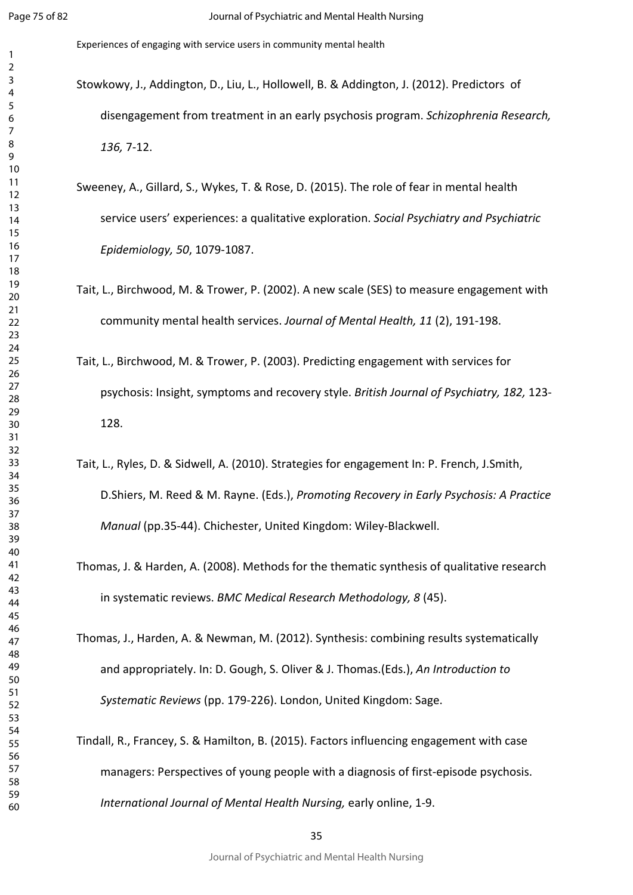Stowkowy, J., Addington, D., Liu, L., Hollowell, B. & Addington, J. (2012). Predictors of disengagement from treatment in an early psychosis program. *Schizophrenia Research, 136,* 7-12.

Sweeney, A., Gillard, S., Wykes, T. & Rose, D. (2015). The role of fear in mental health service users' experiences: a qualitative exploration. *Social Psychiatry and Psychiatric Epidemiology, 50*, 1079-1087.

Tait, L., Birchwood, M. & Trower, P. (2002). A new scale (SES) to measure engagement with community mental health services. *Journal of Mental Health, 11* (2), 191-198.

Tait, L., Birchwood, M. & Trower, P. (2003). Predicting engagement with services for psychosis: Insight, symptoms and recovery style. *British Journal of Psychiatry, 182,* 123-128.

Tait, L., Ryles, D. & Sidwell, A. (2010). Strategies for engagement In: P. French, J.Smith, D.Shiers, M. Reed & M. Rayne. (Eds.), *Promoting Recovery in Early Psychosis: A Practice Manual* (pp.35-44). Chichester, United Kingdom: Wiley-Blackwell.

Thomas, J. & Harden, A. (2008). Methods for the thematic synthesis of qualitative research in systematic reviews. *BMC Medical Research Methodology, 8* (45).

Thomas, J., Harden, A. & Newman, M. (2012). Synthesis: combining results systematically and appropriately. In: D. Gough, S. Oliver & J. Thomas.(Eds.), *An Introduction to Systematic Reviews* (pp. 179-226). London, United Kingdom: Sage.

Tindall, R., Francey, S. & Hamilton, B. (2015). Factors influencing engagement with case managers: Perspectives of young people with a diagnosis of first-episode psychosis. *International Journal of Mental Health Nursing,* early online, 1-9.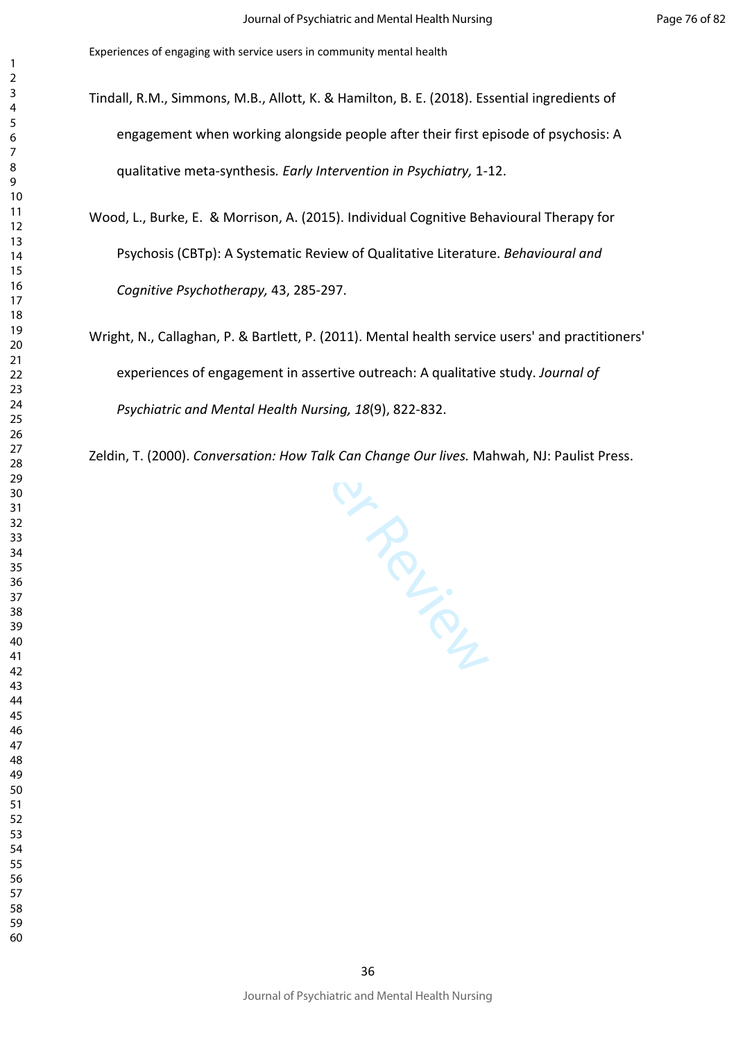Tindall, R.M., Simmons, M.B., Allott, K. & Hamilton, B. E. (2018). Essential ingredients of engagement when working alongside people after their first episode of psychosis: A qualitative meta-synthesis. *Early Intervention in Psychiatry,* 1-12.

Wood, L., Burke, E. & Morrison, A. (2015). Individual Cognitive Behavioural Therapy for Psychosis (CBTp): A Systematic Review of Qualitative Literature. *Behavioural and Cognitive Psychotherapy,* 43, 285-297.

Wright, N., Callaghan, P. & Bartlett, P. (2011). Mental health service users' and practitioners' experiences of engagement in assertive outreach: A qualitative study. *Journal of Psychiatric and Mental Health Nursing, 18*(9), 822-832.

Zeldin, T. (2000). *Conversation: How Talk Can Change Our lives.* Mahwah, NJ: Paulist Press.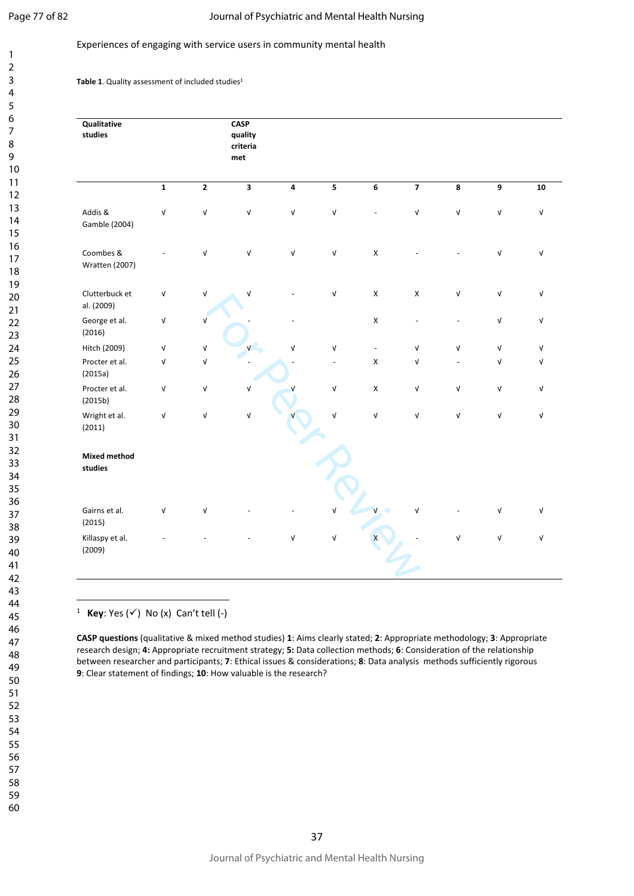**Table 1**. Quality assessment of included studies[1]

| Qualitative studies | CASP quality criteria met | | | | | | | | | |
|---|---|---|---|---|---|---|---|---|---|---|
| | **1** | **2** | **3** | **4** | **5** | **6** | **7** | **8** | **9** | **10** |
| Addis & Gamble (2004) | √ | √ | √ | √ | √ | - | √ | √ | √ | √ |
| Coombes & Wratten (2007) | - | √ | √ | √ | √ | X | - | - | √ | √ |
| Clutterbuck et al. (2009) | √ | √ | √ | - | √ | X | X | √ | √ | √ |
| George et al. (2016) | √ | √ | - | - | | X | - | - | √ | √ |
| Hitch (2009) | √ | √ | √ | √ | √ | - | √ | √ | √ | √ |
| Procter et al. (2015a) | √ | √ | - | - | - | X | √ | - | √ | √ |
| Procter et al. (2015b) | √ | √ | √ | √ | √ | X | √ | √ | √ | √ |
| Wright et al. (2011) | √ | √ | √ | √ | √ | √ | √ | √ | √ | √ |
| **Mixed method studies** | | | | | | | | | | |
| Gairns et al. (2015) | √ | √ | - | - | √ | √ | √ | - | √ | √ |
| Killaspy et al. (2009) | - | - | - | √ | √ | X | - | √ | √ | √ |

[1] **Key**: Yes (✓) No (x) Can't tell (-)

**CASP questions** (qualitative & mixed method studies) **1**: Aims clearly stated; **2**: Appropriate methodology; **3**: Appropriate research design; **4:** Appropriate recruitment strategy; **5:** Data collection methods; **6**: Consideration of the relationship between researcher and participants; **7**: Ethical issues & considerations; **8**: Data analysis methods sufficiently rigorous **9**: Clear statement of findings; **10**: How valuable is the research?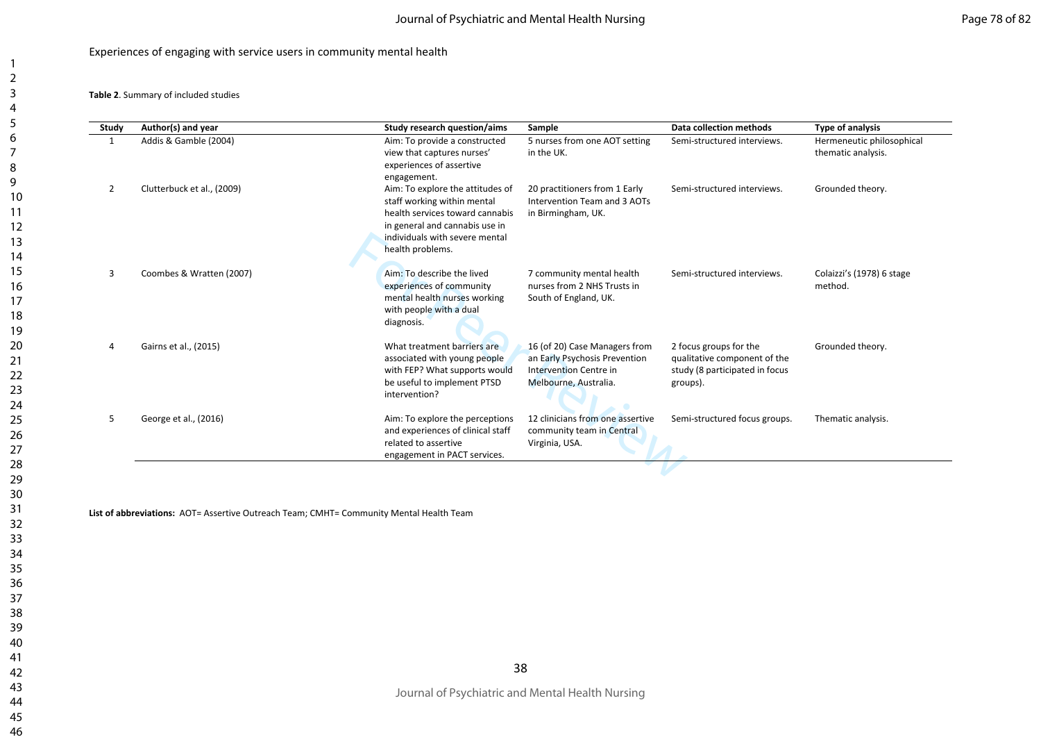Experiences of engaging with service users in community mental health

**Table 2**. Summary of included studies

| Study | Author(s) and year | Study research question/aims | Sample | Data collection methods | Type of analysis |
|---|---|---|---|---|---|
| 1 | Addis & Gamble (2004) | Aim: To provide a constructed view that captures nurses' experiences of assertive engagement. | 5 nurses from one AOT setting in the UK. | Semi-structured interviews. | Hermeneutic philosophical thematic analysis. |
| 2 | Clutterbuck et al., (2009) | Aim: To explore the attitudes of staff working within mental health services toward cannabis in general and cannabis use in individuals with severe mental health problems. | 20 practitioners from 1 Early Intervention Team and 3 AOTs in Birmingham, UK. | Semi-structured interviews. | Grounded theory. |
| 3 | Coombes & Wratten (2007) | Aim: To describe the lived experiences of community mental health nurses working with people with a dual diagnosis. | 7 community mental health nurses from 2 NHS Trusts in South of England, UK. | Semi-structured interviews. | Colaizzi's (1978) 6 stage method. |
| 4 | Gairns et al., (2015) | What treatment barriers are associated with young people with FEP? What supports would be useful to implement PTSD intervention? | 16 (of 20) Case Managers from an Early Psychosis Prevention Intervention Centre in Melbourne, Australia. | 2 focus groups for the qualitative component of the study (8 participated in focus groups). | Grounded theory. |
| 5 | George et al., (2016) | Aim: To explore the perceptions and experiences of clinical staff related to assertive engagement in PACT services. | 12 clinicians from one assertive community team in Central Virginia, USA. | Semi-structured focus groups. | Thematic analysis. |

**List of abbreviations:** AOT= Assertive Outreach Team; CMHT= Community Mental Health Team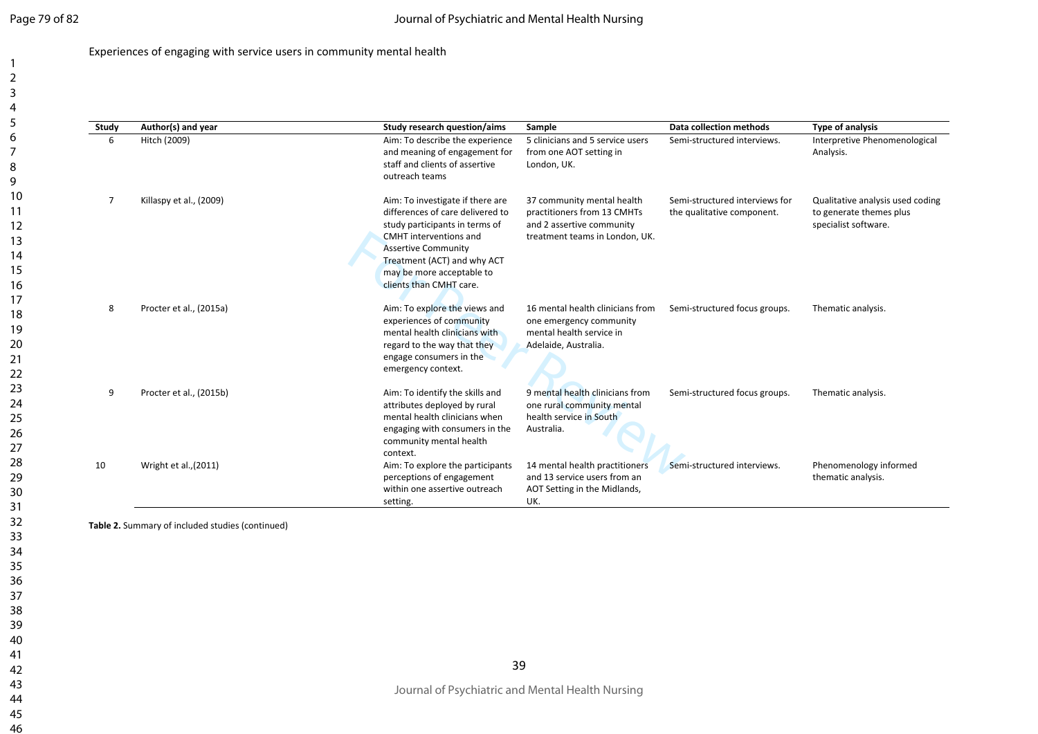Experiences of engaging with service users in community mental health

| Study | Author(s) and year | Study research question/aims | Sample | Data collection methods | Type of analysis |
|---|---|---|---|---|---|
| 6 | Hitch (2009) | Aim: To describe the experience and meaning of engagement for staff and clients of assertive outreach teams | 5 clinicians and 5 service users from one AOT setting in London, UK. | Semi-structured interviews. | Interpretive Phenomenological Analysis. |
| 7 | Killaspy et al., (2009) | Aim: To investigate if there are differences of care delivered to study participants in terms of CMHT interventions and Assertive Community Treatment (ACT) and why ACT may be more acceptable to clients than CMHT care. | 37 community mental health practitioners from 13 CMHTs and 2 assertive community treatment teams in London, UK. | Semi-structured interviews for the qualitative component. | Qualitative analysis used coding to generate themes plus specialist software. |
| 8 | Procter et al., (2015a) | Aim: To explore the views and experiences of community mental health clinicians with regard to the way that they engage consumers in the emergency context. | 16 mental health clinicians from one emergency community mental health service in Adelaide, Australia. | Semi-structured focus groups. | Thematic analysis. |
| 9 | Procter et al., (2015b) | Aim: To identify the skills and attributes deployed by rural mental health clinicians when engaging with consumers in the community mental health context. | 9 mental health clinicians from one rural community mental health service in South Australia. | Semi-structured focus groups. | Thematic analysis. |
| 10 | Wright et al.,(2011) | Aim: To explore the participants perceptions of engagement within one assertive outreach setting. | 14 mental health practitioners and 13 service users from an AOT Setting in the Midlands, UK. | Semi-structured interviews. | Phenomenology informed thematic analysis. |

**Table 2.** Summary of included studies (continued)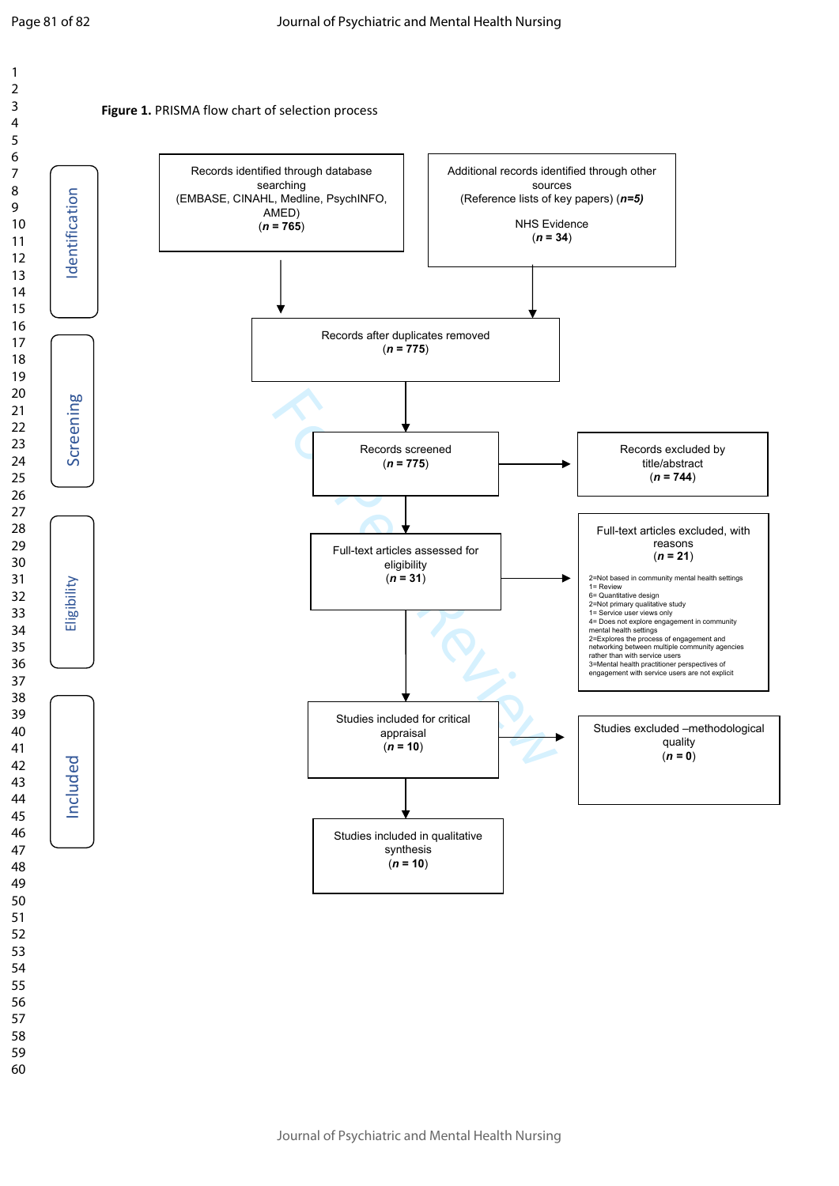**Figure 1.** PRISMA flow chart of selection process

**Identification**

Records identified through database searching (EMBASE, CINAHL, Medline, PsychINFO, AMED) (***n* = 765**)

Additional records identified through other sources (Reference lists of key papers) (***n*=5**)

NHS Evidence (***n* = 34**)

Records after duplicates removed (***n* = 775**)

**Screening**

Records screened (***n* = 775**)

Records excluded by title/abstract (***n* = 744**)

**Eligibility**

Full-text articles assessed for eligibility (***n* = 31**)

Full-text articles excluded, with reasons (***n* = 21**)

- 2=Not based in community mental health settings
- 1= Review
- 6= Quantitative design
- 2=Not primary qualitative study
- 1= Service user views only
- 4= Does not explore engagement in community mental health settings
- 2=Explores the process of engagement and networking between multiple community agencies rather than with service users
- 3=Mental health practitioner perspectives of engagement with service users are not explicit

**Included**

Studies included for critical appraisal (***n* = 10**)

Studies excluded –methodological quality (***n* = 0**)

Studies included in qualitative synthesis (***n* = 10**)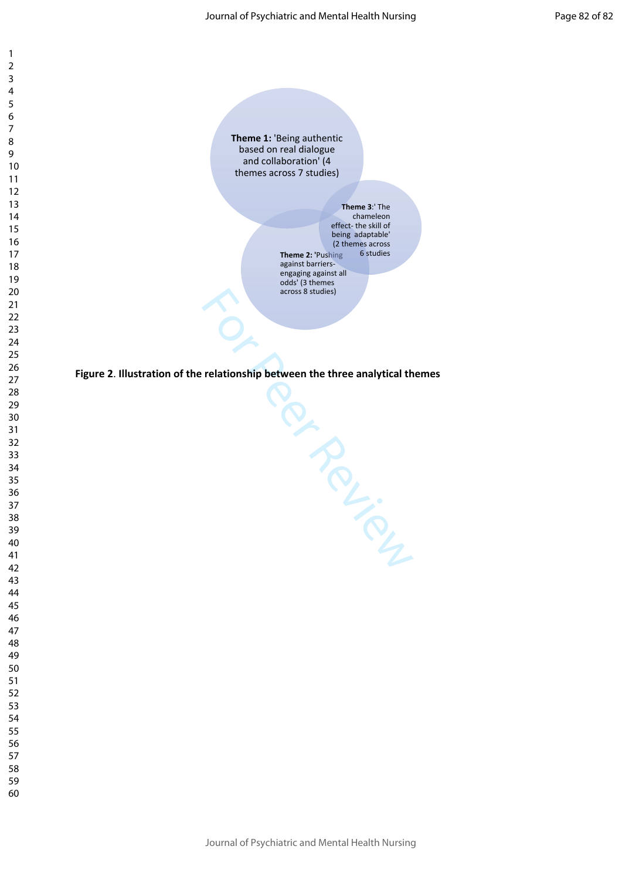**Theme 1:** 'Being authentic based on real dialogue and collaboration' (4 themes across 7 studies)

**Theme 3**:' The chameleon effect- the skill of being adaptable' (2 themes across 6 studies)

**Theme 2:** 'Pushing against barriers- engaging against all odds' (3 themes across 8 studies)

**Figure 2**. **Illustration of the relationship between the three analytical themes**